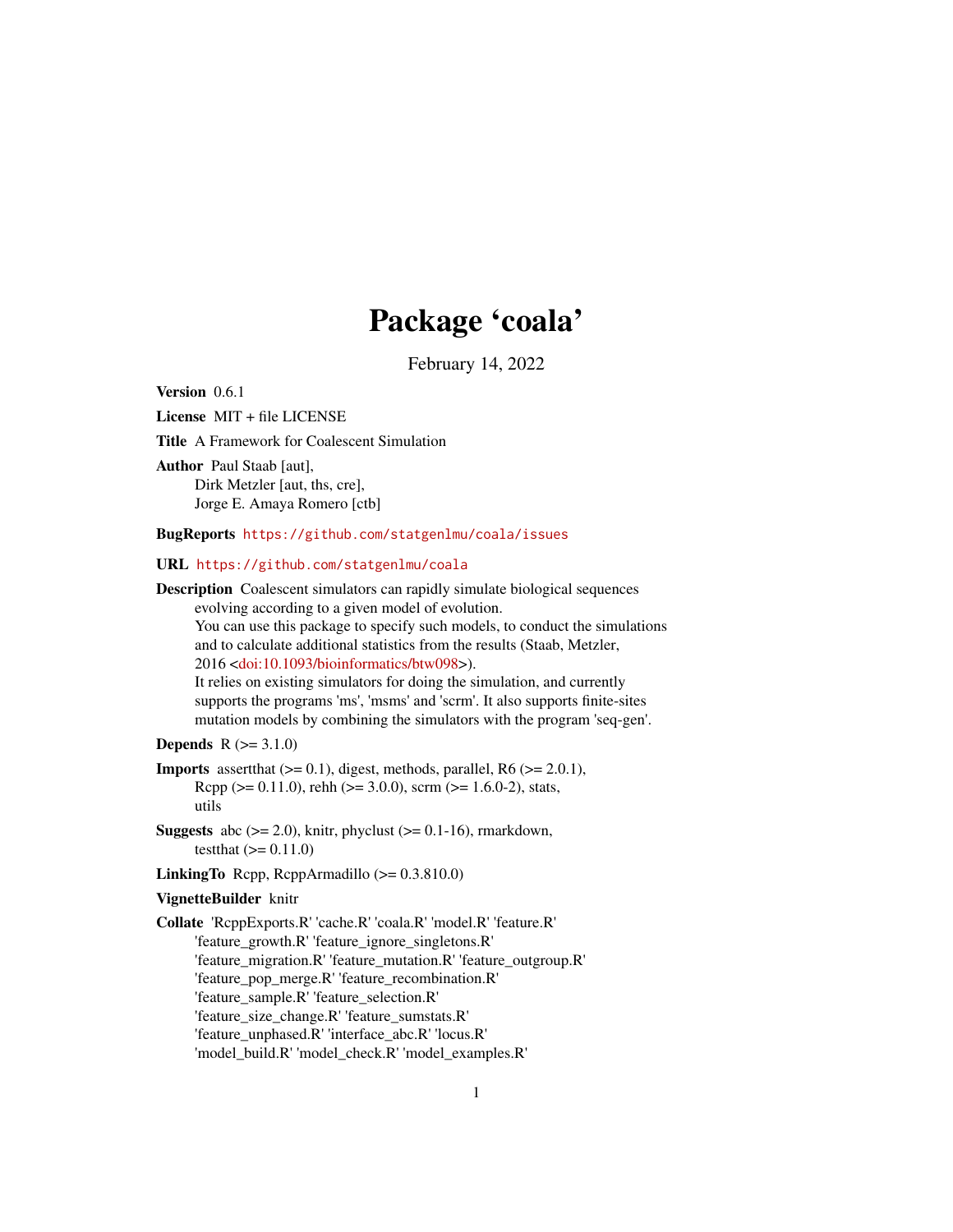# Package 'coala'

February 14, 2022

**Version** 0.6.1

**License** MIT + file LICENSE

**Title** A Framework for Coalescent Simulation

**Author** Paul Staab [aut],
Dirk Metzler [aut, ths, cre],
Jorge E. Amaya Romero [ctb]

**BugReports** https://github.com/statgenlmu/coala/issues

**URL** https://github.com/statgenlmu/coala

**Description** Coalescent simulators can rapidly simulate biological sequences evolving according to a given model of evolution.
You can use this package to specify such models, to conduct the simulations and to calculate additional statistics from the results (Staab, Metzler, 2016 <doi:10.1093/bioinformatics/btw098>).
It relies on existing simulators for doing the simulation, and currently supports the programs 'ms', 'msms' and 'scrm'. It also supports finite-sites mutation models by combining the simulators with the program 'seq-gen'.

**Depends** R (>= 3.1.0)

**Imports** assertthat (>= 0.1), digest, methods, parallel, R6 (>= 2.0.1), Rcpp (>= 0.11.0), rehh (>= 3.0.0), scrm (>= 1.6.0-2), stats, utils

**Suggests** abc (>= 2.0), knitr, phyclust (>= 0.1-16), rmarkdown, testthat (>= 0.11.0)

**LinkingTo** Rcpp, RcppArmadillo (>= 0.3.810.0)

**VignetteBuilder** knitr

**Collate** 'RcppExports.R' 'cache.R' 'coala.R' 'model.R' 'feature.R' 'feature_growth.R' 'feature_ignore_singletons.R' 'feature_migration.R' 'feature_mutation.R' 'feature_outgroup.R' 'feature_pop_merge.R' 'feature_recombination.R' 'feature_sample.R' 'feature_selection.R' 'feature_size_change.R' 'feature_sumstats.R' 'feature_unphased.R' 'interface_abc.R' 'locus.R' 'model_build.R' 'model_check.R' 'model_examples.R'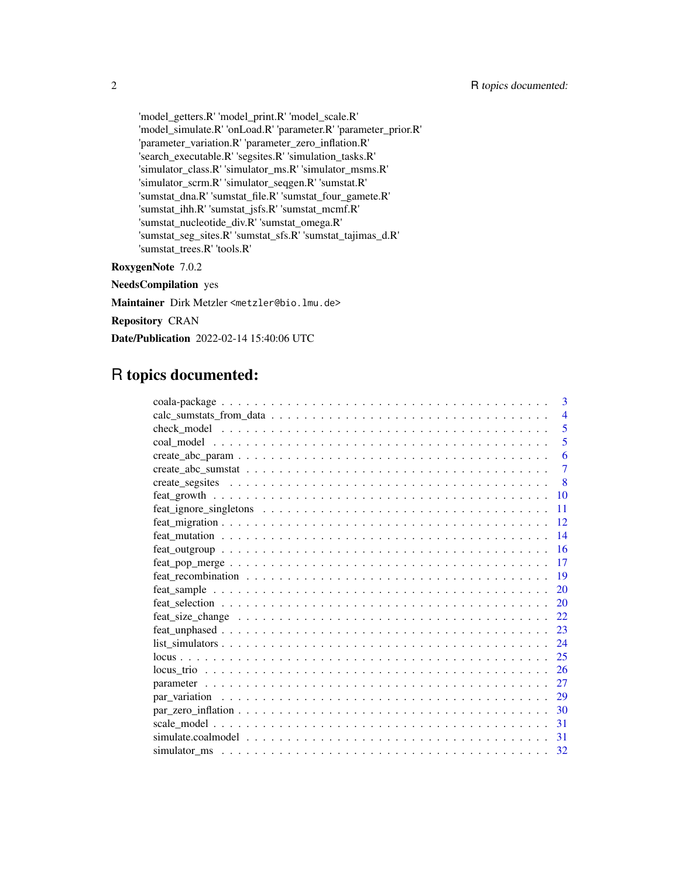'model_getters.R' 'model_print.R' 'model_scale.R' 'model_simulate.R' 'onLoad.R' 'parameter.R' 'parameter_prior.R' 'parameter_variation.R' 'parameter_zero_inflation.R' 'search_executable.R' 'segsites.R' 'simulation_tasks.R' 'simulator_class.R' 'simulator_ms.R' 'simulator_msms.R' 'simulator_scrm.R' 'simulator_seqgen.R' 'sumstat.R' 'sumstat_dna.R' 'sumstat_file.R' 'sumstat_four_gamete.R' 'sumstat_ihh.R' 'sumstat_jsfs.R' 'sumstat_mcmf.R' 'sumstat_nucleotide_div.R' 'sumstat_omega.R' 'sumstat_seg_sites.R' 'sumstat_sfs.R' 'sumstat_tajimas_d.R' 'sumstat_trees.R' 'tools.R'

**RoxygenNote** 7.0.2

**NeedsCompilation** yes

**Maintainer** Dirk Metzler <metzler@bio.lmu.de>

**Repository** CRAN

**Date/Publication** 2022-02-14 15:40:06 UTC

# R topics documented:

| | |
|---|---|
| coala-package | 3 |
| calc_sumstats_from_data | 4 |
| check_model | 5 |
| coal_model | 5 |
| create_abc_param | 6 |
| create_abc_sumstat | 7 |
| create_segsites | 8 |
| feat_growth | 10 |
| feat_ignore_singletons | 11 |
| feat_migration | 12 |
| feat_mutation | 14 |
| feat_outgroup | 16 |
| feat_pop_merge | 17 |
| feat_recombination | 19 |
| feat_sample | 20 |
| feat_selection | 20 |
| feat_size_change | 22 |
| feat_unphased | 23 |
| list_simulators | 24 |
| locus | 25 |
| locus_trio | 26 |
| parameter | 27 |
| par_variation | 29 |
| par_zero_inflation | 30 |
| scale_model | 31 |
| simulate.coalmodel | 31 |
| simulator_ms | 32 |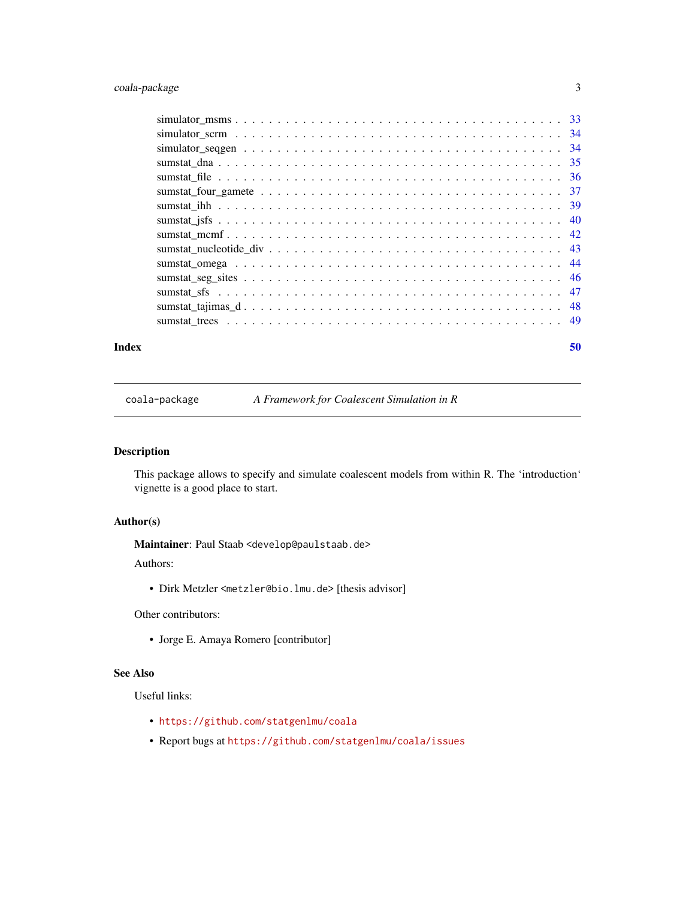simulator_msms . . . . . . . . . . . . . . . . . . . . . . . . . . . . . . . . . . . . 33
simulator_scrm . . . . . . . . . . . . . . . . . . . . . . . . . . . . . . . . . . . . 34
simulator_seqgen . . . . . . . . . . . . . . . . . . . . . . . . . . . . . . . . . . . 34
sumstat_dna . . . . . . . . . . . . . . . . . . . . . . . . . . . . . . . . . . . . . . 35
sumstat_file . . . . . . . . . . . . . . . . . . . . . . . . . . . . . . . . . . . . . . 36
sumstat_four_gamete . . . . . . . . . . . . . . . . . . . . . . . . . . . . . . . . . 37
sumstat_ihh . . . . . . . . . . . . . . . . . . . . . . . . . . . . . . . . . . . . . . 39
sumstat_jsfs . . . . . . . . . . . . . . . . . . . . . . . . . . . . . . . . . . . . . . 40
sumstat_mcmf . . . . . . . . . . . . . . . . . . . . . . . . . . . . . . . . . . . . . 42
sumstat_nucleotide_div . . . . . . . . . . . . . . . . . . . . . . . . . . . . . . . . 43
sumstat_omega . . . . . . . . . . . . . . . . . . . . . . . . . . . . . . . . . . . . . 44
sumstat_seg_sites . . . . . . . . . . . . . . . . . . . . . . . . . . . . . . . . . . . 46
sumstat_sfs . . . . . . . . . . . . . . . . . . . . . . . . . . . . . . . . . . . . . . 47
sumstat_tajimas_d . . . . . . . . . . . . . . . . . . . . . . . . . . . . . . . . . . 48
sumstat_trees . . . . . . . . . . . . . . . . . . . . . . . . . . . . . . . . . . . . . 49

**Index** **50**

---

`coala-package` *A Framework for Coalescent Simulation in R*

---

## Description

This package allows to specify and simulate coalescent models from within R. The 'introduction' vignette is a good place to start.

## Author(s)

**Maintainer**: Paul Staab <develop@paulstaab.de>

Authors:

- Dirk Metzler <metzler@bio.lmu.de> [thesis advisor]

Other contributors:

- Jorge E. Amaya Romero [contributor]

## See Also

Useful links:

- https://github.com/statgenlmu/coala
- Report bugs at https://github.com/statgenlmu/coala/issues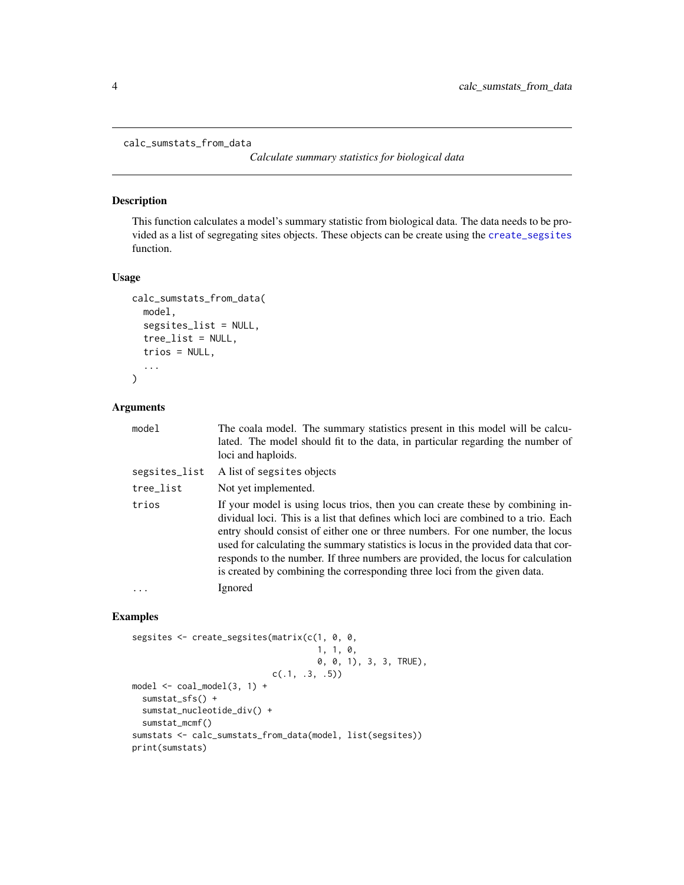`calc_sumstats_from_data` *Calculate summary statistics for biological data*

## Description

This function calculates a model's summary statistic from biological data. The data needs to be provided as a list of segregating sites objects. These objects can be create using the `create_segsites` function.

## Usage

```
calc_sumstats_from_data(
  model,
  segsites_list = NULL,
  tree_list = NULL,
  trios = NULL,
  ...
)
```

## Arguments

| | |
|---|---|
| `model` | The coala model. The summary statistics present in this model will be calculated. The model should fit to the data, in particular regarding the number of loci and haploids. |
| `segsites_list` | A list of `segsites` objects |
| `tree_list` | Not yet implemented. |
| `trios` | If your model is using locus trios, then you can create these by combining individual loci. This is a list that defines which loci are combined to a trio. Each entry should consist of either one or three numbers. For one number, the locus used for calculating the summary statistics is locus in the provided data that corresponds to the number. If three numbers are provided, the locus for calculation is created by combining the corresponding three loci from the given data. |
| `...` | Ignored |

## Examples

```
segsites <- create_segsites(matrix(c(1, 0, 0,
                                     1, 1, 0,
                                     0, 0, 1), 3, 3, TRUE),
                            c(.1, .3, .5))
model <- coal_model(3, 1) +
  sumstat_sfs() +
  sumstat_nucleotide_div() +
  sumstat_mcmf()
sumstats <- calc_sumstats_from_data(model, list(segsites))
print(sumstats)
```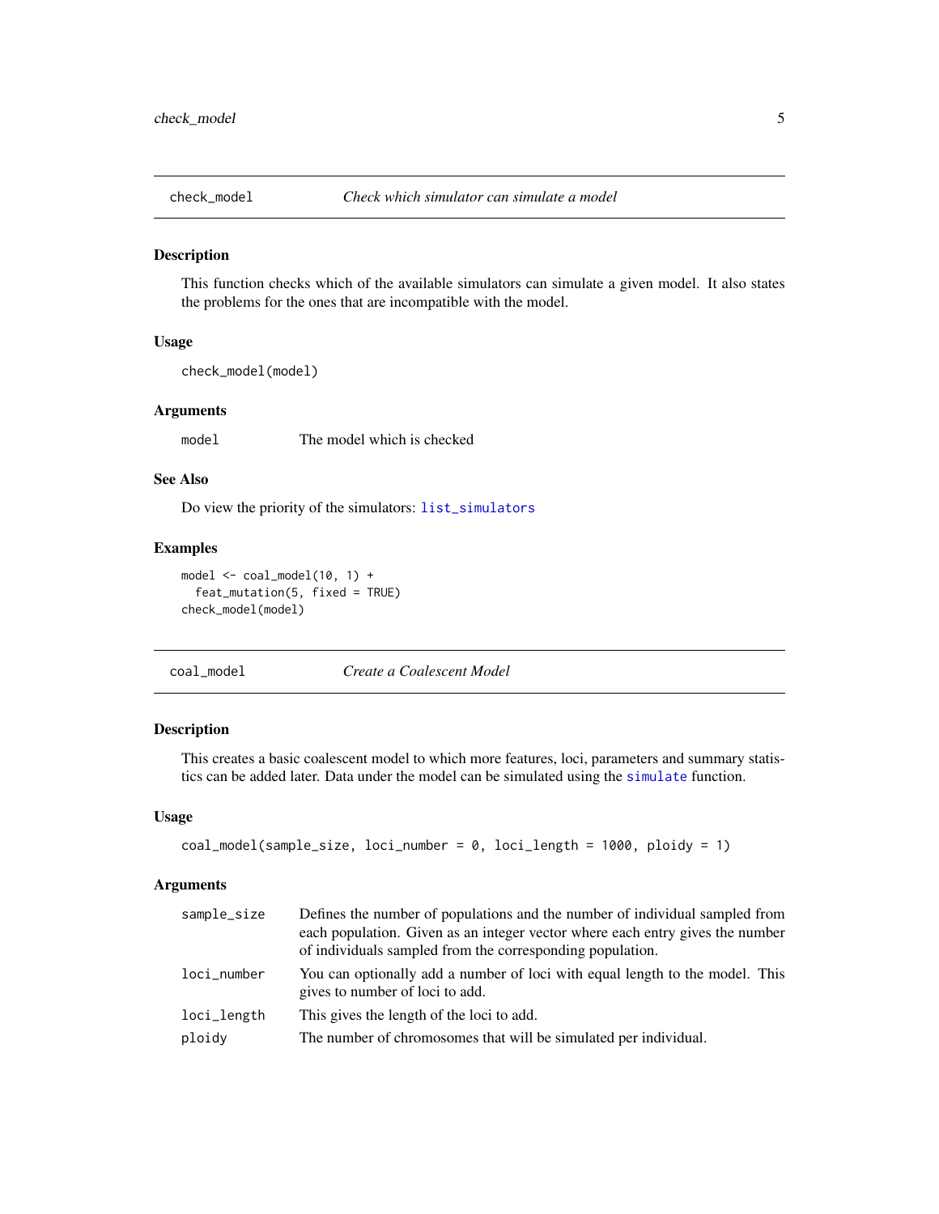## check_model — *Check which simulator can simulate a model*

### Description

This function checks which of the available simulators can simulate a given model. It also states the problems for the ones that are incompatible with the model.

### Usage

```
check_model(model)
```

### Arguments

| | |
|---|---|
| model | The model which is checked |

### See Also

Do view the priority of the simulators: list_simulators

### Examples

```
model <- coal_model(10, 1) +
  feat_mutation(5, fixed = TRUE)
check_model(model)
```

## coal_model — *Create a Coalescent Model*

### Description

This creates a basic coalescent model to which more features, loci, parameters and summary statistics can be added later. Data under the model can be simulated using the simulate function.

### Usage

```
coal_model(sample_size, loci_number = 0, loci_length = 1000, ploidy = 1)
```

### Arguments

| | |
|---|---|
| sample_size | Defines the number of populations and the number of individual sampled from each population. Given as an integer vector where each entry gives the number of individuals sampled from the corresponding population. |
| loci_number | You can optionally add a number of loci with equal length to the model. This gives to number of loci to add. |
| loci_length | This gives the length of the loci to add. |
| ploidy | The number of chromosomes that will be simulated per individual. |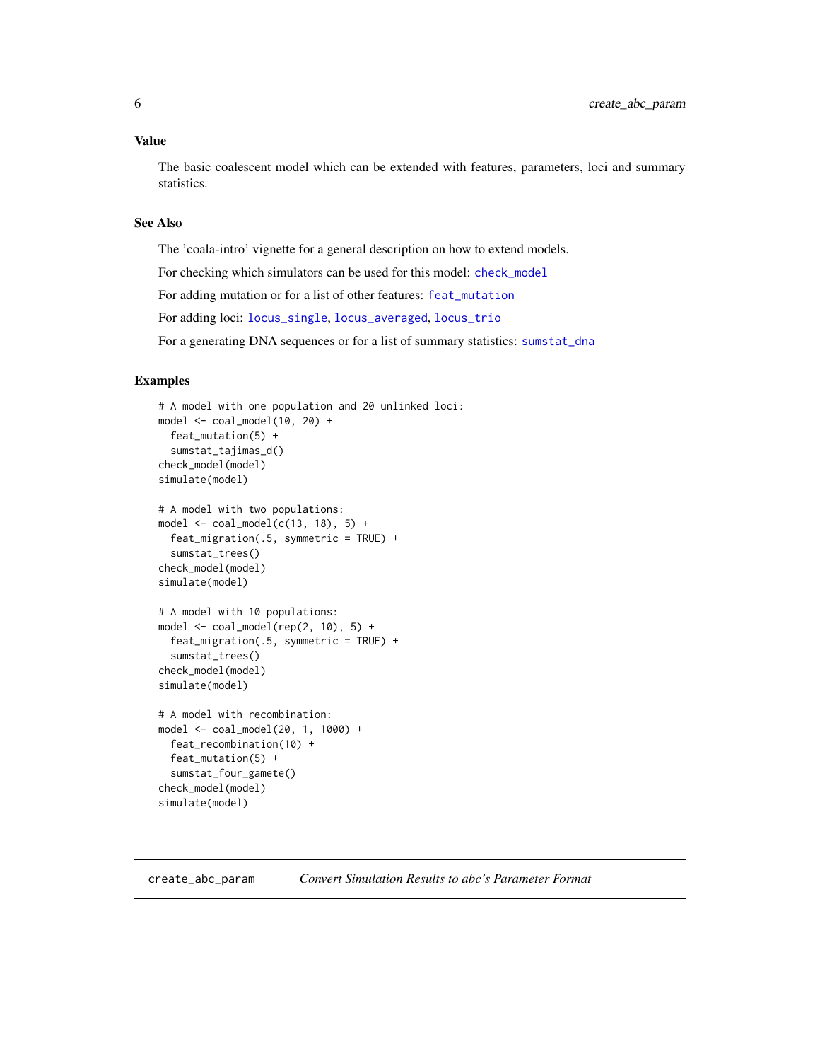### Value

The basic coalescent model which can be extended with features, parameters, loci and summary statistics.

### See Also

The 'coala-intro' vignette for a general description on how to extend models.

For checking which simulators can be used for this model: `check_model`

For adding mutation or for a list of other features: `feat_mutation`

For adding loci: `locus_single`, `locus_averaged`, `locus_trio`

For a generating DNA sequences or for a list of summary statistics: `sumstat_dna`

### Examples

```
# A model with one population and 20 unlinked loci:
model <- coal_model(10, 20) +
  feat_mutation(5) +
  sumstat_tajimas_d()
check_model(model)
simulate(model)

# A model with two populations:
model <- coal_model(c(13, 18), 5) +
  feat_migration(.5, symmetric = TRUE) +
  sumstat_trees()
check_model(model)
simulate(model)

# A model with 10 populations:
model <- coal_model(rep(2, 10), 5) +
  feat_migration(.5, symmetric = TRUE) +
  sumstat_trees()
check_model(model)
simulate(model)

# A model with recombination:
model <- coal_model(20, 1, 1000) +
  feat_recombination(10) +
  feat_mutation(5) +
  sumstat_four_gamete()
check_model(model)
simulate(model)
```

---

## create_abc_param — *Convert Simulation Results to abc's Parameter Format*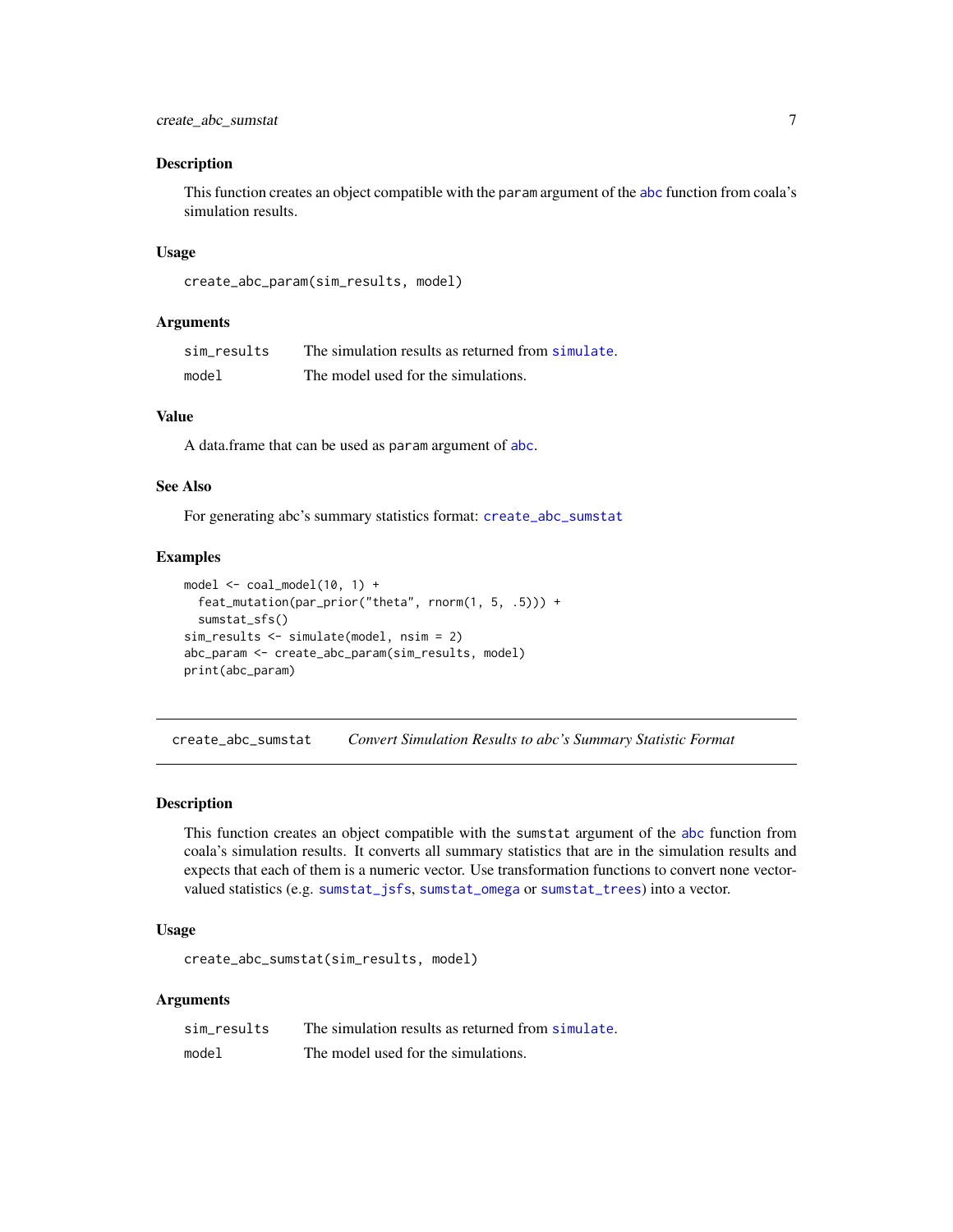### Description

This function creates an object compatible with the `param` argument of the `abc` function from coala's simulation results.

### Usage

```
create_abc_param(sim_results, model)
```

### Arguments

| | |
|---|---|
| `sim_results` | The simulation results as returned from `simulate`. |
| `model` | The model used for the simulations. |

### Value

A data.frame that can be used as `param` argument of `abc`.

### See Also

For generating abc's summary statistics format: `create_abc_sumstat`

### Examples

```
model <- coal_model(10, 1) +
  feat_mutation(par_prior("theta", rnorm(1, 5, .5))) +
  sumstat_sfs()
sim_results <- simulate(model, nsim = 2)
abc_param <- create_abc_param(sim_results, model)
print(abc_param)
```

---

## create_abc_sumstat — *Convert Simulation Results to abc's Summary Statistic Format*

---

### Description

This function creates an object compatible with the `sumstat` argument of the `abc` function from coala's simulation results. It converts all summary statistics that are in the simulation results and expects that each of them is a numeric vector. Use transformation functions to convert none vector-valued statistics (e.g. `sumstat_jsfs`, `sumstat_omega` or `sumstat_trees`) into a vector.

### Usage

```
create_abc_sumstat(sim_results, model)
```

### Arguments

| | |
|---|---|
| `sim_results` | The simulation results as returned from `simulate`. |
| `model` | The model used for the simulations. |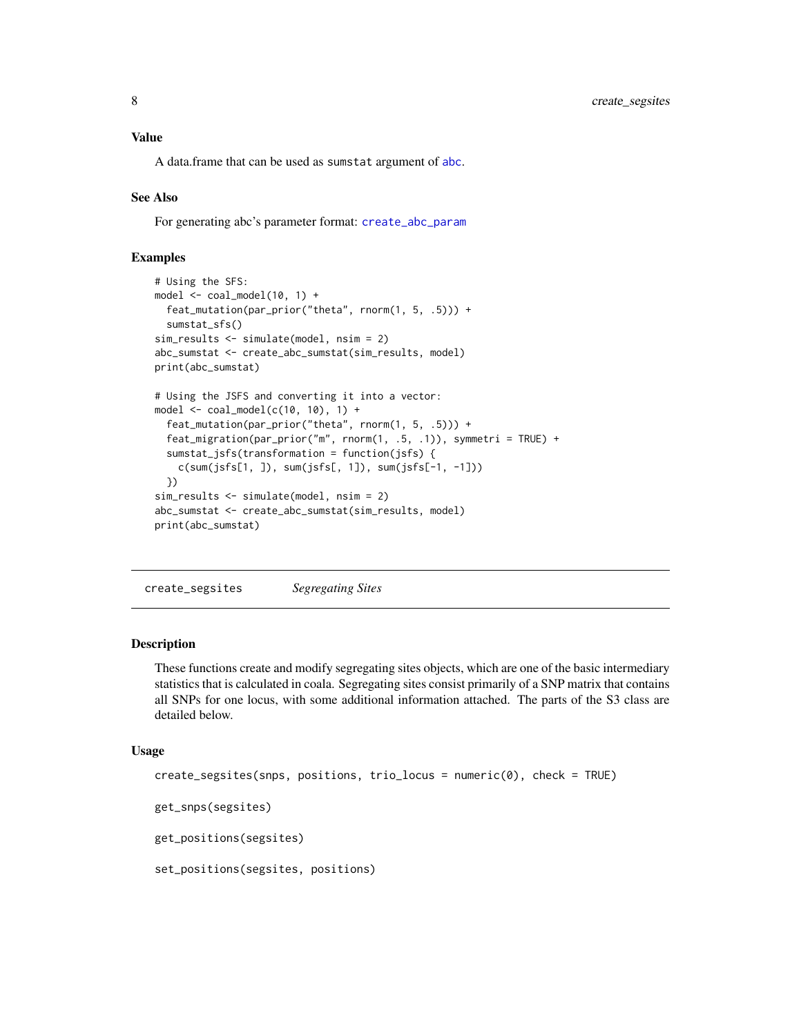### Value

A data.frame that can be used as `sumstat` argument of `abc`.

### See Also

For generating abc's parameter format: `create_abc_param`

### Examples

```
# Using the SFS:
model <- coal_model(10, 1) +
  feat_mutation(par_prior("theta", rnorm(1, 5, .5))) +
  sumstat_sfs()
sim_results <- simulate(model, nsim = 2)
abc_sumstat <- create_abc_sumstat(sim_results, model)
print(abc_sumstat)

# Using the JSFS and converting it into a vector:
model <- coal_model(c(10, 10), 1) +
  feat_mutation(par_prior("theta", rnorm(1, 5, .5))) +
  feat_migration(par_prior("m", rnorm(1, .5, .1)), symmetri = TRUE) +
  sumstat_jsfs(transformation = function(jsfs) {
    c(sum(jsfs[1, ]), sum(jsfs[, 1]), sum(jsfs[-1, -1]))
  })
sim_results <- simulate(model, nsim = 2)
abc_sumstat <- create_abc_sumstat(sim_results, model)
print(abc_sumstat)
```

---

## create_segsites *Segregating Sites*

### Description

These functions create and modify segregating sites objects, which are one of the basic intermediary statistics that is calculated in coala. Segregating sites consist primarily of a SNP matrix that contains all SNPs for one locus, with some additional information attached. The parts of the S3 class are detailed below.

### Usage

```
create_segsites(snps, positions, trio_locus = numeric(0), check = TRUE)

get_snps(segsites)

get_positions(segsites)

set_positions(segsites, positions)
```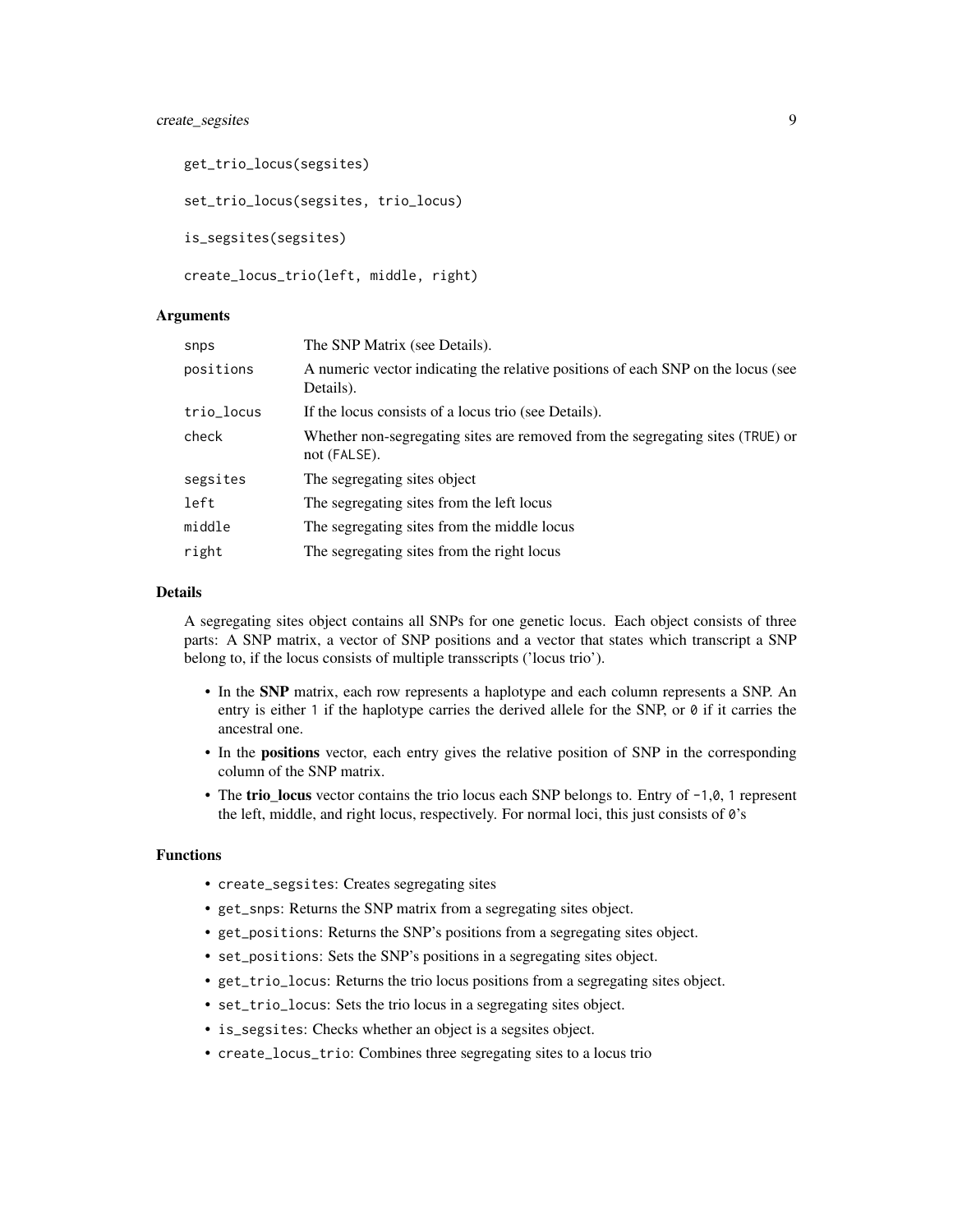```
get_trio_locus(segsites)

set_trio_locus(segsites, trio_locus)

is_segsites(segsites)

create_locus_trio(left, middle, right)
```

## Arguments

| | |
|---|---|
| `snps` | The SNP Matrix (see Details). |
| `positions` | A numeric vector indicating the relative positions of each SNP on the locus (see Details). |
| `trio_locus` | If the locus consists of a locus trio (see Details). |
| `check` | Whether non-segregating sites are removed from the segregating sites (`TRUE`) or not (`FALSE`). |
| `segsites` | The segregating sites object |
| `left` | The segregating sites from the left locus |
| `middle` | The segregating sites from the middle locus |
| `right` | The segregating sites from the right locus |

## Details

A segregating sites object contains all SNPs for one genetic locus. Each object consists of three parts: A SNP matrix, a vector of SNP positions and a vector that states which transcript a SNP belong to, if the locus consists of multiple transscripts ('locus trio').

- In the **SNP** matrix, each row represents a haplotype and each column represents a SNP. An entry is either `1` if the haplotype carries the derived allele for the SNP, or `0` if it carries the ancestral one.
- In the **positions** vector, each entry gives the relative position of SNP in the corresponding column of the SNP matrix.
- The **trio_locus** vector contains the trio locus each SNP belongs to. Entry of `-1`,`0`, `1` represent the left, middle, and right locus, respectively. For normal loci, this just consists of `0`'s

## Functions

- `create_segsites`: Creates segregating sites
- `get_snps`: Returns the SNP matrix from a segregating sites object.
- `get_positions`: Returns the SNP's positions from a segregating sites object.
- `set_positions`: Sets the SNP's positions in a segregating sites object.
- `get_trio_locus`: Returns the trio locus positions from a segregating sites object.
- `set_trio_locus`: Sets the trio locus in a segregating sites object.
- `is_segsites`: Checks whether an object is a segsites object.
- `create_locus_trio`: Combines three segregating sites to a locus trio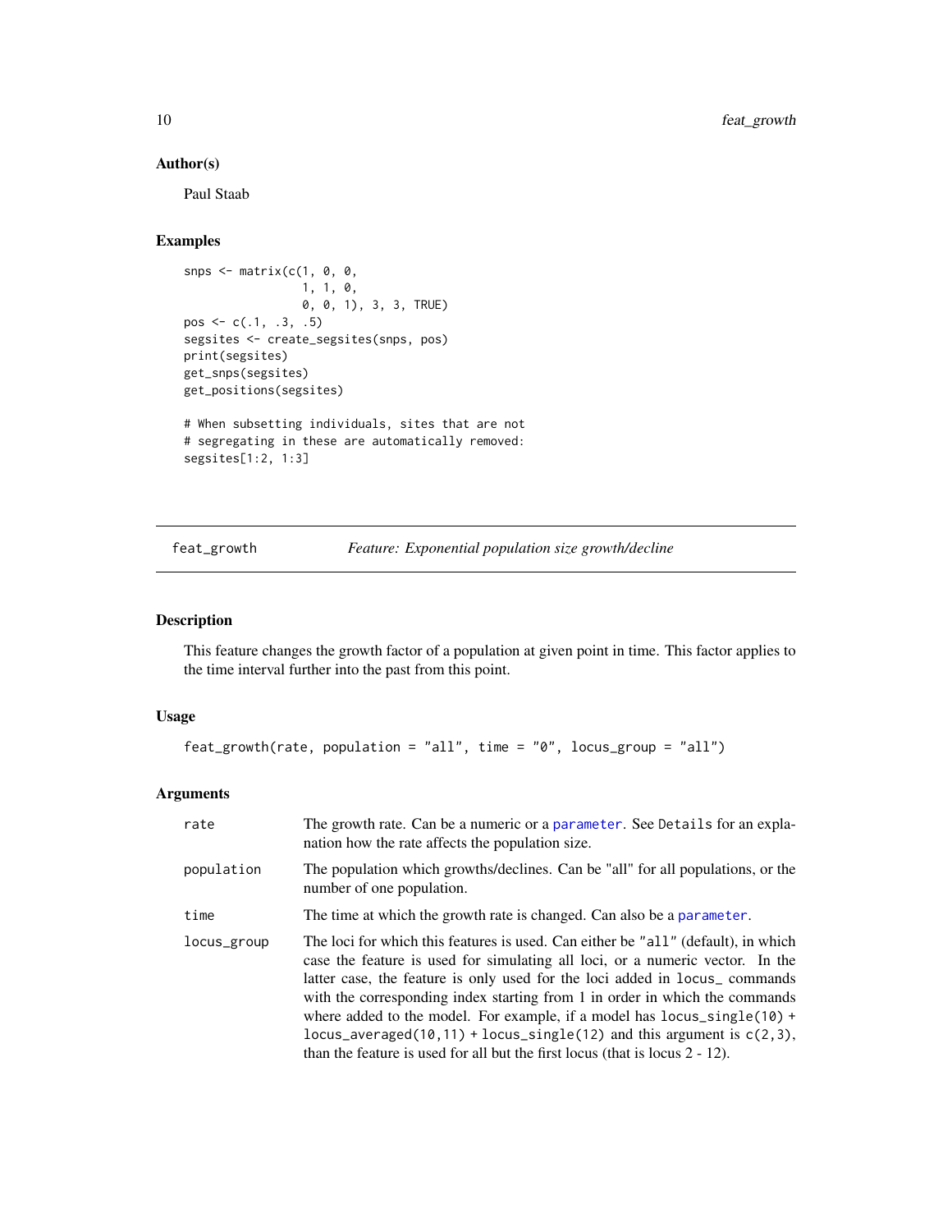### Author(s)

Paul Staab

### Examples

```
snps <- matrix(c(1, 0, 0,
                 1, 1, 0,
                 0, 0, 1), 3, 3, TRUE)
pos <- c(.1, .3, .5)
segsites <- create_segsites(snps, pos)
print(segsites)
get_snps(segsites)
get_positions(segsites)

# When subsetting individuals, sites that are not
# segregating in these are automatically removed:
segsites[1:2, 1:3]
```

---

## feat_growth — *Feature: Exponential population size growth/decline*

---

### Description

This feature changes the growth factor of a population at given point in time. This factor applies to the time interval further into the past from this point.

### Usage

```
feat_growth(rate, population = "all", time = "0", locus_group = "all")
```

### Arguments

| | |
|---|---|
| `rate` | The growth rate. Can be a numeric or a parameter. See Details for an explanation how the rate affects the population size. |
| `population` | The population which growths/declines. Can be "all" for all populations, or the number of one population. |
| `time` | The time at which the growth rate is changed. Can also be a parameter. |
| `locus_group` | The loci for which this features is used. Can either be "all" (default), in which case the feature is used for simulating all loci, or a numeric vector. In the latter case, the feature is only used for the loci added in `locus_` commands with the corresponding index starting from 1 in order in which the commands where added to the model. For example, if a model has `locus_single(10) + locus_averaged(10,11) + locus_single(12)` and this argument is `c(2,3)`, than the feature is used for all but the first locus (that is locus 2 - 12). |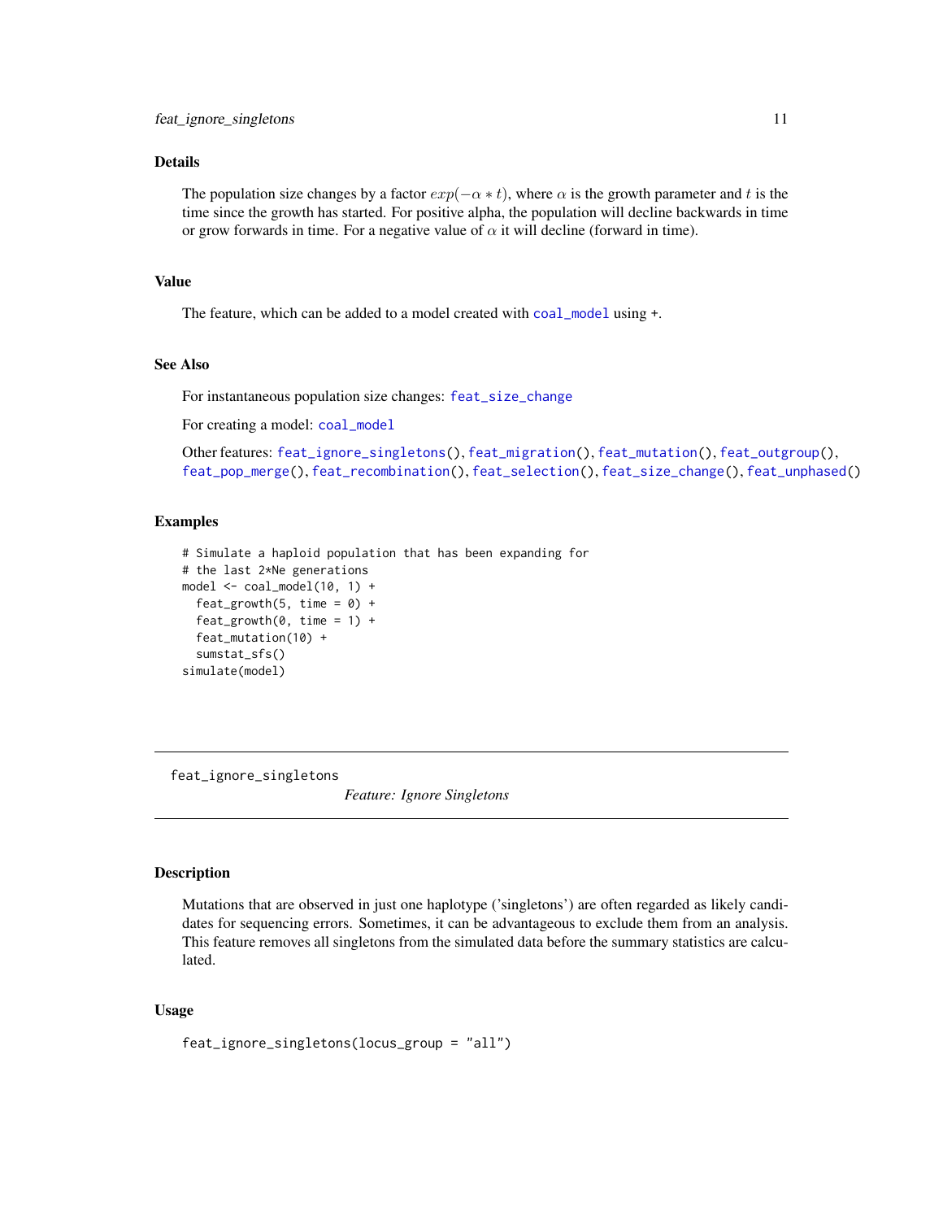### Details

The population size changes by a factor $exp(-\alpha * t)$, where $\alpha$ is the growth parameter and $t$ is the time since the growth has started. For positive alpha, the population will decline backwards in time or grow forwards in time. For a negative value of $\alpha$ it will decline (forward in time).

### Value

The feature, which can be added to a model created with `coal_model` using +.

### See Also

For instantaneous population size changes: `feat_size_change`

For creating a model: `coal_model`

Other features: `feat_ignore_singletons()`, `feat_migration()`, `feat_mutation()`, `feat_outgroup()`, `feat_pop_merge()`, `feat_recombination()`, `feat_selection()`, `feat_size_change()`, `feat_unphased()`

### Examples

```
# Simulate a haploid population that has been expanding for
# the last 2*Ne generations
model <- coal_model(10, 1) +
  feat_growth(5, time = 0) +
  feat_growth(0, time = 1) +
  feat_mutation(10) +
  sumstat_sfs()
simulate(model)
```

---

## feat_ignore_singletons — *Feature: Ignore Singletons*

---

### Description

Mutations that are observed in just one haplotype ('singletons') are often regarded as likely candidates for sequencing errors. Sometimes, it can be advantageous to exclude them from an analysis. This feature removes all singletons from the simulated data before the summary statistics are calculated.

### Usage

```
feat_ignore_singletons(locus_group = "all")
```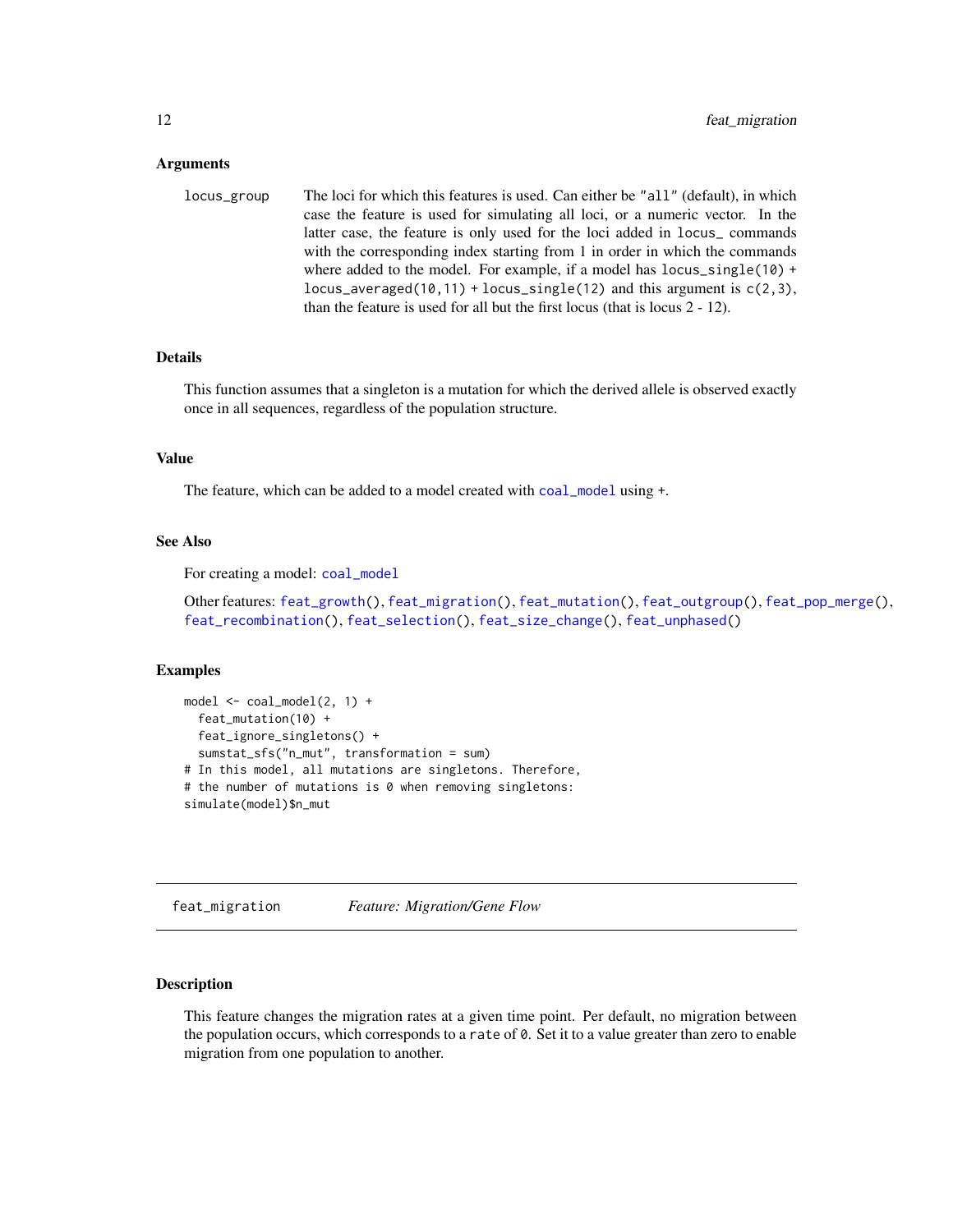### Arguments

**locus_group** The loci for which this features is used. Can either be "all" (default), in which case the feature is used for simulating all loci, or a numeric vector. In the latter case, the feature is only used for the loci added in `locus_` commands with the corresponding index starting from 1 in order in which the commands where added to the model. For example, if a model has `locus_single(10) + locus_averaged(10,11) + locus_single(12)` and this argument is `c(2,3)`, than the feature is used for all but the first locus (that is locus 2 - 12).

### Details

This function assumes that a singleton is a mutation for which the derived allele is observed exactly once in all sequences, regardless of the population structure.

### Value

The feature, which can be added to a model created with `coal_model` using `+`.

### See Also

For creating a model: `coal_model`

Other features: `feat_growth()`, `feat_migration()`, `feat_mutation()`, `feat_outgroup()`, `feat_pop_merge()`, `feat_recombination()`, `feat_selection()`, `feat_size_change()`, `feat_unphased()`

### Examples

```
model <- coal_model(2, 1) +
  feat_mutation(10) +
  feat_ignore_singletons() +
  sumstat_sfs("n_mut", transformation = sum)
# In this model, all mutations are singletons. Therefore,
# the number of mutations is 0 when removing singletons:
simulate(model)$n_mut
```

---

## feat_migration *Feature: Migration/Gene Flow*

### Description

This feature changes the migration rates at a given time point. Per default, no migration between the population occurs, which corresponds to a `rate` of `0`. Set it to a value greater than zero to enable migration from one population to another.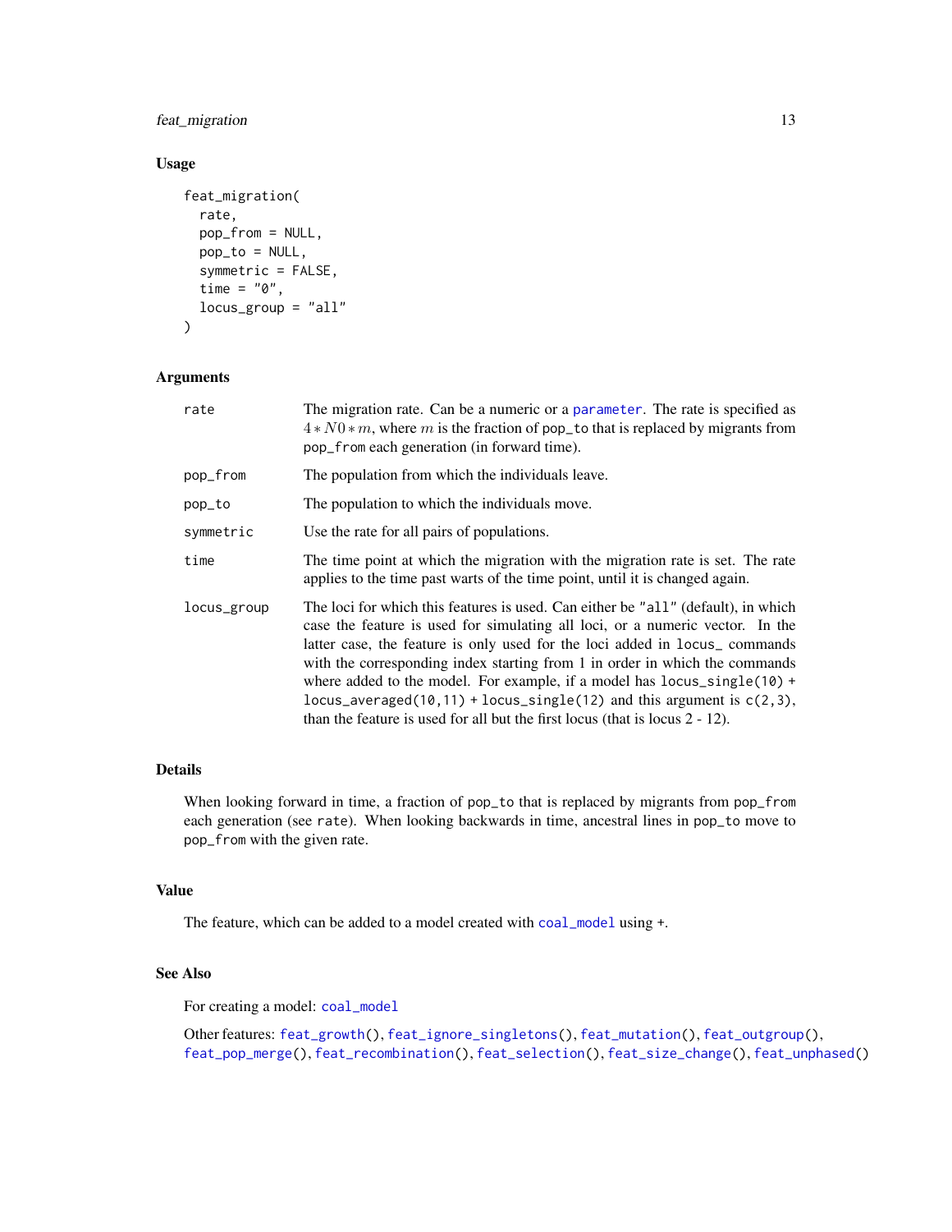## Usage

```
feat_migration(
  rate,
  pop_from = NULL,
  pop_to = NULL,
  symmetric = FALSE,
  time = "0",
  locus_group = "all"
)
```

## Arguments

| | |
|---|---|
| rate | The migration rate. Can be a numeric or a parameter. The rate is specified as $4 * N0 * m$, where $m$ is the fraction of pop_to that is replaced by migrants from pop_from each generation (in forward time). |
| pop_from | The population from which the individuals leave. |
| pop_to | The population to which the individuals move. |
| symmetric | Use the rate for all pairs of populations. |
| time | The time point at which the migration with the migration rate is set. The rate applies to the time past warts of the time point, until it is changed again. |
| locus_group | The loci for which this features is used. Can either be "all" (default), in which case the feature is used for simulating all loci, or a numeric vector. In the latter case, the feature is only used for the loci added in locus_ commands with the corresponding index starting from 1 in order in which the commands where added to the model. For example, if a model has locus_single(10) + locus_averaged(10,11) + locus_single(12) and this argument is c(2,3), than the feature is used for all but the first locus (that is locus 2 - 12). |

## Details

When looking forward in time, a fraction of pop_to that is replaced by migrants from pop_from each generation (see rate). When looking backwards in time, ancestral lines in pop_to move to pop_from with the given rate.

## Value

The feature, which can be added to a model created with coal_model using +.

## See Also

For creating a model: coal_model

Other features: feat_growth(), feat_ignore_singletons(), feat_mutation(), feat_outgroup(), feat_pop_merge(), feat_recombination(), feat_selection(), feat_size_change(), feat_unphased()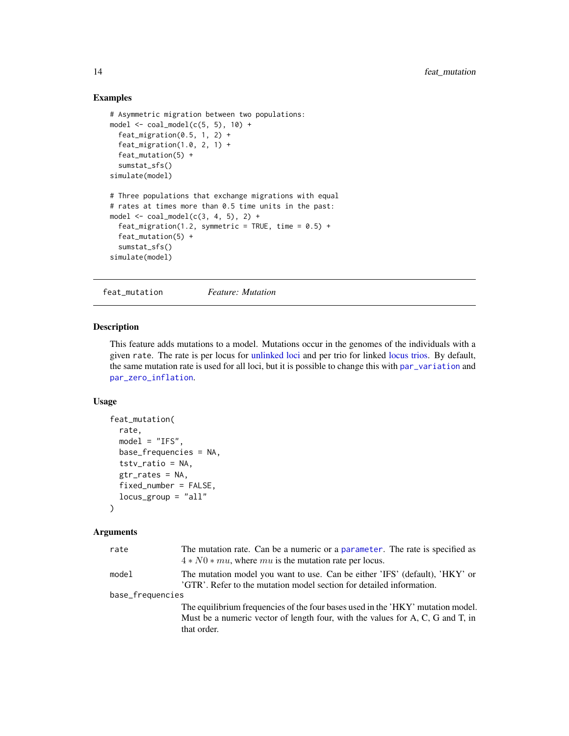## Examples

```
# Asymmetric migration between two populations:
model <- coal_model(c(5, 5), 10) +
  feat_migration(0.5, 1, 2) +
  feat_migration(1.0, 2, 1) +
  feat_mutation(5) +
  sumstat_sfs()
simulate(model)

# Three populations that exchange migrations with equal
# rates at times more than 0.5 time units in the past:
model <- coal_model(c(3, 4, 5), 2) +
  feat_migration(1.2, symmetric = TRUE, time = 0.5) +
  feat_mutation(5) +
  sumstat_sfs()
simulate(model)
```

---

`feat_mutation` *Feature: Mutation*

---

## Description

This feature adds mutations to a model. Mutations occur in the genomes of the individuals with a given `rate`. The rate is per locus for unlinked loci and per trio for linked locus trios. By default, the same mutation rate is used for all loci, but it is possible to change this with `par_variation` and `par_zero_inflation`.

## Usage

```
feat_mutation(
  rate,
  model = "IFS",
  base_frequencies = NA,
  tstv_ratio = NA,
  gtr_rates = NA,
  fixed_number = FALSE,
  locus_group = "all"
)
```

## Arguments

| | |
|---|---|
| `rate` | The mutation rate. Can be a numeric or a `parameter`. The rate is specified as $4 * N0 * mu$, where $mu$ is the mutation rate per locus. |
| `model` | The mutation model you want to use. Can be either 'IFS' (default), 'HKY' or 'GTR'. Refer to the mutation model section for detailed information. |
| `base_frequencies` | The equilibrium frequencies of the four bases used in the 'HKY' mutation model. Must be a numeric vector of length four, with the values for A, C, G and T, in that order. |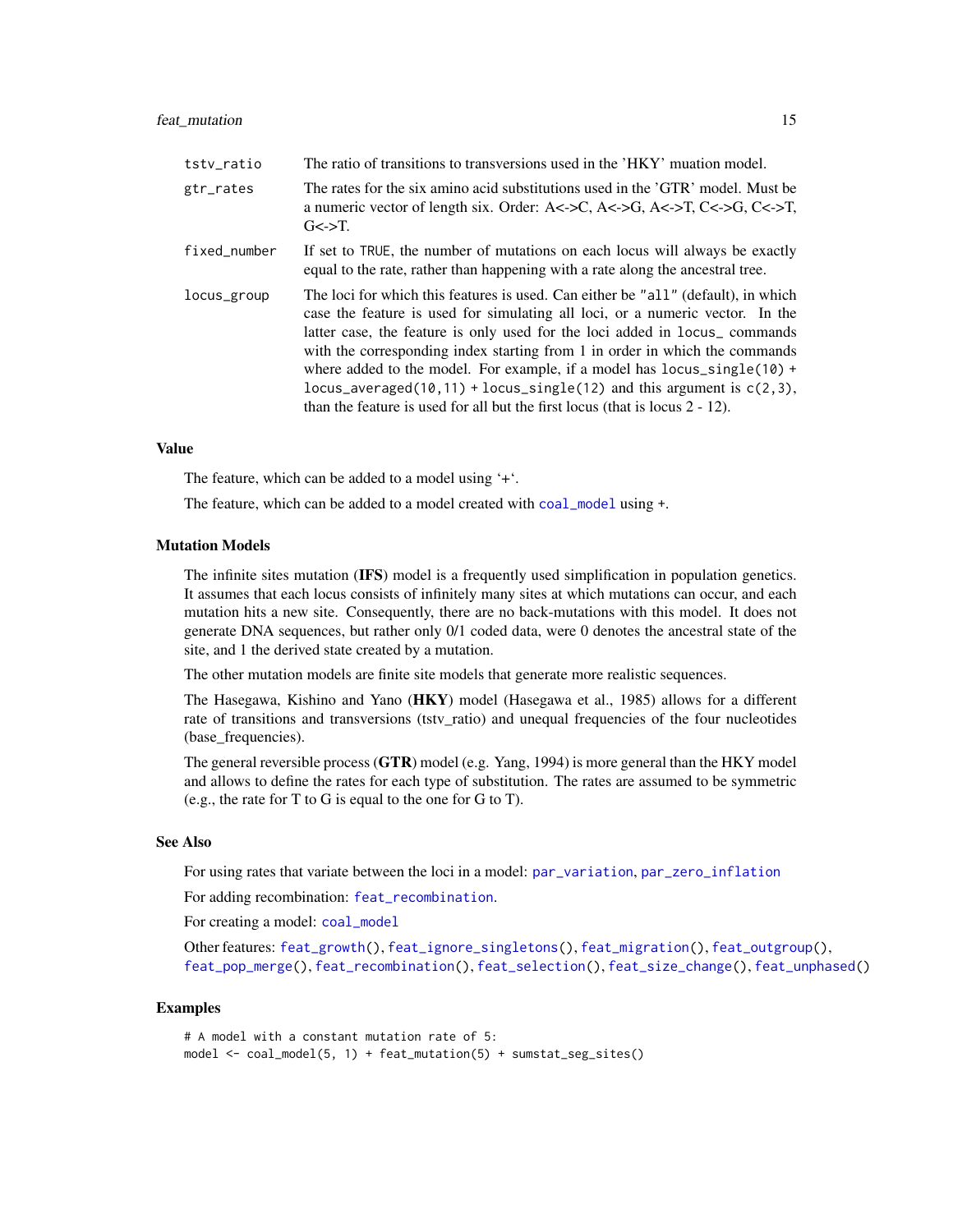| | |
|---|---|
| tstv_ratio | The ratio of transitions to transversions used in the 'HKY' muation model. |
| gtr_rates | The rates for the six amino acid substitutions used in the 'GTR' model. Must be a numeric vector of length six. Order: A<->C, A<->G, A<->T, C<->G, C<->T, G<->T. |
| fixed_number | If set to TRUE, the number of mutations on each locus will always be exactly equal to the rate, rather than happening with a rate along the ancestral tree. |
| locus_group | The loci for which this features is used. Can either be "all" (default), in which case the feature is used for simulating all loci, or a numeric vector. In the latter case, the feature is only used for the loci added in locus_ commands with the corresponding index starting from 1 in order in which the commands where added to the model. For example, if a model has locus_single(10) + locus_averaged(10,11) + locus_single(12) and this argument is c(2,3), than the feature is used for all but the first locus (that is locus 2 - 12). |

### Value

The feature, which can be added to a model using '+'.

The feature, which can be added to a model created with coal_model using +.

### Mutation Models

The infinite sites mutation (**IFS**) model is a frequently used simplification in population genetics. It assumes that each locus consists of infinitely many sites at which mutations can occur, and each mutation hits a new site. Consequently, there are no back-mutations with this model. It does not generate DNA sequences, but rather only 0/1 coded data, were 0 denotes the ancestral state of the site, and 1 the derived state created by a mutation.

The other mutation models are finite site models that generate more realistic sequences.

The Hasegawa, Kishino and Yano (**HKY**) model (Hasegawa et al., 1985) allows for a different rate of transitions and transversions (tstv_ratio) and unequal frequencies of the four nucleotides (base_frequencies).

The general reversible process (**GTR**) model (e.g. Yang, 1994) is more general than the HKY model and allows to define the rates for each type of substitution. The rates are assumed to be symmetric (e.g., the rate for T to G is equal to the one for G to T).

### See Also

For using rates that variate between the loci in a model: par_variation, par_zero_inflation

For adding recombination: feat_recombination.

For creating a model: coal_model

Other features: feat_growth(), feat_ignore_singletons(), feat_migration(), feat_outgroup(), feat_pop_merge(), feat_recombination(), feat_selection(), feat_size_change(), feat_unphased()

### Examples

```
# A model with a constant mutation rate of 5:
model <- coal_model(5, 1) + feat_mutation(5) + sumstat_seg_sites()
```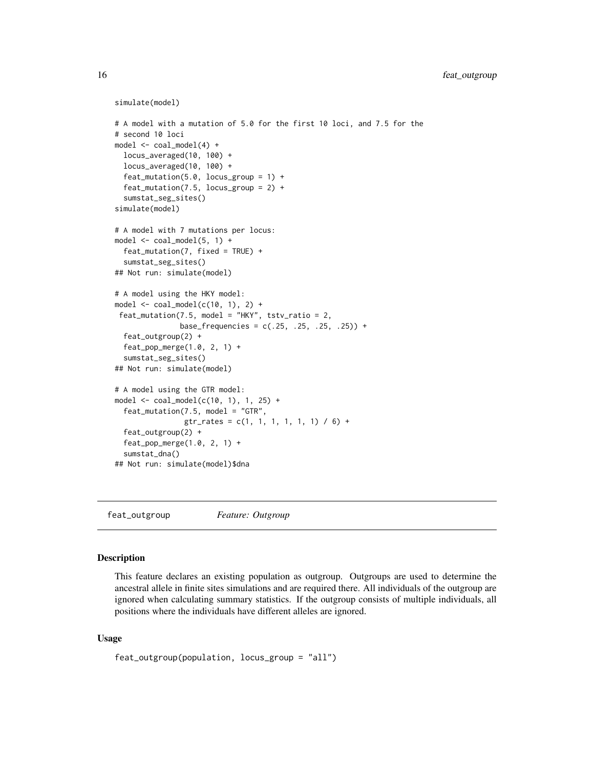```
simulate(model)

# A model with a mutation of 5.0 for the first 10 loci, and 7.5 for the
# second 10 loci
model <- coal_model(4) +
  locus_averaged(10, 100) +
  locus_averaged(10, 100) +
  feat_mutation(5.0, locus_group = 1) +
  feat_mutation(7.5, locus_group = 2) +
  sumstat_seg_sites()
simulate(model)

# A model with 7 mutations per locus:
model <- coal_model(5, 1) +
  feat_mutation(7, fixed = TRUE) +
  sumstat_seg_sites()
## Not run: simulate(model)

# A model using the HKY model:
model <- coal_model(c(10, 1), 2) +
 feat_mutation(7.5, model = "HKY", tstv_ratio = 2,
               base_frequencies = c(.25, .25, .25, .25)) +
  feat_outgroup(2) +
  feat_pop_merge(1.0, 2, 1) +
  sumstat_seg_sites()
## Not run: simulate(model)

# A model using the GTR model:
model <- coal_model(c(10, 1), 1, 25) +
  feat_mutation(7.5, model = "GTR",
                gtr_rates = c(1, 1, 1, 1, 1, 1) / 6) +
  feat_outgroup(2) +
  feat_pop_merge(1.0, 2, 1) +
  sumstat_dna()
## Not run: simulate(model)$dna
```

---

# feat_outgroup *Feature: Outgroup*

## Description

This feature declares an existing population as outgroup. Outgroups are used to determine the ancestral allele in finite sites simulations and are required there. All individuals of the outgroup are ignored when calculating summary statistics. If the outgroup consists of multiple individuals, all positions where the individuals have different alleles are ignored.

## Usage

```
feat_outgroup(population, locus_group = "all")
```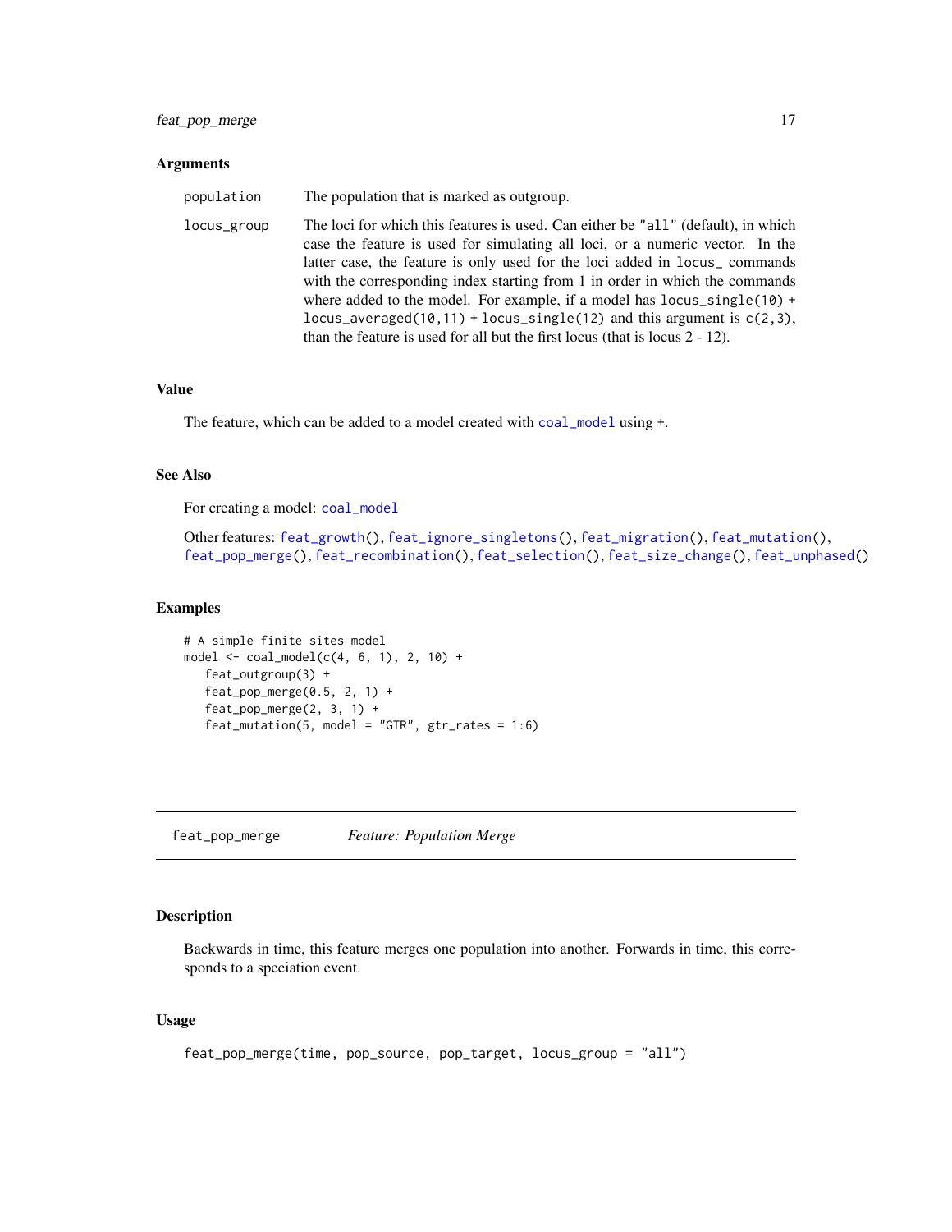### Arguments

| | |
|---|---|
| `population` | The population that is marked as outgroup. |
| `locus_group` | The loci for which this features is used. Can either be `"all"` (default), in which case the feature is used for simulating all loci, or a numeric vector. In the latter case, the feature is only used for the loci added in `locus_` commands with the corresponding index starting from 1 in order in which the commands where added to the model. For example, if a model has `locus_single(10) + locus_averaged(10,11) + locus_single(12)` and this argument is `c(2,3)`, than the feature is used for all but the first locus (that is locus 2 - 12). |

### Value

The feature, which can be added to a model created with `coal_model` using `+`.

### See Also

For creating a model: `coal_model`

Other features: `feat_growth()`, `feat_ignore_singletons()`, `feat_migration()`, `feat_mutation()`, `feat_pop_merge()`, `feat_recombination()`, `feat_selection()`, `feat_size_change()`, `feat_unphased()`

### Examples

```
# A simple finite sites model
model <- coal_model(c(4, 6, 1), 2, 10) +
   feat_outgroup(3) +
   feat_pop_merge(0.5, 2, 1) +
   feat_pop_merge(2, 3, 1) +
   feat_mutation(5, model = "GTR", gtr_rates = 1:6)
```

---

## `feat_pop_merge` *Feature: Population Merge*

---

### Description

Backwards in time, this feature merges one population into another. Forwards in time, this corresponds to a speciation event.

### Usage

```
feat_pop_merge(time, pop_source, pop_target, locus_group = "all")
```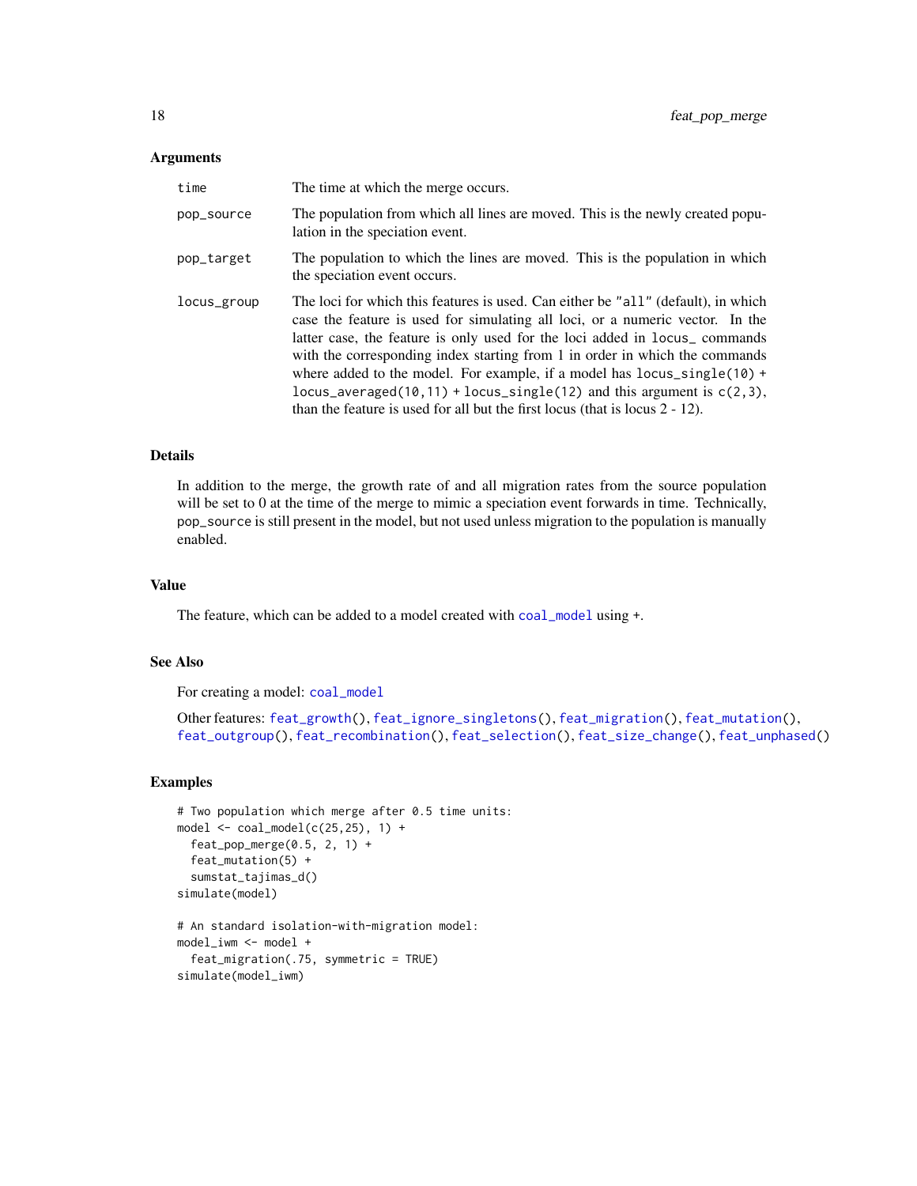### Arguments

| | |
|---|---|
| `time` | The time at which the merge occurs. |
| `pop_source` | The population from which all lines are moved. This is the newly created population in the speciation event. |
| `pop_target` | The population to which the lines are moved. This is the population in which the speciation event occurs. |
| `locus_group` | The loci for which this features is used. Can either be `"all"` (default), in which case the feature is used for simulating all loci, or a numeric vector. In the latter case, the feature is only used for the loci added in `locus_` commands with the corresponding index starting from 1 in order in which the commands where added to the model. For example, if a model has `locus_single(10) + locus_averaged(10,11) + locus_single(12)` and this argument is `c(2,3)`, than the feature is used for all but the first locus (that is locus 2 - 12). |

### Details

In addition to the merge, the growth rate of and all migration rates from the source population will be set to 0 at the time of the merge to mimic a speciation event forwards in time. Technically, `pop_source` is still present in the model, but not used unless migration to the population is manually enabled.

### Value

The feature, which can be added to a model created with `coal_model` using `+`.

### See Also

For creating a model: `coal_model`

Other features: `feat_growth()`, `feat_ignore_singletons()`, `feat_migration()`, `feat_mutation()`, `feat_outgroup()`, `feat_recombination()`, `feat_selection()`, `feat_size_change()`, `feat_unphased()`

### Examples

```
# Two population which merge after 0.5 time units:
model <- coal_model(c(25,25), 1) +
  feat_pop_merge(0.5, 2, 1) +
  feat_mutation(5) +
  sumstat_tajimas_d()
simulate(model)

# An standard isolation-with-migration model:
model_iwm <- model +
  feat_migration(.75, symmetric = TRUE)
simulate(model_iwm)
```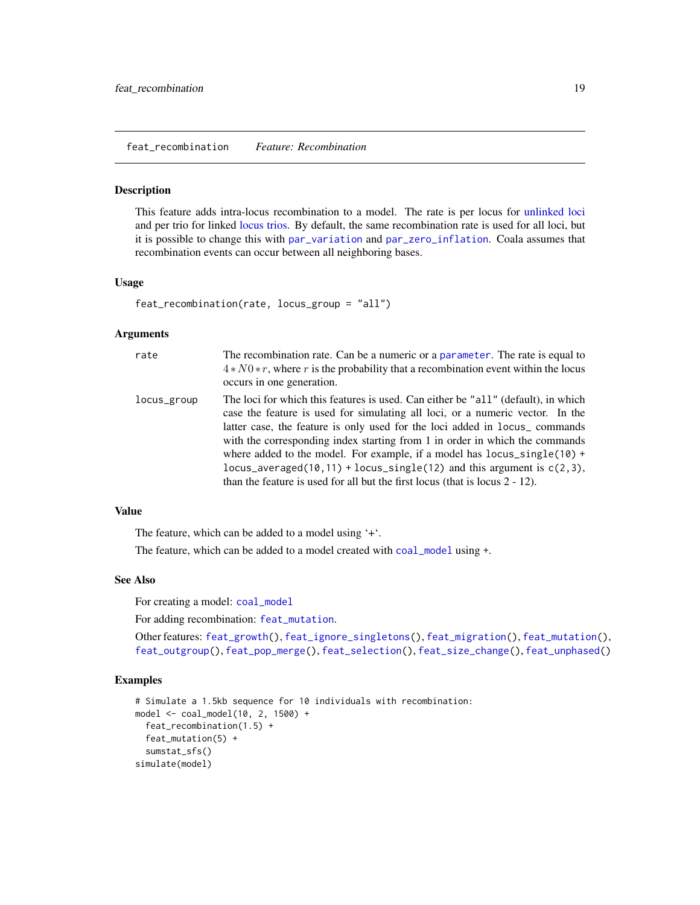## feat_recombination *Feature: Recombination*

### Description

This feature adds intra-locus recombination to a model. The rate is per locus for unlinked loci and per trio for linked locus trios. By default, the same recombination rate is used for all loci, but it is possible to change this with `par_variation` and `par_zero_inflation`. Coala assumes that recombination events can occur between all neighboring bases.

### Usage

```
feat_recombination(rate, locus_group = "all")
```

### Arguments

| | |
|---|---|
| rate | The recombination rate. Can be a numeric or a `parameter`. The rate is equal to $4 * N0 * r$, where $r$ is the probability that a recombination event within the locus occurs in one generation. |
| locus_group | The loci for which this features is used. Can either be "all" (default), in which case the feature is used for simulating all loci, or a numeric vector. In the latter case, the feature is only used for the loci added in `locus_` commands with the corresponding index starting from 1 in order in which the commands where added to the model. For example, if a model has `locus_single(10) + locus_averaged(10,11) + locus_single(12)` and this argument is `c(2,3)`, than the feature is used for all but the first locus (that is locus 2 - 12). |

### Value

The feature, which can be added to a model using '+'.

The feature, which can be added to a model created with `coal_model` using `+`.

### See Also

For creating a model: `coal_model`

For adding recombination: `feat_mutation`.

Other features: `feat_growth()`, `feat_ignore_singletons()`, `feat_migration()`, `feat_mutation()`, `feat_outgroup()`, `feat_pop_merge()`, `feat_selection()`, `feat_size_change()`, `feat_unphased()`

### Examples

```
# Simulate a 1.5kb sequence for 10 individuals with recombination:
model <- coal_model(10, 2, 1500) +
  feat_recombination(1.5) +
  feat_mutation(5) +
  sumstat_sfs()
simulate(model)
```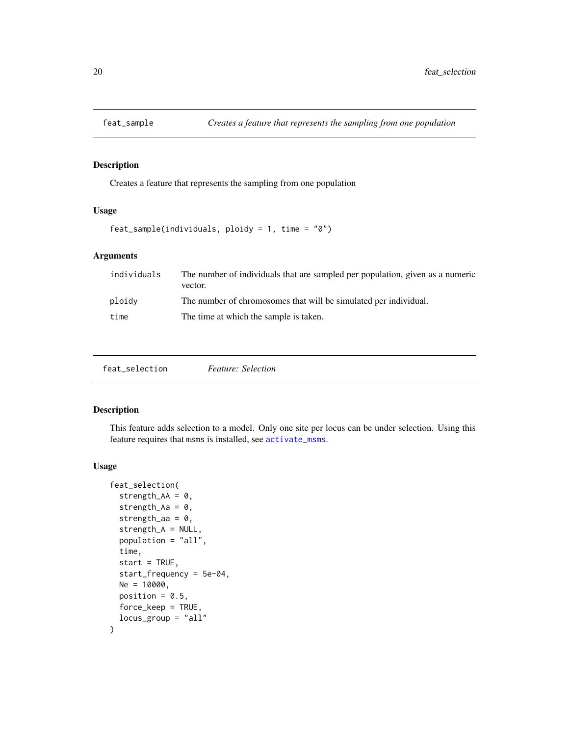## feat_sample — *Creates a feature that represents the sampling from one population*

### Description

Creates a feature that represents the sampling from one population

### Usage

```
feat_sample(individuals, ploidy = 1, time = "0")
```

### Arguments

| | |
|---|---|
| individuals | The number of individuals that are sampled per population, given as a numeric vector. |
| ploidy | The number of chromosomes that will be simulated per individual. |
| time | The time at which the sample is taken. |

## feat_selection — *Feature: Selection*

### Description

This feature adds selection to a model. Only one site per locus can be under selection. Using this feature requires that msms is installed, see activate_msms.

### Usage

```
feat_selection(
  strength_AA = 0,
  strength_Aa = 0,
  strength_aa = 0,
  strength_A = NULL,
  population = "all",
  time,
  start = TRUE,
  start_frequency = 5e-04,
  Ne = 10000,
  position = 0.5,
  force_keep = TRUE,
  locus_group = "all"
)
```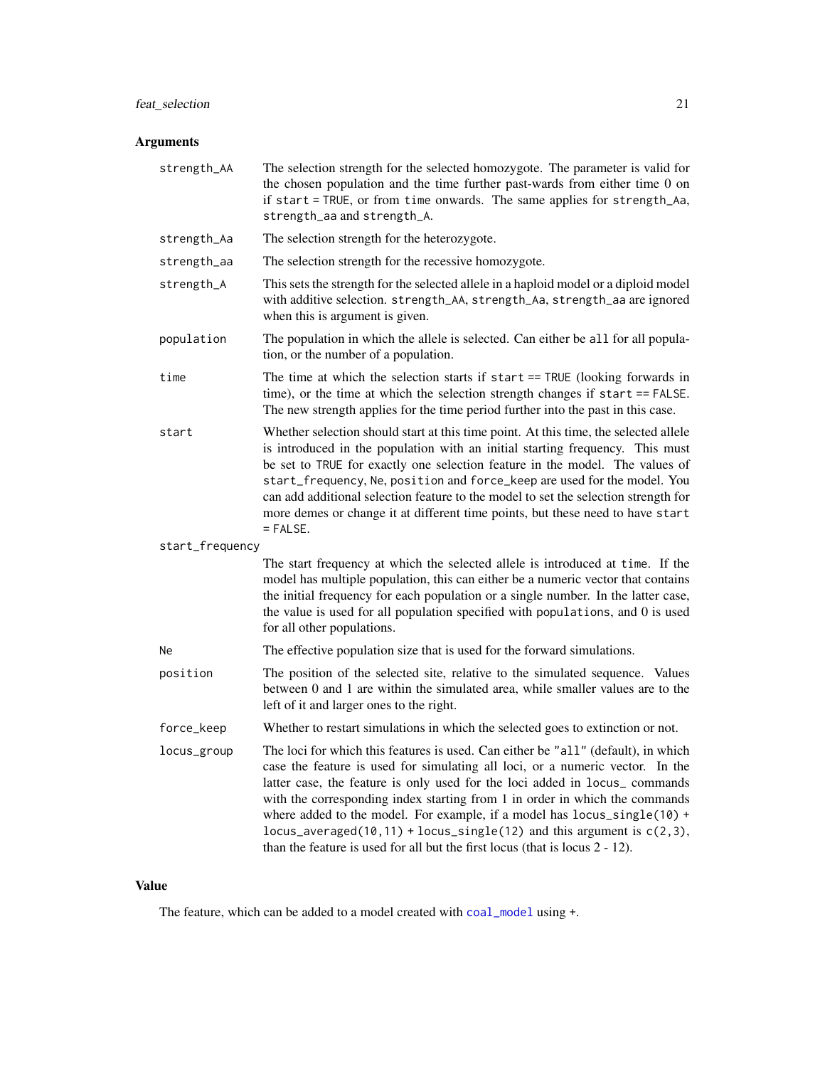## Arguments

- **strength_AA**: The selection strength for the selected homozygote. The parameter is valid for the chosen population and the time further past-wards from either time 0 on if `start = TRUE`, or from `time` onwards. The same applies for `strength_Aa`, `strength_aa` and `strength_A`.
- **strength_Aa**: The selection strength for the heterozygote.
- **strength_aa**: The selection strength for the recessive homozygote.
- **strength_A**: This sets the strength for the selected allele in a haploid model or a diploid model with additive selection. `strength_AA`, `strength_Aa`, `strength_aa` are ignored when this is argument is given.
- **population**: The population in which the allele is selected. Can either be `all` for all population, or the number of a population.
- **time**: The time at which the selection starts if `start == TRUE` (looking forwards in time), or the time at which the selection strength changes if `start == FALSE`. The new strength applies for the time period further into the past in this case.
- **start**: Whether selection should start at this time point. At this time, the selected allele is introduced in the population with an initial starting frequency. This must be set to `TRUE` for exactly one selection feature in the model. The values of `start_frequency`, `Ne`, `position` and `force_keep` are used for the model. You can add additional selection feature to the model to set the selection strength for more demes or change it at different time points, but these need to have `start = FALSE`.
- **start_frequency**: The start frequency at which the selected allele is introduced at `time`. If the model has multiple population, this can either be a numeric vector that contains the initial frequency for each population or a single number. In the latter case, the value is used for all population specified with `populations`, and 0 is used for all other populations.
- **Ne**: The effective population size that is used for the forward simulations.
- **position**: The position of the selected site, relative to the simulated sequence. Values between 0 and 1 are within the simulated area, while smaller values are to the left of it and larger ones to the right.
- **force_keep**: Whether to restart simulations in which the selected goes to extinction or not.
- **locus_group**: The loci for which this features is used. Can either be `"all"` (default), in which case the feature is used for simulating all loci, or a numeric vector. In the latter case, the feature is only used for the loci added in `locus_` commands with the corresponding index starting from 1 in order in which the commands where added to the model. For example, if a model has `locus_single(10) + locus_averaged(10,11) + locus_single(12)` and this argument is `c(2,3)`, than the feature is used for all but the first locus (that is locus 2 - 12).

## Value

The feature, which can be added to a model created with `coal_model` using `+`.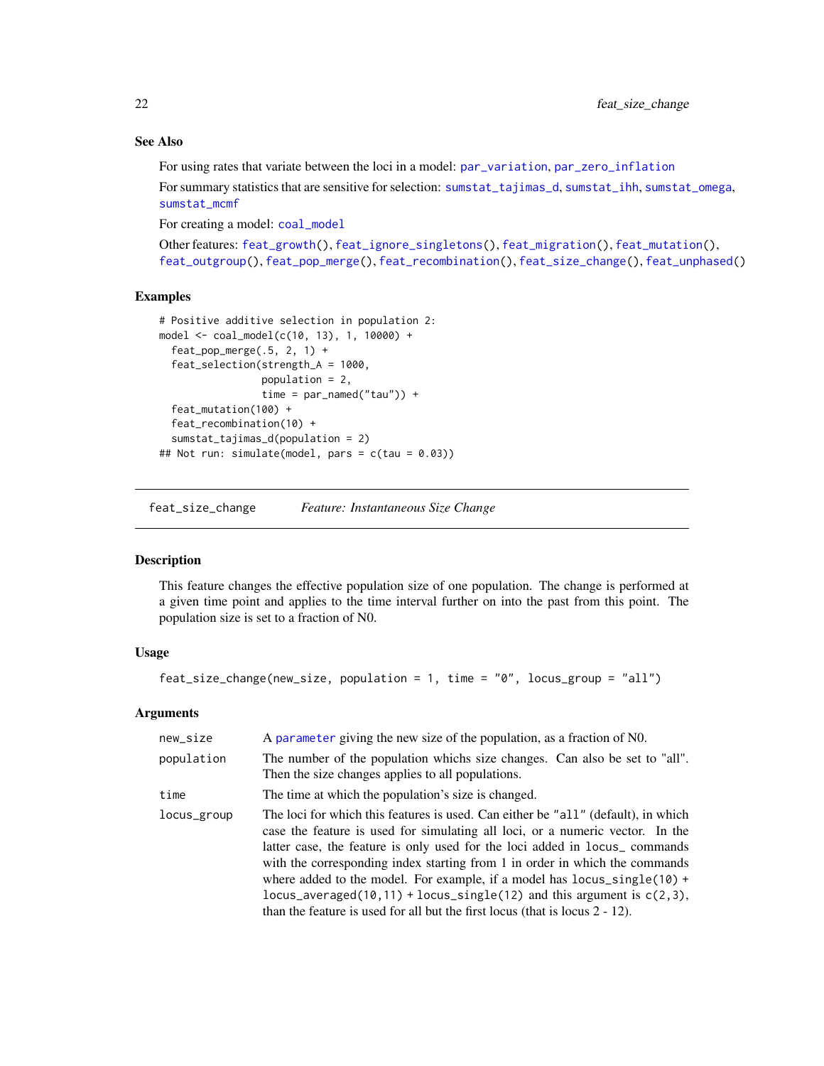### See Also

For using rates that variate between the loci in a model: par_variation, par_zero_inflation

For summary statistics that are sensitive for selection: sumstat_tajimas_d, sumstat_ihh, sumstat_omega, sumstat_mcmf

For creating a model: coal_model

Other features: feat_growth(), feat_ignore_singletons(), feat_migration(), feat_mutation(), feat_outgroup(), feat_pop_merge(), feat_recombination(), feat_size_change(), feat_unphased()

### Examples

```
# Positive additive selection in population 2:
model <- coal_model(c(10, 13), 1, 10000) +
  feat_pop_merge(.5, 2, 1) +
  feat_selection(strength_A = 1000,
                 population = 2,
                 time = par_named("tau")) +
  feat_mutation(100) +
  feat_recombination(10) +
  sumstat_tajimas_d(population = 2)
## Not run: simulate(model, pars = c(tau = 0.03))
```

---

## feat_size_change *Feature: Instantaneous Size Change*

### Description

This feature changes the effective population size of one population. The change is performed at a given time point and applies to the time interval further on into the past from this point. The population size is set to a fraction of N0.

### Usage

```
feat_size_change(new_size, population = 1, time = "0", locus_group = "all")
```

### Arguments

| | |
|---|---|
| new_size | A parameter giving the new size of the population, as a fraction of N0. |
| population | The number of the population whichs size changes. Can also be set to "all". Then the size changes applies to all populations. |
| time | The time at which the population's size is changed. |
| locus_group | The loci for which this features is used. Can either be "all" (default), in which case the feature is used for simulating all loci, or a numeric vector. In the latter case, the feature is only used for the loci added in locus_ commands with the corresponding index starting from 1 in order in which the commands where added to the model. For example, if a model has locus_single(10) + locus_averaged(10,11) + locus_single(12) and this argument is c(2,3), than the feature is used for all but the first locus (that is locus 2 - 12). |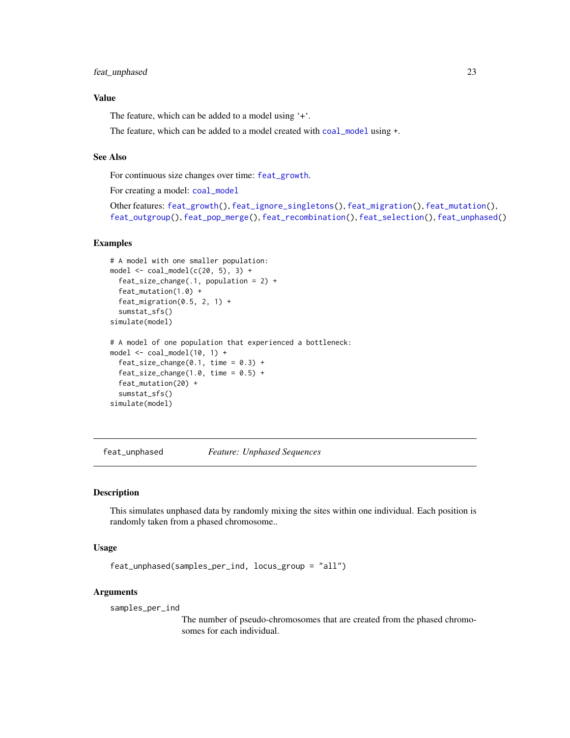### Value

The feature, which can be added to a model using '+'.

The feature, which can be added to a model created with `coal_model` using `+`.

### See Also

For continuous size changes over time: `feat_growth`.

For creating a model: `coal_model`

Other features: `feat_growth()`, `feat_ignore_singletons()`, `feat_migration()`, `feat_mutation()`, `feat_outgroup()`, `feat_pop_merge()`, `feat_recombination()`, `feat_selection()`, `feat_unphased()`

### Examples

```
# A model with one smaller population:
model <- coal_model(c(20, 5), 3) +
  feat_size_change(.1, population = 2) +
  feat_mutation(1.0) +
  feat_migration(0.5, 2, 1) +
  sumstat_sfs()
simulate(model)

# A model of one population that experienced a bottleneck:
model <- coal_model(10, 1) +
  feat_size_change(0.1, time = 0.3) +
  feat_size_change(1.0, time = 0.5) +
  feat_mutation(20) +
  sumstat_sfs()
simulate(model)
```

---

## feat_unphased — *Feature: Unphased Sequences*

---

### Description

This simulates unphased data by randomly mixing the sites within one individual. Each position is randomly taken from a phased chromosome..

### Usage

```
feat_unphased(samples_per_ind, locus_group = "all")
```

### Arguments

`samples_per_ind`
: The number of pseudo-chromosomes that are created from the phased chromosomes for each individual.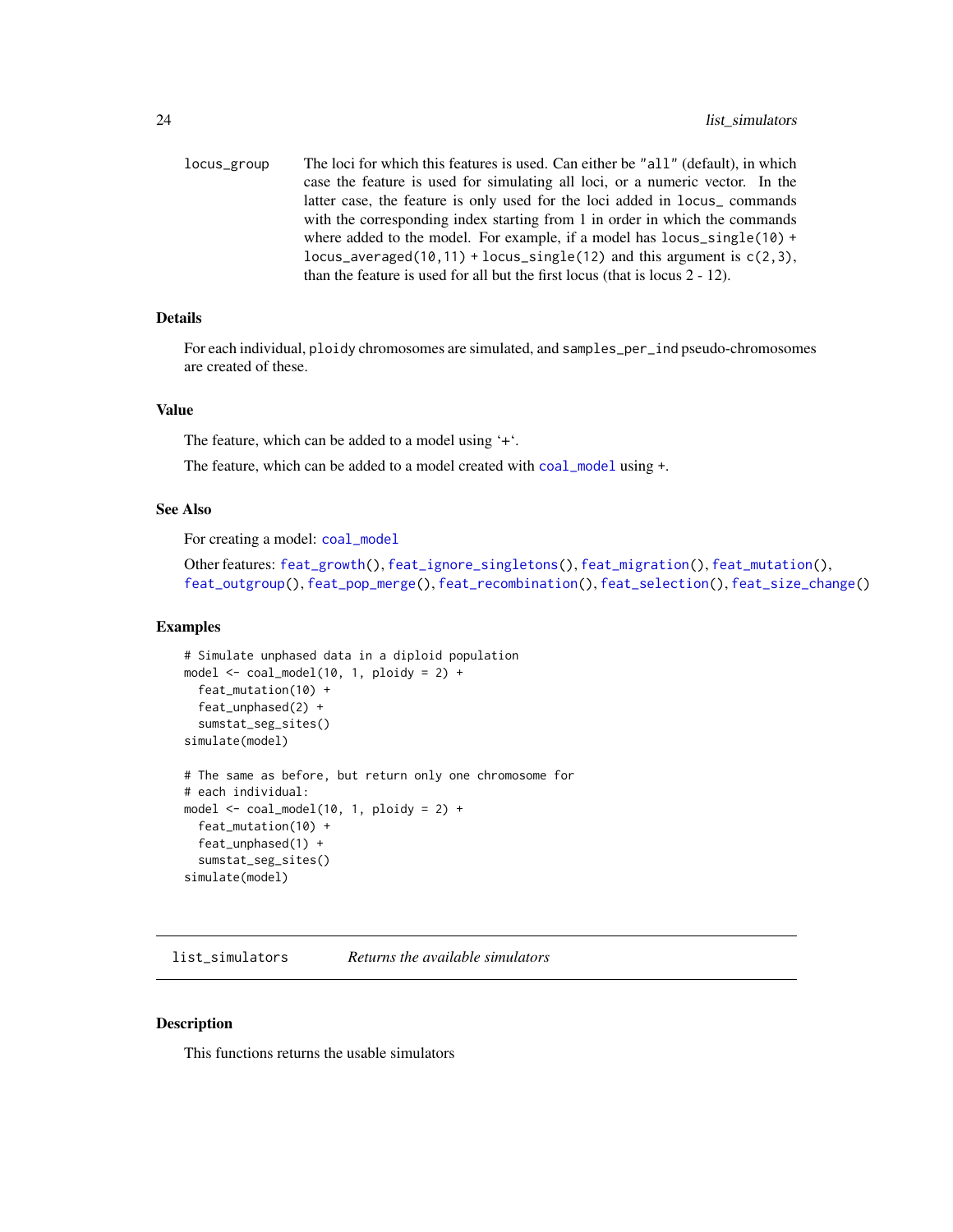locus_group The loci for which this features is used. Can either be "all" (default), in which case the feature is used for simulating all loci, or a numeric vector. In the latter case, the feature is only used for the loci added in `locus_` commands with the corresponding index starting from 1 in order in which the commands where added to the model. For example, if a model has `locus_single(10) + locus_averaged(10,11) + locus_single(12)` and this argument is `c(2,3)`, than the feature is used for all but the first locus (that is locus 2 - 12).

### Details

For each individual, `ploidy` chromosomes are simulated, and `samples_per_ind` pseudo-chromosomes are created of these.

### Value

The feature, which can be added to a model using '+'.

The feature, which can be added to a model created with `coal_model` using `+`.

### See Also

For creating a model: `coal_model`

Other features: `feat_growth()`, `feat_ignore_singletons()`, `feat_migration()`, `feat_mutation()`, `feat_outgroup()`, `feat_pop_merge()`, `feat_recombination()`, `feat_selection()`, `feat_size_change()`

### Examples

```
# Simulate unphased data in a diploid population
model <- coal_model(10, 1, ploidy = 2) +
  feat_mutation(10) +
  feat_unphased(2) +
  sumstat_seg_sites()
simulate(model)

# The same as before, but return only one chromosome for
# each individual:
model <- coal_model(10, 1, ploidy = 2) +
  feat_mutation(10) +
  feat_unphased(1) +
  sumstat_seg_sites()
simulate(model)
```

---

## list_simulators *Returns the available simulators*

### Description

This functions returns the usable simulators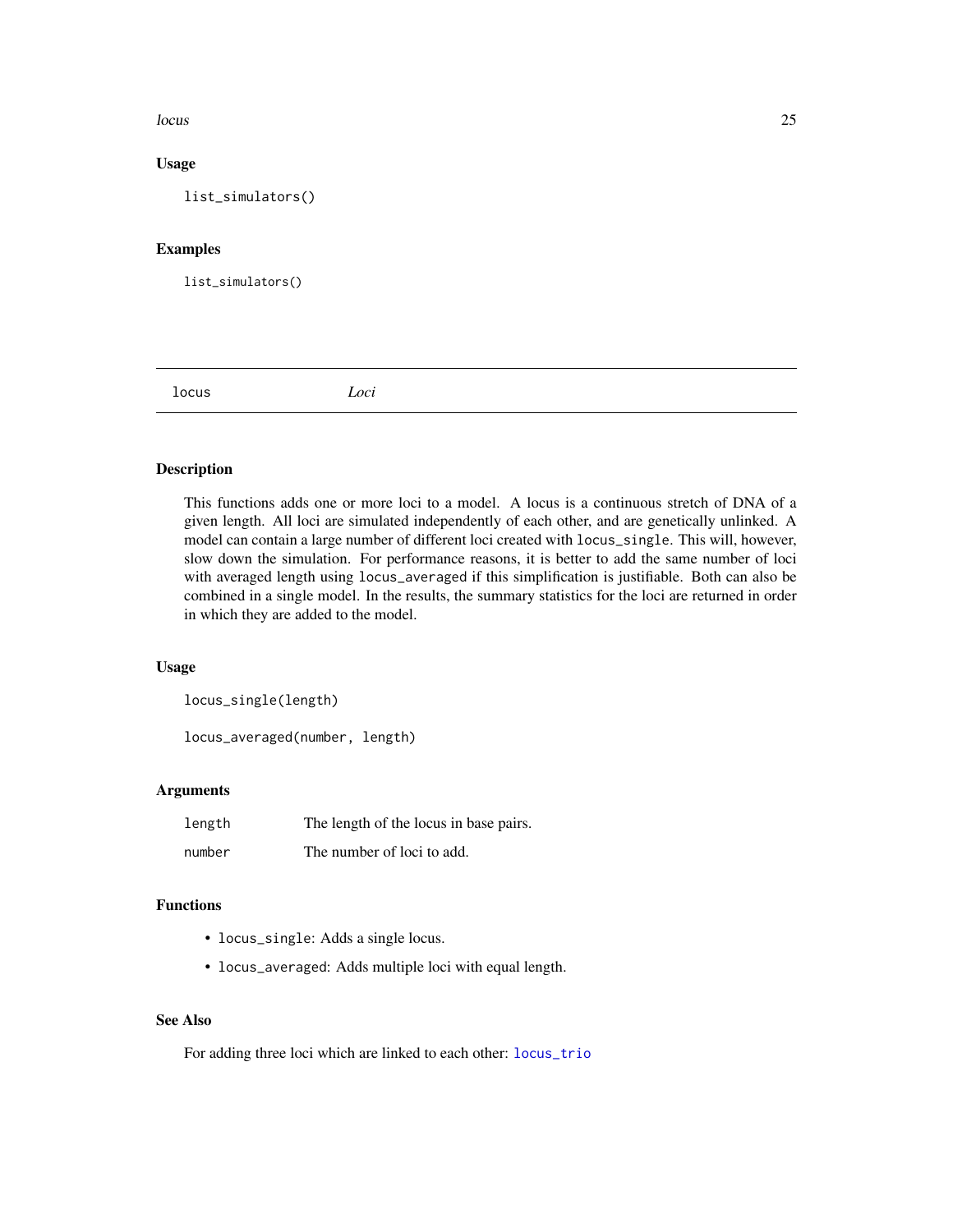### Usage

```
list_simulators()
```

### Examples

```
list_simulators()
```

---

## locus *Loci*

---

### Description

This functions adds one or more loci to a model. A locus is a continuous stretch of DNA of a given length. All loci are simulated independently of each other, and are genetically unlinked. A model can contain a large number of different loci created with `locus_single`. This will, however, slow down the simulation. For performance reasons, it is better to add the same number of loci with averaged length using `locus_averaged` if this simplification is justifiable. Both can also be combined in a single model. In the results, the summary statistics for the loci are returned in order in which they are added to the model.

### Usage

```
locus_single(length)

locus_averaged(number, length)
```

### Arguments

| | |
|---|---|
| `length` | The length of the locus in base pairs. |
| `number` | The number of loci to add. |

### Functions

- `locus_single`: Adds a single locus.
- `locus_averaged`: Adds multiple loci with equal length.

### See Also

For adding three loci which are linked to each other: `locus_trio`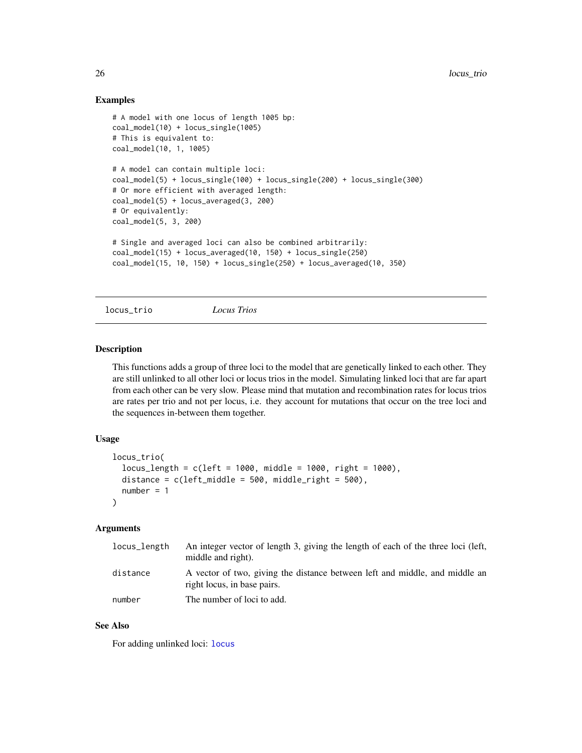### Examples

```
# A model with one locus of length 1005 bp:
coal_model(10) + locus_single(1005)
# This is equivalent to:
coal_model(10, 1, 1005)

# A model can contain multiple loci:
coal_model(5) + locus_single(100) + locus_single(200) + locus_single(300)
# Or more efficient with averaged length:
coal_model(5) + locus_averaged(3, 200)
# Or equivalently:
coal_model(5, 3, 200)

# Single and averaged loci can also be combined arbitrarily:
coal_model(15) + locus_averaged(10, 150) + locus_single(250)
coal_model(15, 10, 150) + locus_single(250) + locus_averaged(10, 350)
```

---

## locus_trio *Locus Trios*

### Description

This functions adds a group of three loci to the model that are genetically linked to each other. They are still unlinked to all other loci or locus trios in the model. Simulating linked loci that are far apart from each other can be very slow. Please mind that mutation and recombination rates for locus trios are rates per trio and not per locus, i.e. they account for mutations that occur on the tree loci and the sequences in-between them together.

### Usage

```
locus_trio(
  locus_length = c(left = 1000, middle = 1000, right = 1000),
  distance = c(left_middle = 500, middle_right = 500),
  number = 1
)
```

### Arguments

| | |
|---|---|
| locus_length | An integer vector of length 3, giving the length of each of the three loci (left, middle and right). |
| distance | A vector of two, giving the distance between left and middle, and middle an right locus, in base pairs. |
| number | The number of loci to add. |

### See Also

For adding unlinked loci: locus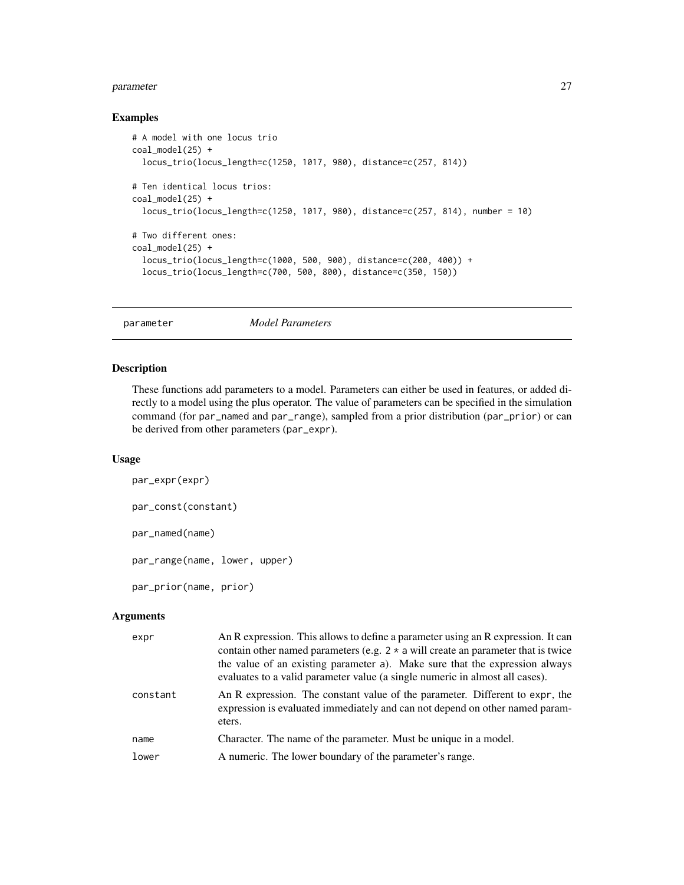## Examples

```
# A model with one locus trio
coal_model(25) +
  locus_trio(locus_length=c(1250, 1017, 980), distance=c(257, 814))

# Ten identical locus trios:
coal_model(25) +
  locus_trio(locus_length=c(1250, 1017, 980), distance=c(257, 814), number = 10)

# Two different ones:
coal_model(25) +
  locus_trio(locus_length=c(1000, 500, 900), distance=c(200, 400)) +
  locus_trio(locus_length=c(700, 500, 800), distance=c(350, 150))
```

---

# parameter — *Model Parameters*

## Description

These functions add parameters to a model. Parameters can either be used in features, or added directly to a model using the plus operator. The value of parameters can be specified in the simulation command (for `par_named` and `par_range`), sampled from a prior distribution (`par_prior`) or can be derived from other parameters (`par_expr`).

## Usage

```
par_expr(expr)

par_const(constant)

par_named(name)

par_range(name, lower, upper)

par_prior(name, prior)
```

## Arguments

| | |
|---|---|
| `expr` | An R expression. This allows to define a parameter using an R expression. It can contain other named parameters (e.g. `2 * a` will create an parameter that is twice the value of an existing parameter `a`). Make sure that the expression always evaluates to a valid parameter value (a single numeric in almost all cases). |
| `constant` | An R expression. The constant value of the parameter. Different to `expr`, the expression is evaluated immediately and can not depend on other named parameters. |
| `name` | Character. The name of the parameter. Must be unique in a model. |
| `lower` | A numeric. The lower boundary of the parameter's range. |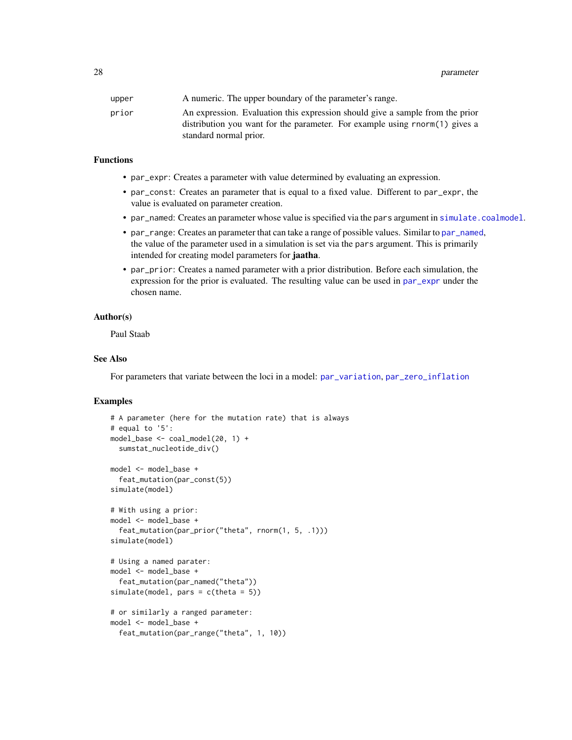| | |
|---|---|
| upper | A numeric. The upper boundary of the parameter's range. |
| prior | An expression. Evaluation this expression should give a sample from the prior distribution you want for the parameter. For example using rnorm(1) gives a standard normal prior. |

### Functions

- par_expr: Creates a parameter with value determined by evaluating an expression.
- par_const: Creates an parameter that is equal to a fixed value. Different to par_expr, the value is evaluated on parameter creation.
- par_named: Creates an parameter whose value is specified via the pars argument in simulate.coalmodel.
- par_range: Creates an parameter that can take a range of possible values. Similar to par_named, the value of the parameter used in a simulation is set via the pars argument. This is primarily intended for creating model parameters for **jaatha**.
- par_prior: Creates a named parameter with a prior distribution. Before each simulation, the expression for the prior is evaluated. The resulting value can be used in par_expr under the chosen name.

### Author(s)

Paul Staab

### See Also

For parameters that variate between the loci in a model: par_variation, par_zero_inflation

### Examples

```
# A parameter (here for the mutation rate) that is always
# equal to '5':
model_base <- coal_model(20, 1) +
  sumstat_nucleotide_div()

model <- model_base +
  feat_mutation(par_const(5))
simulate(model)

# With using a prior:
model <- model_base +
  feat_mutation(par_prior("theta", rnorm(1, 5, .1)))
simulate(model)

# Using a named parater:
model <- model_base +
  feat_mutation(par_named("theta"))
simulate(model, pars = c(theta = 5))

# or similarly a ranged parameter:
model <- model_base +
  feat_mutation(par_range("theta", 1, 10))
```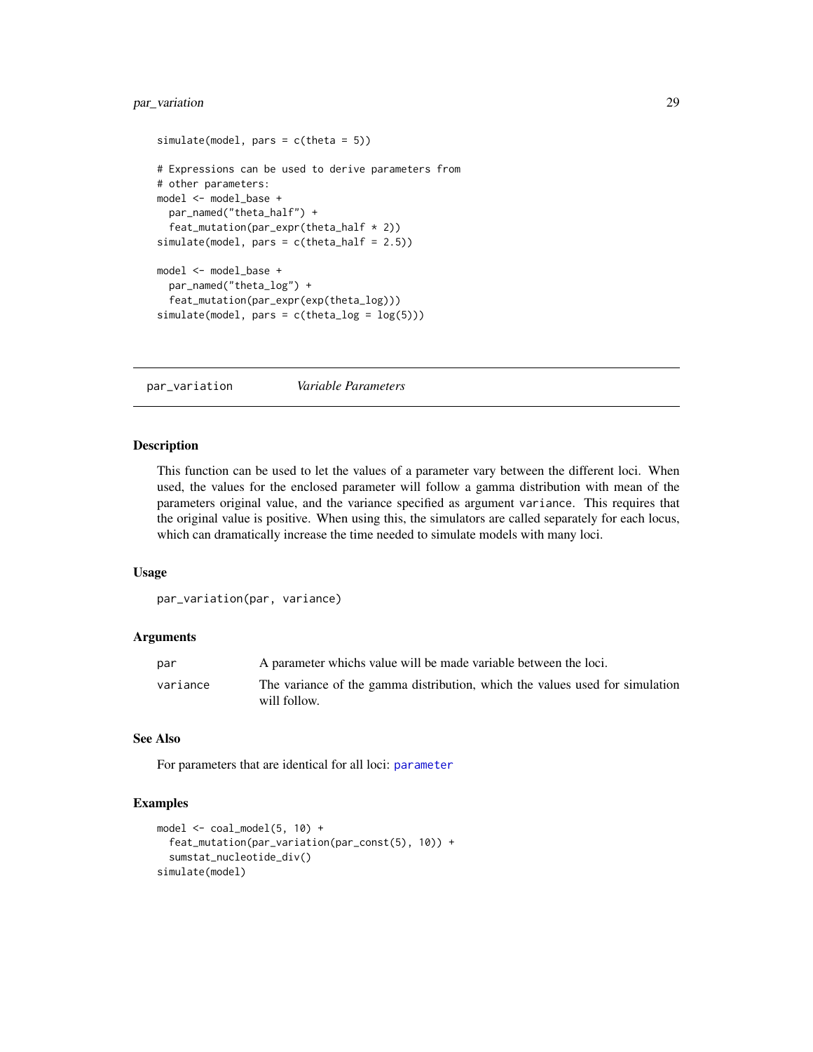```
simulate(model, pars = c(theta = 5))

# Expressions can be used to derive parameters from
# other parameters:
model <- model_base +
  par_named("theta_half") +
  feat_mutation(par_expr(theta_half * 2))
simulate(model, pars = c(theta_half = 2.5))

model <- model_base +
  par_named("theta_log") +
  feat_mutation(par_expr(exp(theta_log)))
simulate(model, pars = c(theta_log = log(5)))
```

---

## par_variation *Variable Parameters*

---

### Description

This function can be used to let the values of a parameter vary between the different loci. When used, the values for the enclosed parameter will follow a gamma distribution with mean of the parameters original value, and the variance specified as argument `variance`. This requires that the original value is positive. When using this, the simulators are called separately for each locus, which can dramatically increase the time needed to simulate models with many loci.

### Usage

```
par_variation(par, variance)
```

### Arguments

| | |
|---|---|
| `par` | A parameter whichs value will be made variable between the loci. |
| `variance` | The variance of the gamma distribution, which the values used for simulation will follow. |

### See Also

For parameters that are identical for all loci: parameter

### Examples

```
model <- coal_model(5, 10) +
  feat_mutation(par_variation(par_const(5), 10)) +
  sumstat_nucleotide_div()
simulate(model)
```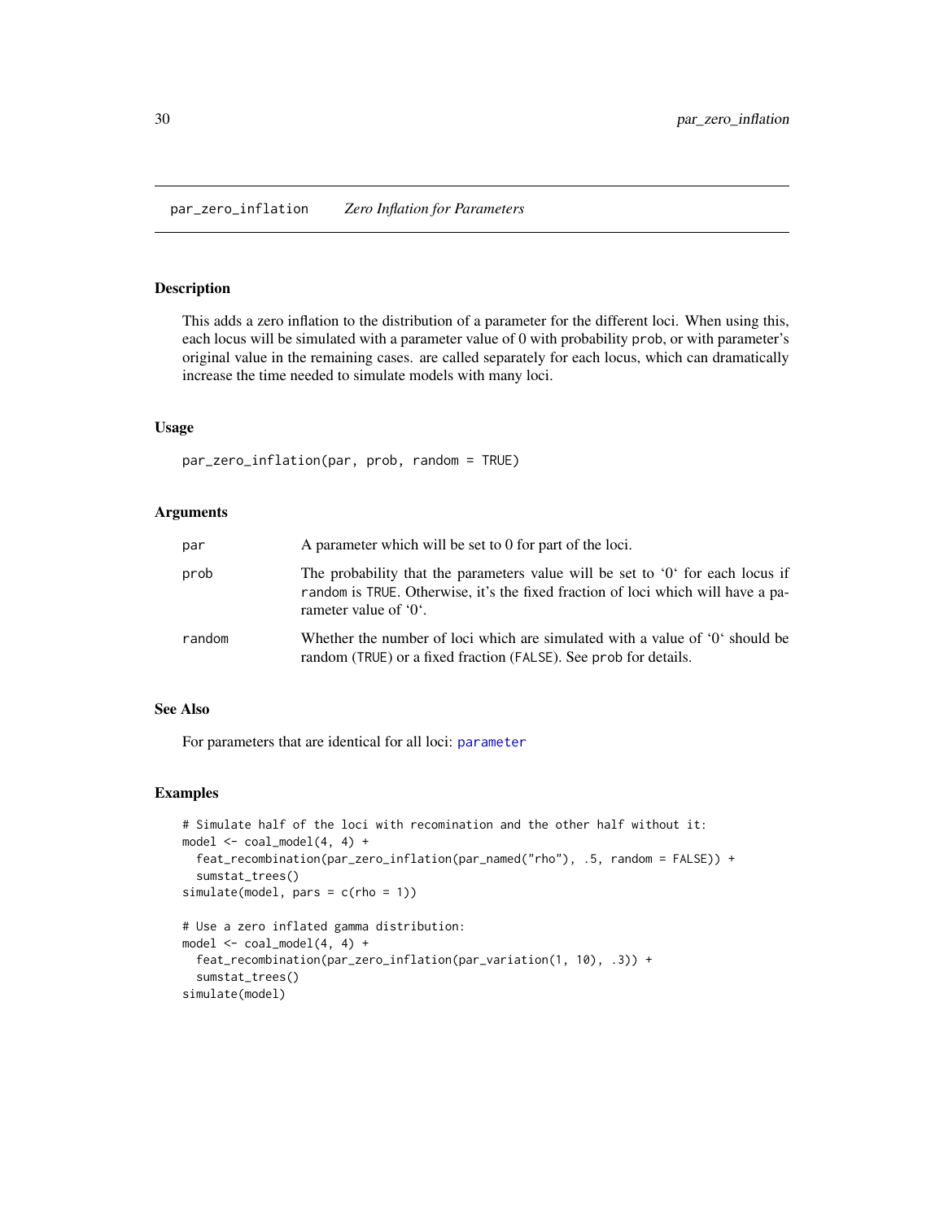par_zero_inflation    *Zero Inflation for Parameters*

## Description

This adds a zero inflation to the distribution of a parameter for the different loci. When using this, each locus will be simulated with a parameter value of 0 with probability `prob`, or with parameter's original value in the remaining cases. are called separately for each locus, which can dramatically increase the time needed to simulate models with many loci.

## Usage

```
par_zero_inflation(par, prob, random = TRUE)
```

## Arguments

| | |
|---|---|
| `par` | A parameter which will be set to 0 for part of the loci. |
| `prob` | The probability that the parameters value will be set to '0' for each locus if `random` is `TRUE`. Otherwise, it's the fixed fraction of loci which will have a parameter value of '0'. |
| `random` | Whether the number of loci which are simulated with a value of '0' should be random (`TRUE`) or a fixed fraction (`FALSE`). See `prob` for details. |

## See Also

For parameters that are identical for all loci: `parameter`

## Examples

```
# Simulate half of the loci with recomination and the other half without it:
model <- coal_model(4, 4) +
  feat_recombination(par_zero_inflation(par_named("rho"), .5, random = FALSE)) +
  sumstat_trees()
simulate(model, pars = c(rho = 1))

# Use a zero inflated gamma distribution:
model <- coal_model(4, 4) +
  feat_recombination(par_zero_inflation(par_variation(1, 10), .3)) +
  sumstat_trees()
simulate(model)
```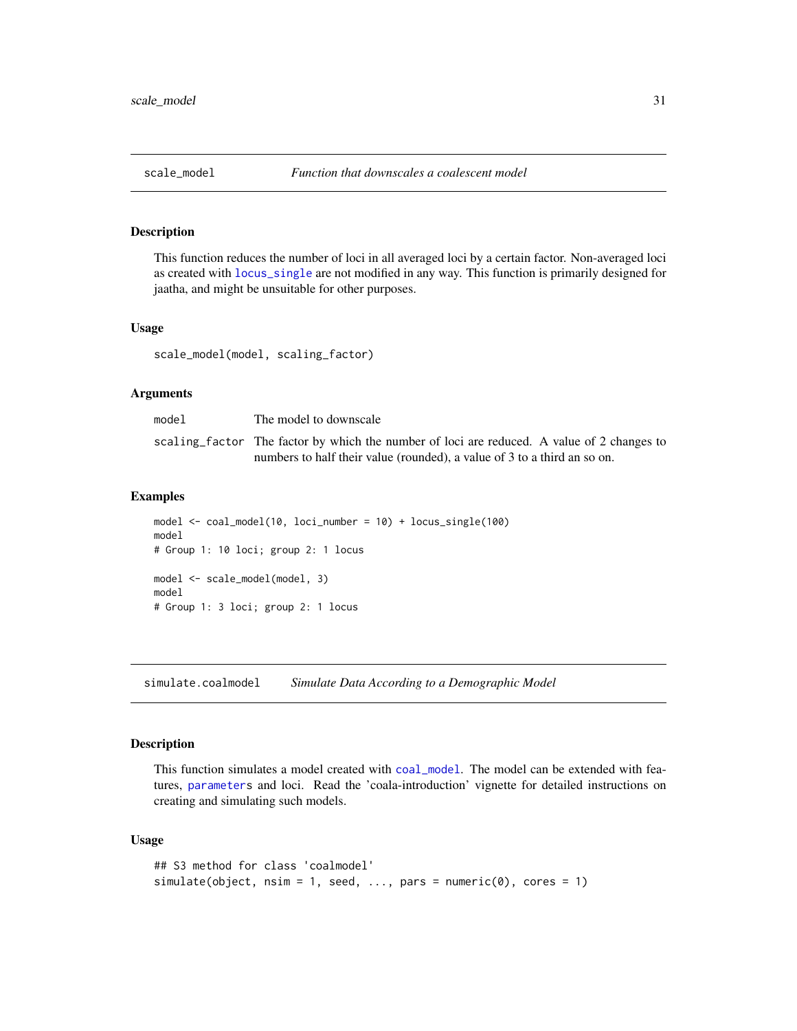## scale_model — *Function that downscales a coalescent model*

### Description

This function reduces the number of loci in all averaged loci by a certain factor. Non-averaged loci as created with locus_single are not modified in any way. This function is primarily designed for jaatha, and might be unsuitable for other purposes.

### Usage

```
scale_model(model, scaling_factor)
```

### Arguments

| | |
|---|---|
| model | The model to downscale |
| scaling_factor | The factor by which the number of loci are reduced. A value of 2 changes to numbers to half their value (rounded), a value of 3 to a third an so on. |

### Examples

```
model <- coal_model(10, loci_number = 10) + locus_single(100)
model
# Group 1: 10 loci; group 2: 1 locus

model <- scale_model(model, 3)
model
# Group 1: 3 loci; group 2: 1 locus
```

## simulate.coalmodel — *Simulate Data According to a Demographic Model*

### Description

This function simulates a model created with coal_model. The model can be extended with features, parameters and loci. Read the 'coala-introduction' vignette for detailed instructions on creating and simulating such models.

### Usage

```
## S3 method for class 'coalmodel'
simulate(object, nsim = 1, seed, ..., pars = numeric(0), cores = 1)
```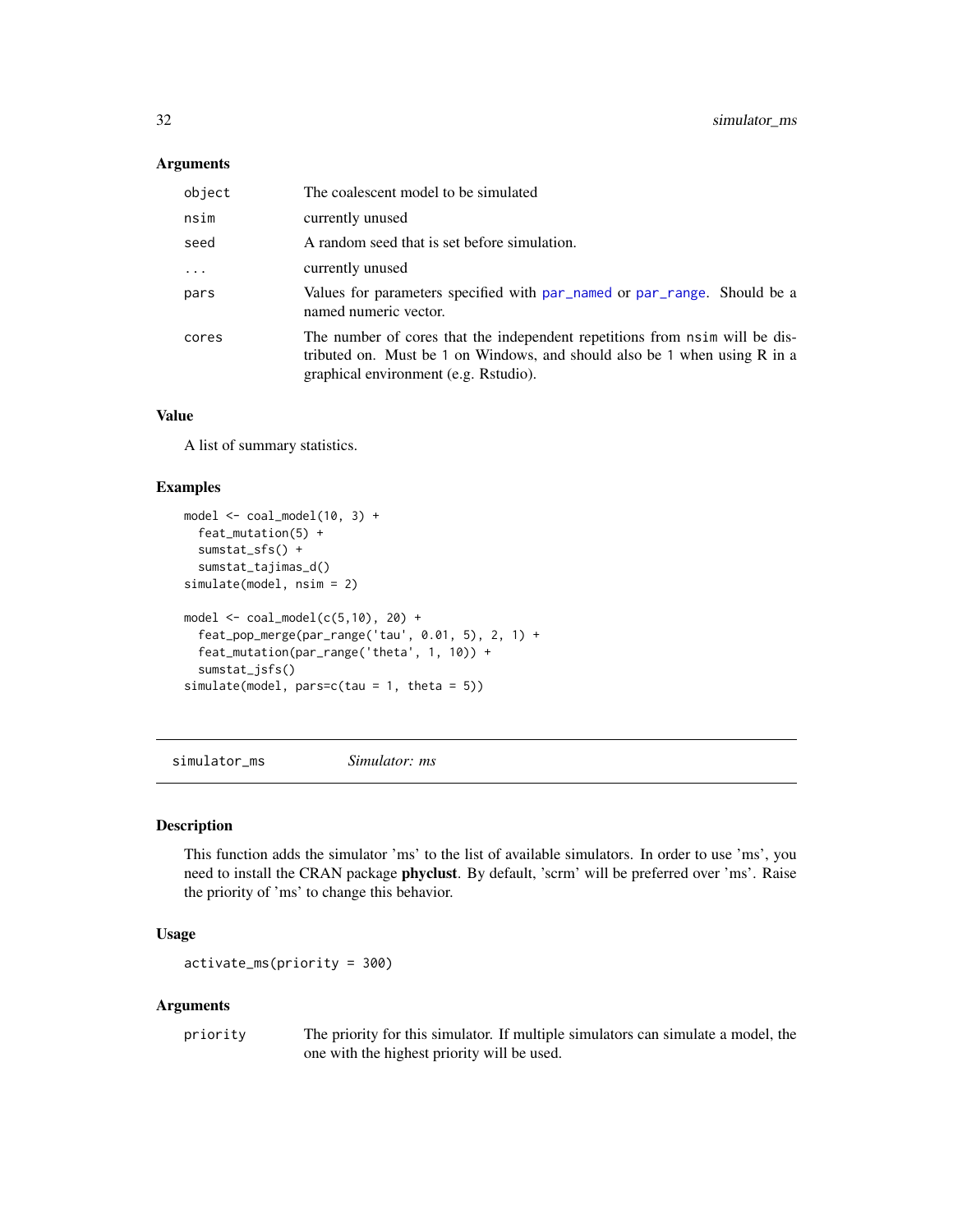### Arguments

| | |
|---|---|
| object | The coalescent model to be simulated |
| nsim | currently unused |
| seed | A random seed that is set before simulation. |
| ... | currently unused |
| pars | Values for parameters specified with par_named or par_range. Should be a named numeric vector. |
| cores | The number of cores that the independent repetitions from nsim will be distributed on. Must be 1 on Windows, and should also be 1 when using R in a graphical environment (e.g. Rstudio). |

### Value

A list of summary statistics.

### Examples

```
model <- coal_model(10, 3) +
  feat_mutation(5) +
  sumstat_sfs() +
  sumstat_tajimas_d()
simulate(model, nsim = 2)

model <- coal_model(c(5,10), 20) +
  feat_pop_merge(par_range('tau', 0.01, 5), 2, 1) +
  feat_mutation(par_range('theta', 1, 10)) +
  sumstat_jsfs()
simulate(model, pars=c(tau = 1, theta = 5))
```

---

## simulator_ms *Simulator: ms*

### Description

This function adds the simulator 'ms' to the list of available simulators. In order to use 'ms', you need to install the CRAN package **phyclust**. By default, 'scrm' will be preferred over 'ms'. Raise the priority of 'ms' to change this behavior.

### Usage

```
activate_ms(priority = 300)
```

### Arguments

| | |
|---|---|
| priority | The priority for this simulator. If multiple simulators can simulate a model, the one with the highest priority will be used. |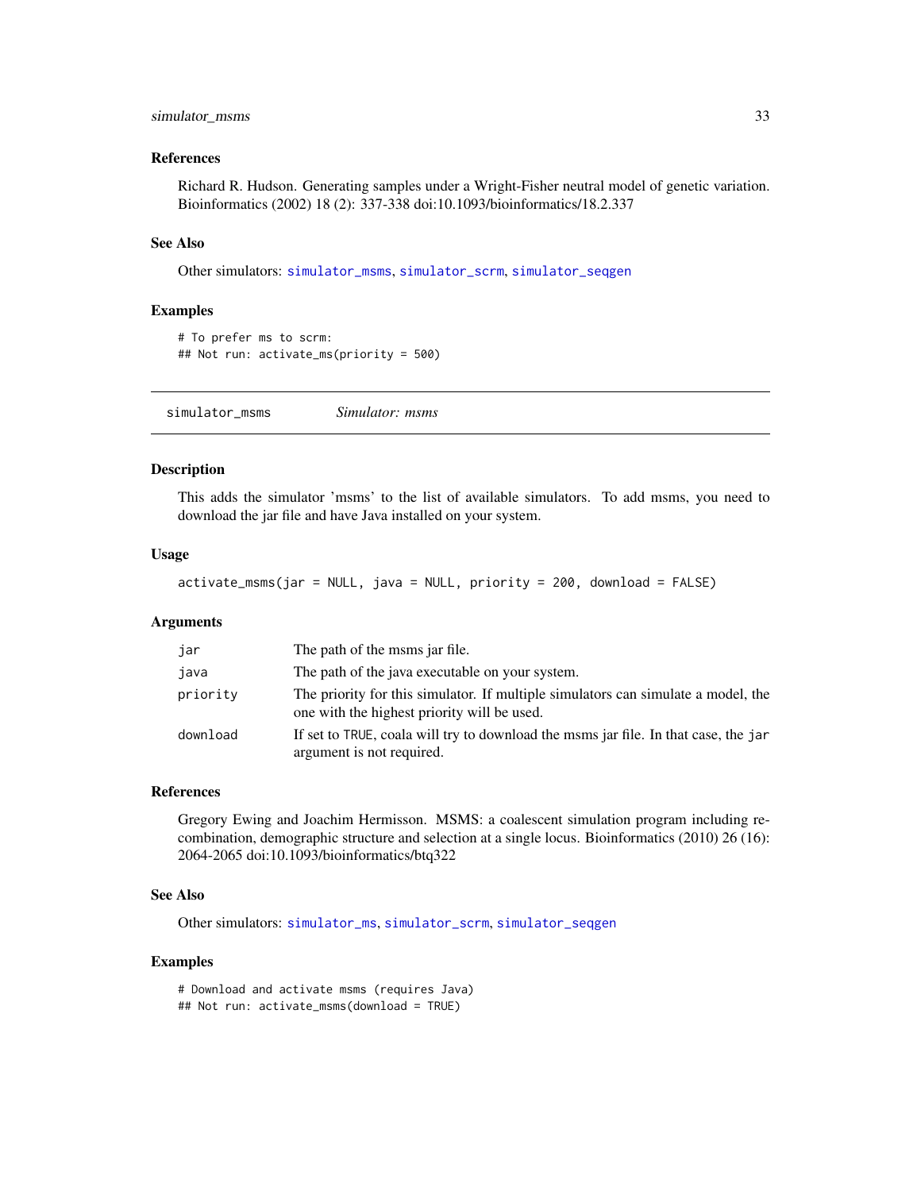### References

Richard R. Hudson. Generating samples under a Wright-Fisher neutral model of genetic variation. Bioinformatics (2002) 18 (2): 337-338 doi:10.1093/bioinformatics/18.2.337

### See Also

Other simulators: simulator_msms, simulator_scrm, simulator_seqgen

### Examples

```
# To prefer ms to scrm:
## Not run: activate_ms(priority = 500)
```

---

## simulator_msms    *Simulator: msms*

---

### Description

This adds the simulator 'msms' to the list of available simulators. To add msms, you need to download the jar file and have Java installed on your system.

### Usage

```
activate_msms(jar = NULL, java = NULL, priority = 200, download = FALSE)
```

### Arguments

| | |
|---|---|
| jar | The path of the msms jar file. |
| java | The path of the java executable on your system. |
| priority | The priority for this simulator. If multiple simulators can simulate a model, the one with the highest priority will be used. |
| download | If set to TRUE, coala will try to download the msms jar file. In that case, the jar argument is not required. |

### References

Gregory Ewing and Joachim Hermisson. MSMS: a coalescent simulation program including recombination, demographic structure and selection at a single locus. Bioinformatics (2010) 26 (16): 2064-2065 doi:10.1093/bioinformatics/btq322

### See Also

Other simulators: simulator_ms, simulator_scrm, simulator_seqgen

### Examples

```
# Download and activate msms (requires Java)
## Not run: activate_msms(download = TRUE)
```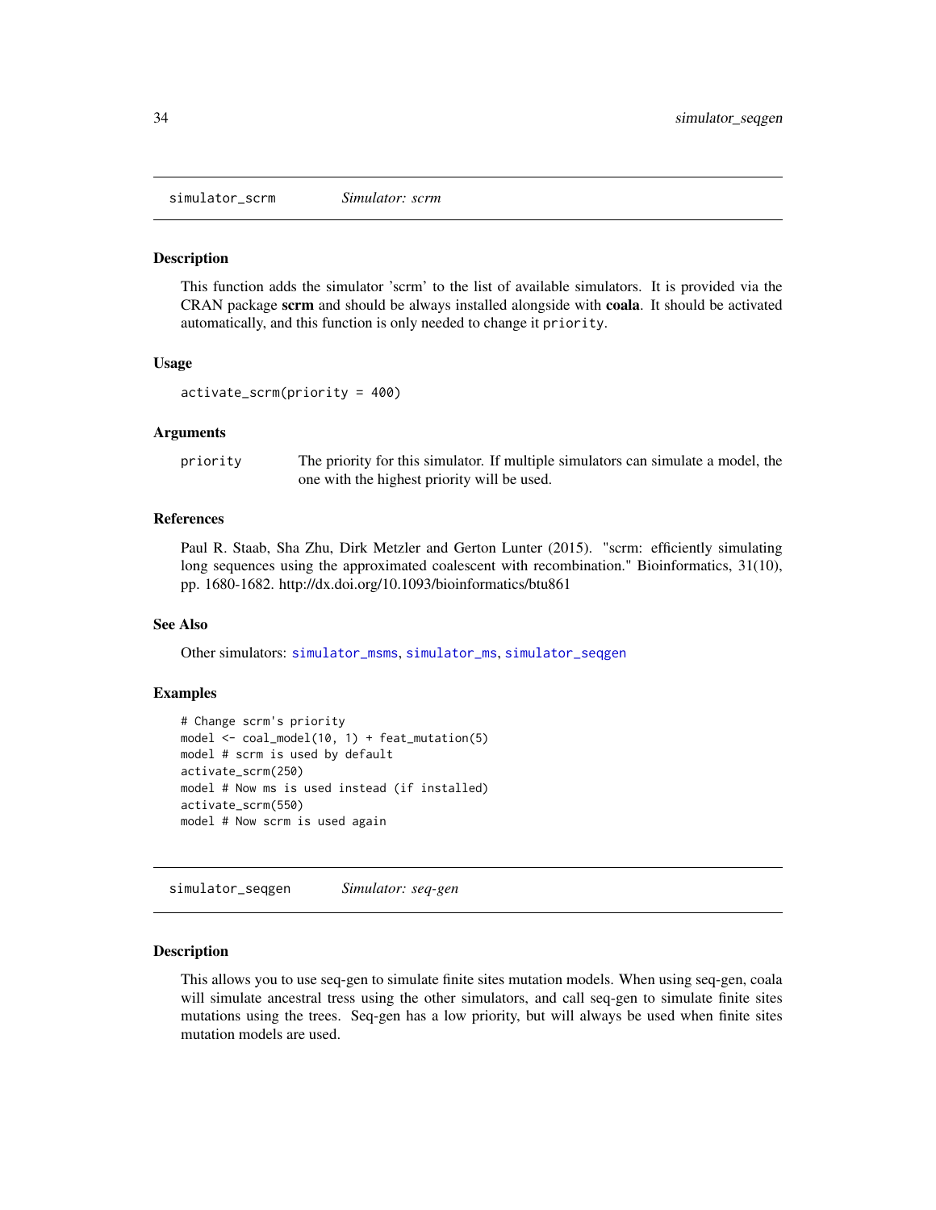## simulator_scrm *Simulator: scrm*

### Description

This function adds the simulator 'scrm' to the list of available simulators. It is provided via the CRAN package **scrm** and should be always installed alongside with **coala**. It should be activated automatically, and this function is only needed to change it `priority`.

### Usage

```
activate_scrm(priority = 400)
```

### Arguments

| | |
|---|---|
| `priority` | The priority for this simulator. If multiple simulators can simulate a model, the one with the highest priority will be used. |

### References

Paul R. Staab, Sha Zhu, Dirk Metzler and Gerton Lunter (2015). "scrm: efficiently simulating long sequences using the approximated coalescent with recombination." Bioinformatics, 31(10), pp. 1680-1682. http://dx.doi.org/10.1093/bioinformatics/btu861

### See Also

Other simulators: `simulator_msms`, `simulator_ms`, `simulator_seqgen`

### Examples

```
# Change scrm's priority
model <- coal_model(10, 1) + feat_mutation(5)
model # scrm is used by default
activate_scrm(250)
model # Now ms is used instead (if installed)
activate_scrm(550)
model # Now scrm is used again
```

## simulator_seqgen *Simulator: seq-gen*

### Description

This allows you to use seq-gen to simulate finite sites mutation models. When using seq-gen, coala will simulate ancestral tress using the other simulators, and call seq-gen to simulate finite sites mutations using the trees. Seq-gen has a low priority, but will always be used when finite sites mutation models are used.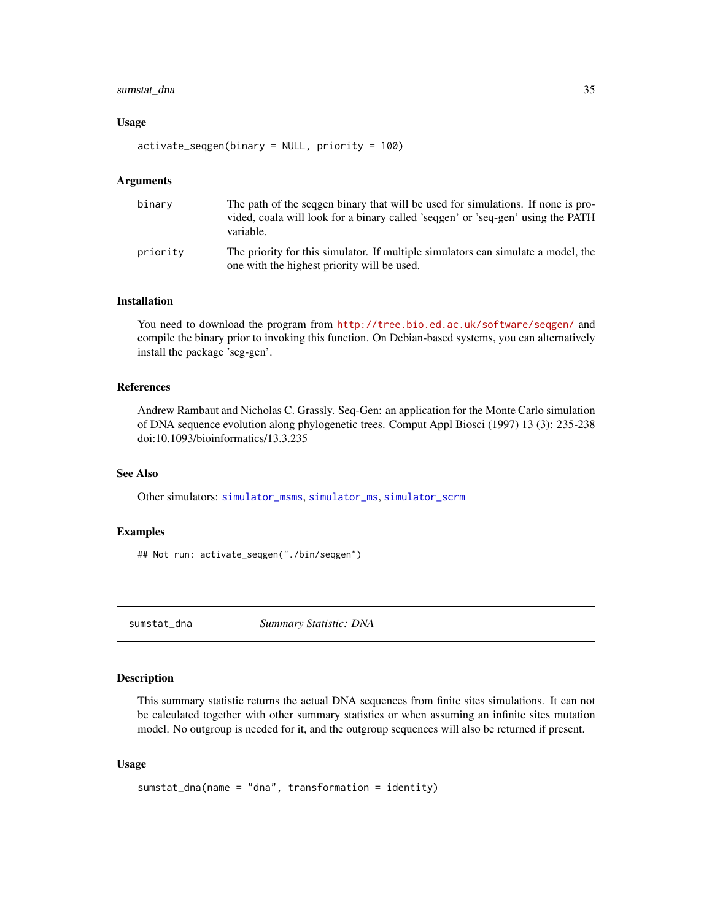### Usage

```
activate_seqgen(binary = NULL, priority = 100)
```

### Arguments

| | |
|---|---|
| binary | The path of the seqgen binary that will be used for simulations. If none is provided, coala will look for a binary called 'seqgen' or 'seq-gen' using the PATH variable. |
| priority | The priority for this simulator. If multiple simulators can simulate a model, the one with the highest priority will be used. |

### Installation

You need to download the program from http://tree.bio.ed.ac.uk/software/seqgen/ and compile the binary prior to invoking this function. On Debian-based systems, you can alternatively install the package 'seg-gen'.

### References

Andrew Rambaut and Nicholas C. Grassly. Seq-Gen: an application for the Monte Carlo simulation of DNA sequence evolution along phylogenetic trees. Comput Appl Biosci (1997) 13 (3): 235-238 doi:10.1093/bioinformatics/13.3.235

### See Also

Other simulators: simulator_msms, simulator_ms, simulator_scrm

### Examples

```
## Not run: activate_seqgen("./bin/seqgen")
```

---

## sumstat_dna *Summary Statistic: DNA*

### Description

This summary statistic returns the actual DNA sequences from finite sites simulations. It can not be calculated together with other summary statistics or when assuming an infinite sites mutation model. No outgroup is needed for it, and the outgroup sequences will also be returned if present.

### Usage

```
sumstat_dna(name = "dna", transformation = identity)
```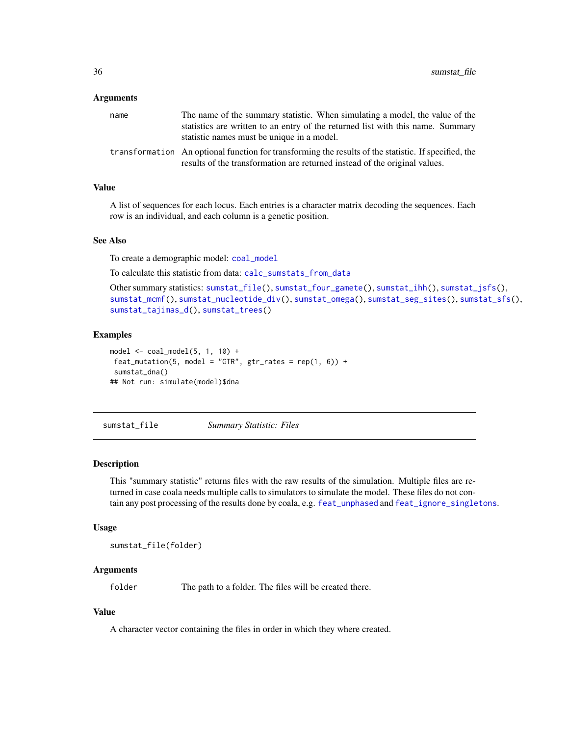### Arguments

| | |
|---|---|
| name | The name of the summary statistic. When simulating a model, the value of the statistics are written to an entry of the returned list with this name. Summary statistic names must be unique in a model. |
| transformation | An optional function for transforming the results of the statistic. If specified, the results of the transformation are returned instead of the original values. |

### Value

A list of sequences for each locus. Each entries is a character matrix decoding the sequences. Each row is an individual, and each column is a genetic position.

### See Also

To create a demographic model: coal_model

To calculate this statistic from data: calc_sumstats_from_data

Other summary statistics: sumstat_file(), sumstat_four_gamete(), sumstat_ihh(), sumstat_jsfs(), sumstat_mcmf(), sumstat_nucleotide_div(), sumstat_omega(), sumstat_seg_sites(), sumstat_sfs(), sumstat_tajimas_d(), sumstat_trees()

### Examples

```
model <- coal_model(5, 1, 10) +
 feat_mutation(5, model = "GTR", gtr_rates = rep(1, 6)) +
 sumstat_dna()
## Not run: simulate(model)$dna
```

---

## sumstat_file *Summary Statistic: Files*

---

### Description

This "summary statistic" returns files with the raw results of the simulation. Multiple files are returned in case coala needs multiple calls to simulators to simulate the model. These files do not contain any post processing of the results done by coala, e.g. feat_unphased and feat_ignore_singletons.

### Usage

```
sumstat_file(folder)
```

### Arguments

| | |
|---|---|
| folder | The path to a folder. The files will be created there. |

### Value

A character vector containing the files in order in which they where created.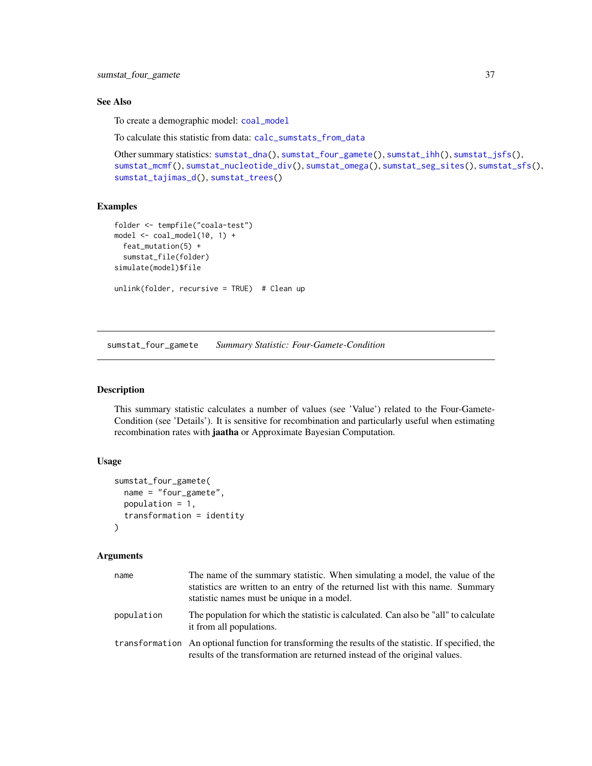### See Also

To create a demographic model: coal_model

To calculate this statistic from data: calc_sumstats_from_data

Other summary statistics: sumstat_dna(), sumstat_four_gamete(), sumstat_ihh(), sumstat_jsfs(), sumstat_mcmf(), sumstat_nucleotide_div(), sumstat_omega(), sumstat_seg_sites(), sumstat_sfs(), sumstat_tajimas_d(), sumstat_trees()

### Examples

```
folder <- tempfile("coala-test")
model <- coal_model(10, 1) +
  feat_mutation(5) +
  sumstat_file(folder)
simulate(model)$file

unlink(folder, recursive = TRUE)  # Clean up
```

---

## sumstat_four_gamete *Summary Statistic: Four-Gamete-Condition*

### Description

This summary statistic calculates a number of values (see 'Value') related to the Four-Gamete-Condition (see 'Details'). It is sensitive for recombination and particularly useful when estimating recombination rates with **jaatha** or Approximate Bayesian Computation.

### Usage

```
sumstat_four_gamete(
  name = "four_gamete",
  population = 1,
  transformation = identity
)
```

### Arguments

| | |
|---|---|
| name | The name of the summary statistic. When simulating a model, the value of the statistics are written to an entry of the returned list with this name. Summary statistic names must be unique in a model. |
| population | The population for which the statistic is calculated. Can also be "all" to calculate it from all populations. |
| transformation | An optional function for transforming the results of the statistic. If specified, the results of the transformation are returned instead of the original values. |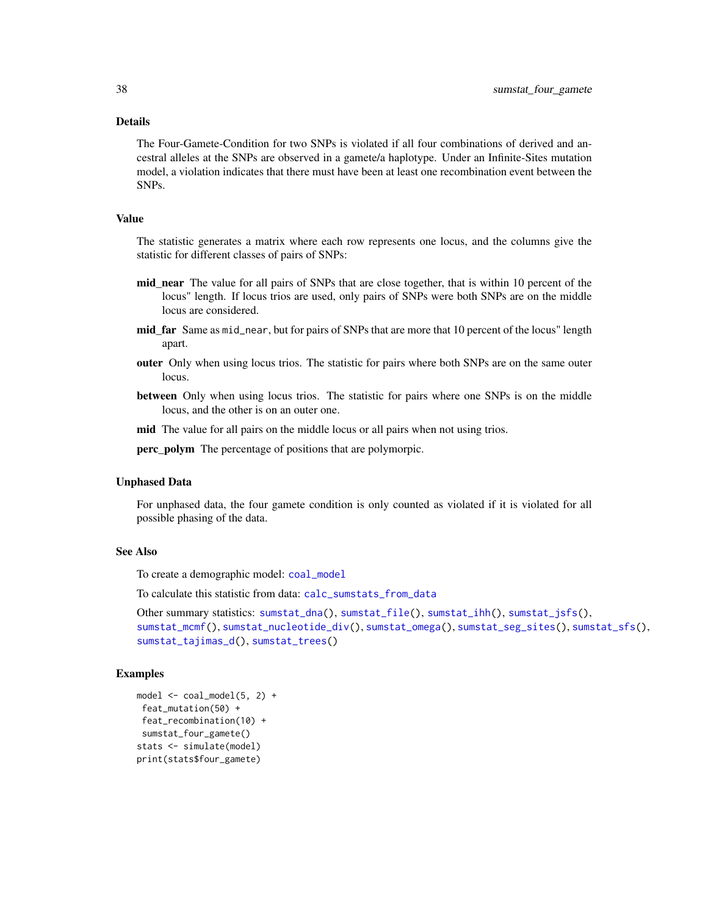## Details

The Four-Gamete-Condition for two SNPs is violated if all four combinations of derived and ancestral alleles at the SNPs are observed in a gamete/a haplotype. Under an Infinite-Sites mutation model, a violation indicates that there must have been at least one recombination event between the SNPs.

## Value

The statistic generates a matrix where each row represents one locus, and the columns give the statistic for different classes of pairs of SNPs:

**mid_near** The value for all pairs of SNPs that are close together, that is within 10 percent of the locus" length. If locus trios are used, only pairs of SNPs were both SNPs are on the middle locus are considered.

**mid_far** Same as `mid_near`, but for pairs of SNPs that are more that 10 percent of the locus" length apart.

**outer** Only when using locus trios. The statistic for pairs where both SNPs are on the same outer locus.

**between** Only when using locus trios. The statistic for pairs where one SNPs is on the middle locus, and the other is on an outer one.

**mid** The value for all pairs on the middle locus or all pairs when not using trios.

**perc_polym** The percentage of positions that are polymorpic.

## Unphased Data

For unphased data, the four gamete condition is only counted as violated if it is violated for all possible phasing of the data.

## See Also

To create a demographic model: `coal_model`

To calculate this statistic from data: `calc_sumstats_from_data`

Other summary statistics: `sumstat_dna()`, `sumstat_file()`, `sumstat_ihh()`, `sumstat_jsfs()`, `sumstat_mcmf()`, `sumstat_nucleotide_div()`, `sumstat_omega()`, `sumstat_seg_sites()`, `sumstat_sfs()`, `sumstat_tajimas_d()`, `sumstat_trees()`

## Examples

```
model <- coal_model(5, 2) +
 feat_mutation(50) +
 feat_recombination(10) +
 sumstat_four_gamete()
stats <- simulate(model)
print(stats$four_gamete)
```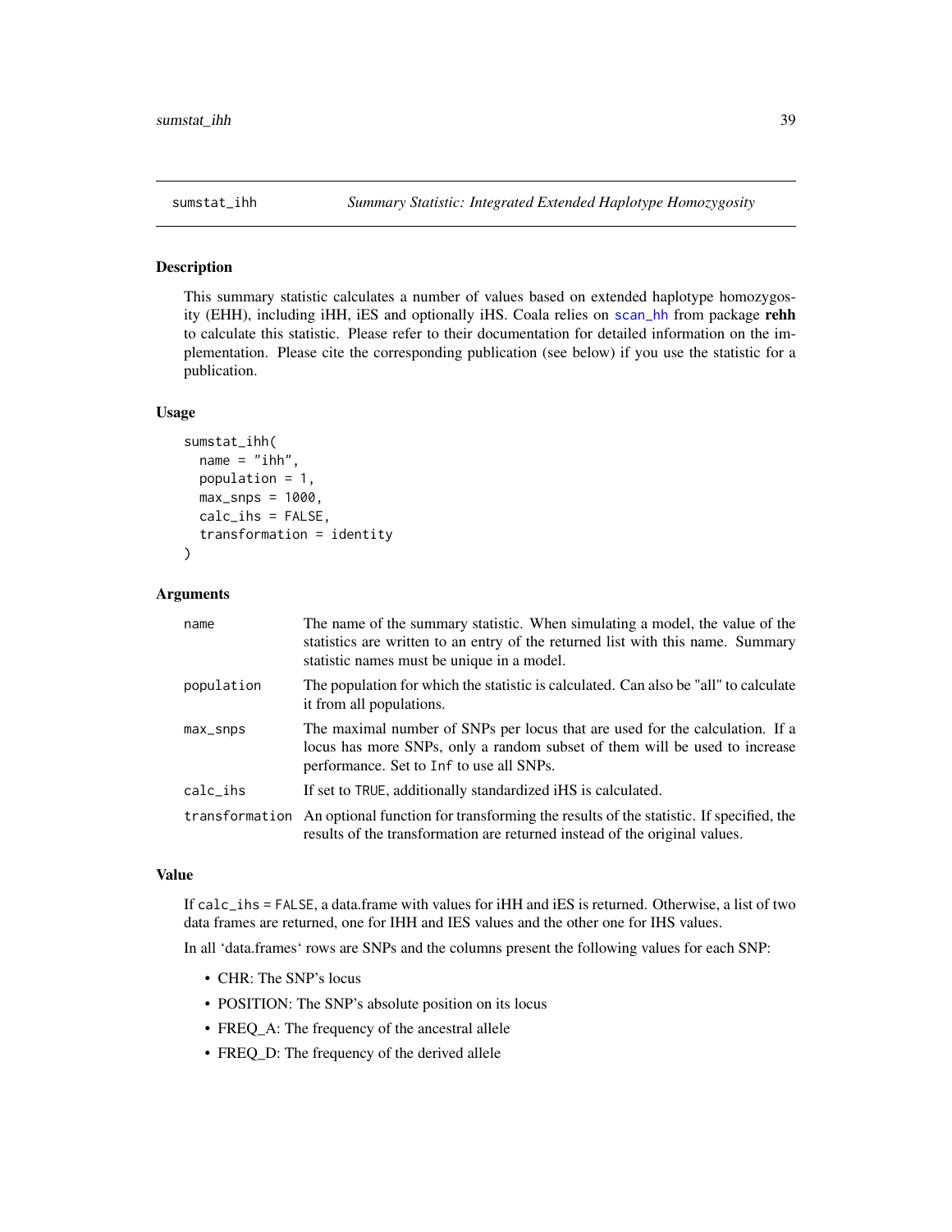## sumstat_ihh — *Summary Statistic: Integrated Extended Haplotype Homozygosity*

### Description

This summary statistic calculates a number of values based on extended haplotype homozygosity (EHH), including iHH, iES and optionally iHS. Coala relies on scan_hh from package **rehh** to calculate this statistic. Please refer to their documentation for detailed information on the implementation. Please cite the corresponding publication (see below) if you use the statistic for a publication.

### Usage

```
sumstat_ihh(
  name = "ihh",
  population = 1,
  max_snps = 1000,
  calc_ihs = FALSE,
  transformation = identity
)
```

### Arguments

| | |
|---|---|
| name | The name of the summary statistic. When simulating a model, the value of the statistics are written to an entry of the returned list with this name. Summary statistic names must be unique in a model. |
| population | The population for which the statistic is calculated. Can also be "all" to calculate it from all populations. |
| max_snps | The maximal number of SNPs per locus that are used for the calculation. If a locus has more SNPs, only a random subset of them will be used to increase performance. Set to `Inf` to use all SNPs. |
| calc_ihs | If set to `TRUE`, additionally standardized iHS is calculated. |
| transformation | An optional function for transforming the results of the statistic. If specified, the results of the transformation are returned instead of the original values. |

### Value

If `calc_ihs = FALSE`, a data.frame with values for iHH and iES is returned. Otherwise, a list of two data frames are returned, one for IHH and IES values and the other one for IHS values.

In all 'data.frames' rows are SNPs and the columns present the following values for each SNP:

- CHR: The SNP's locus
- POSITION: The SNP's absolute position on its locus
- FREQ_A: The frequency of the ancestral allele
- FREQ_D: The frequency of the derived allele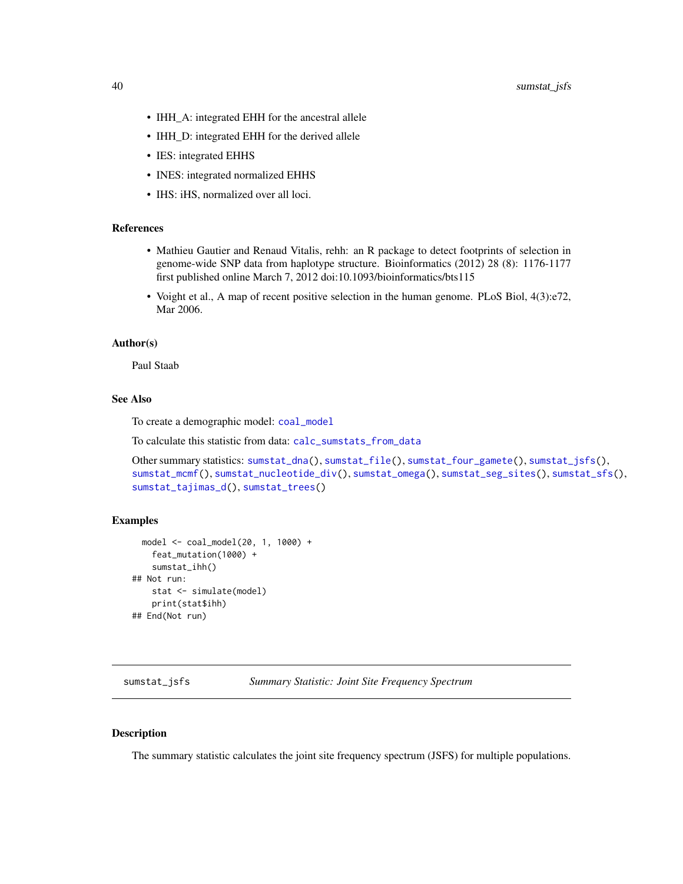- IHH_A: integrated EHH for the ancestral allele
- IHH_D: integrated EHH for the derived allele
- IES: integrated EHHS
- INES: integrated normalized EHHS
- IHS: iHS, normalized over all loci.

### References

- Mathieu Gautier and Renaud Vitalis, rehh: an R package to detect footprints of selection in genome-wide SNP data from haplotype structure. Bioinformatics (2012) 28 (8): 1176-1177 first published online March 7, 2012 doi:10.1093/bioinformatics/bts115
- Voight et al., A map of recent positive selection in the human genome. PLoS Biol, 4(3):e72, Mar 2006.

### Author(s)

Paul Staab

### See Also

To create a demographic model: coal_model

To calculate this statistic from data: calc_sumstats_from_data

Other summary statistics: sumstat_dna(), sumstat_file(), sumstat_four_gamete(), sumstat_jsfs(), sumstat_mcmf(), sumstat_nucleotide_div(), sumstat_omega(), sumstat_seg_sites(), sumstat_sfs(), sumstat_tajimas_d(), sumstat_trees()

### Examples

```
  model <- coal_model(20, 1, 1000) +
    feat_mutation(1000) +
    sumstat_ihh()
## Not run:
    stat <- simulate(model)
    print(stat$ihh)
## End(Not run)
```

---

## sumstat_jsfs — *Summary Statistic: Joint Site Frequency Spectrum*

### Description

The summary statistic calculates the joint site frequency spectrum (JSFS) for multiple populations.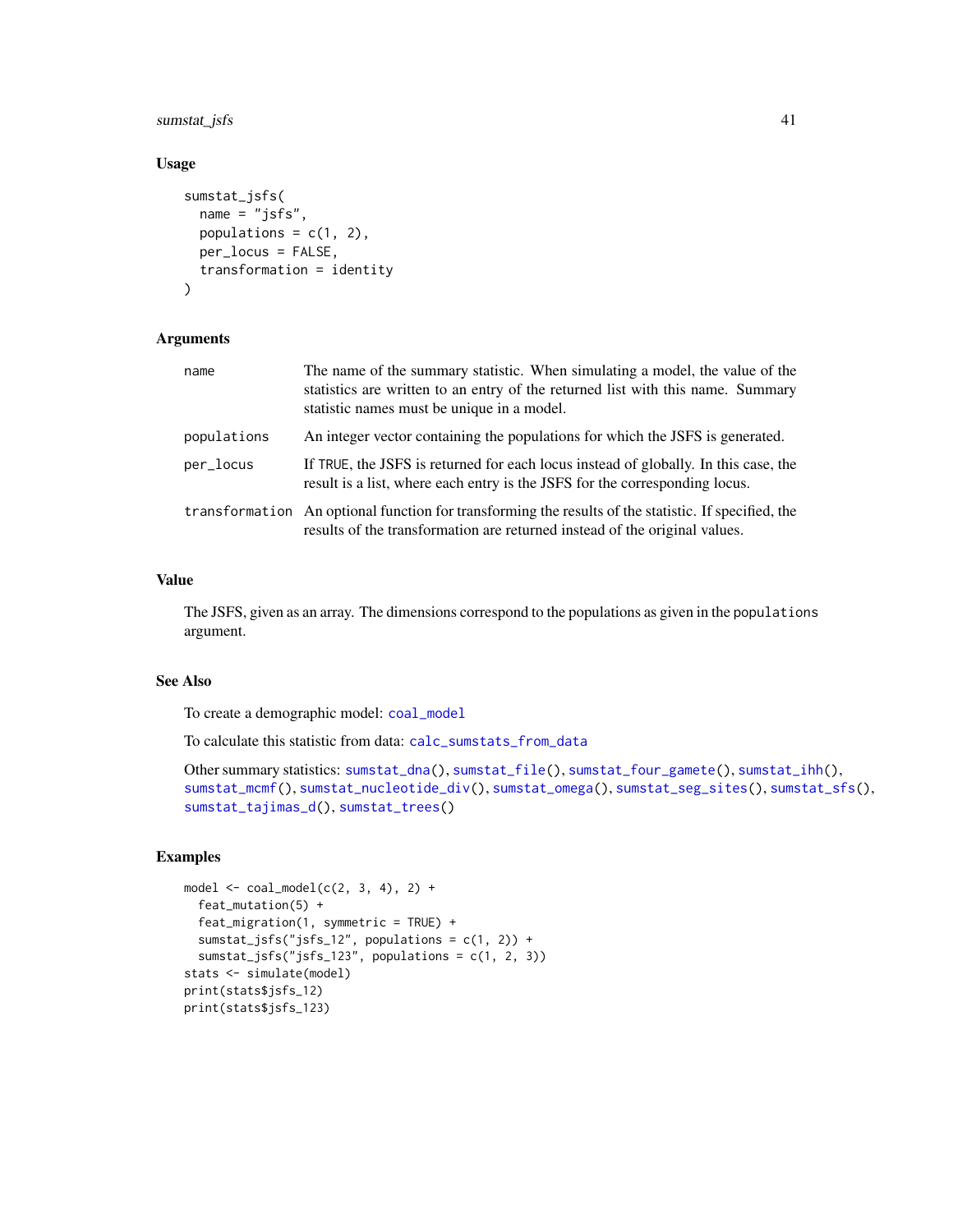## Usage

```
sumstat_jsfs(
  name = "jsfs",
  populations = c(1, 2),
  per_locus = FALSE,
  transformation = identity
)
```

## Arguments

| | |
|---|---|
| name | The name of the summary statistic. When simulating a model, the value of the statistics are written to an entry of the returned list with this name. Summary statistic names must be unique in a model. |
| populations | An integer vector containing the populations for which the JSFS is generated. |
| per_locus | If TRUE, the JSFS is returned for each locus instead of globally. In this case, the result is a list, where each entry is the JSFS for the corresponding locus. |
| transformation | An optional function for transforming the results of the statistic. If specified, the results of the transformation are returned instead of the original values. |

## Value

The JSFS, given as an array. The dimensions correspond to the populations as given in the populations argument.

## See Also

To create a demographic model: coal_model

To calculate this statistic from data: calc_sumstats_from_data

Other summary statistics: sumstat_dna(), sumstat_file(), sumstat_four_gamete(), sumstat_ihh(), sumstat_mcmf(), sumstat_nucleotide_div(), sumstat_omega(), sumstat_seg_sites(), sumstat_sfs(), sumstat_tajimas_d(), sumstat_trees()

## Examples

```
model <- coal_model(c(2, 3, 4), 2) +
  feat_mutation(5) +
  feat_migration(1, symmetric = TRUE) +
  sumstat_jsfs("jsfs_12", populations = c(1, 2)) +
  sumstat_jsfs("jsfs_123", populations = c(1, 2, 3))
stats <- simulate(model)
print(stats$jsfs_12)
print(stats$jsfs_123)
```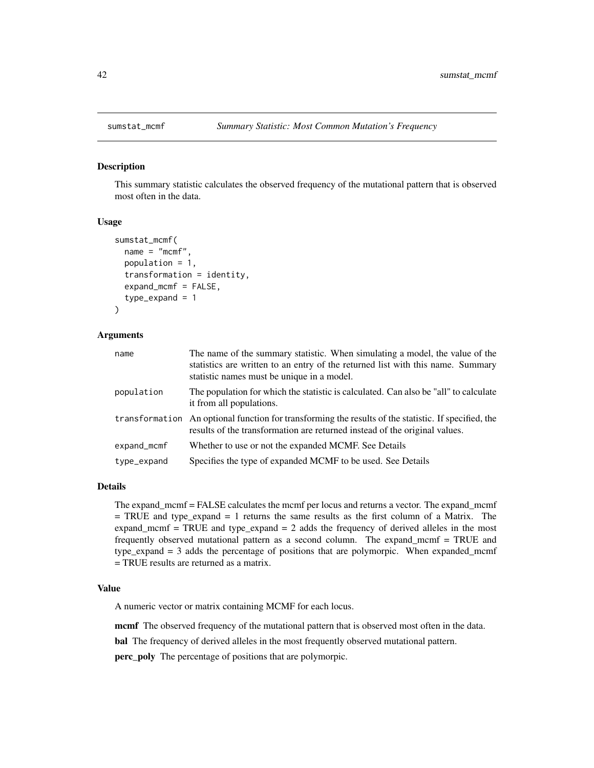## sumstat_mcmf — *Summary Statistic: Most Common Mutation's Frequency*

### Description

This summary statistic calculates the observed frequency of the mutational pattern that is observed most often in the data.

### Usage

```
sumstat_mcmf(
  name = "mcmf",
  population = 1,
  transformation = identity,
  expand_mcmf = FALSE,
  type_expand = 1
)
```

### Arguments

| Argument | Description |
|---|---|
| name | The name of the summary statistic. When simulating a model, the value of the statistics are written to an entry of the returned list with this name. Summary statistic names must be unique in a model. |
| population | The population for which the statistic is calculated. Can also be "all" to calculate it from all populations. |
| transformation | An optional function for transforming the results of the statistic. If specified, the results of the transformation are returned instead of the original values. |
| expand_mcmf | Whether to use or not the expanded MCMF. See Details |
| type_expand | Specifies the type of expanded MCMF to be used. See Details |

### Details

The expand_mcmf = FALSE calculates the mcmf per locus and returns a vector. The expand_mcmf = TRUE and type_expand = 1 returns the same results as the first column of a Matrix. The expand_mcmf = TRUE and type_expand = 2 adds the frequency of derived alleles in the most frequently observed mutational pattern as a second column. The expand_mcmf = TRUE and type_expand = 3 adds the percentage of positions that are polymorpic. When expanded_mcmf = TRUE results are returned as a matrix.

### Value

A numeric vector or matrix containing MCMF for each locus.

**mcmf** The observed frequency of the mutational pattern that is observed most often in the data.

**bal** The frequency of derived alleles in the most frequently observed mutational pattern.

**perc_poly** The percentage of positions that are polymorpic.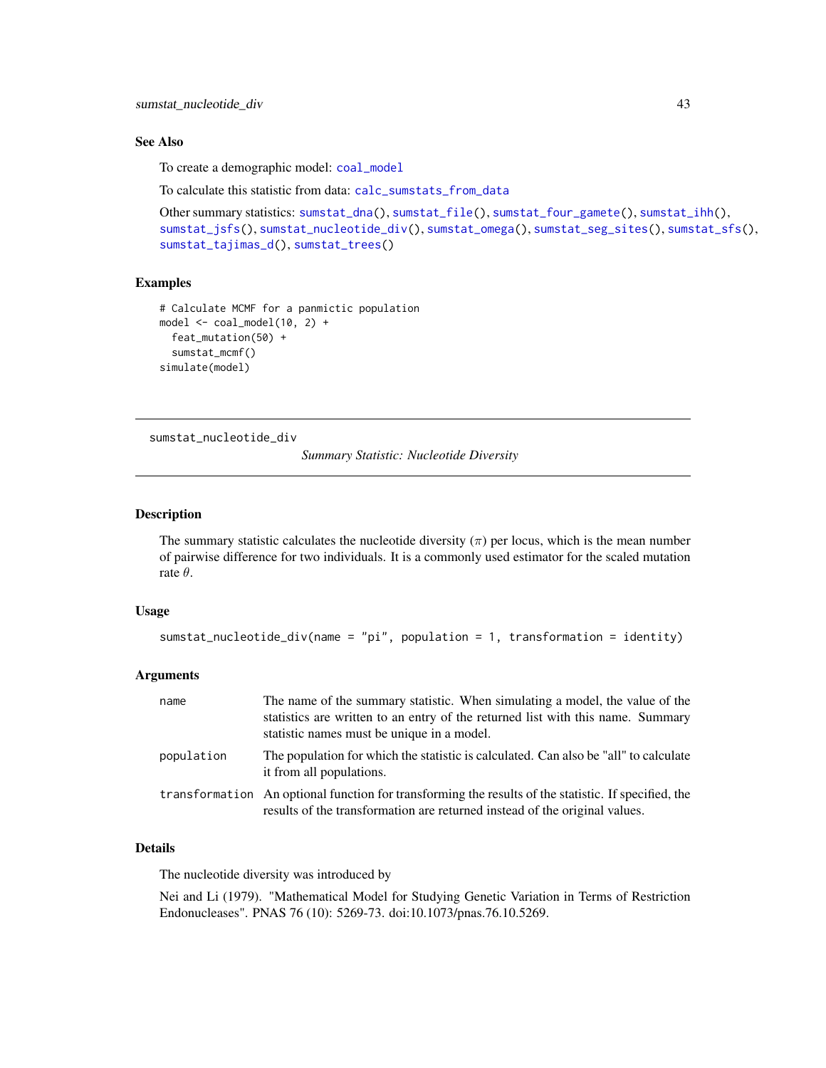### See Also

To create a demographic model: coal_model

To calculate this statistic from data: calc_sumstats_from_data

Other summary statistics: sumstat_dna(), sumstat_file(), sumstat_four_gamete(), sumstat_ihh(), sumstat_jsfs(), sumstat_nucleotide_div(), sumstat_omega(), sumstat_seg_sites(), sumstat_sfs(), sumstat_tajimas_d(), sumstat_trees()

### Examples

```
# Calculate MCMF for a panmictic population
model <- coal_model(10, 2) +
  feat_mutation(50) +
  sumstat_mcmf()
simulate(model)
```

---

## sumstat_nucleotide_div    *Summary Statistic: Nucleotide Diversity*

---

### Description

The summary statistic calculates the nucleotide diversity ($\pi$) per locus, which is the mean number of pairwise difference for two individuals. It is a commonly used estimator for the scaled mutation rate $\theta$.

### Usage

```
sumstat_nucleotide_div(name = "pi", population = 1, transformation = identity)
```

### Arguments

| | |
|---|---|
| name | The name of the summary statistic. When simulating a model, the value of the statistics are written to an entry of the returned list with this name. Summary statistic names must be unique in a model. |
| population | The population for which the statistic is calculated. Can also be "all" to calculate it from all populations. |
| transformation | An optional function for transforming the results of the statistic. If specified, the results of the transformation are returned instead of the original values. |

### Details

The nucleotide diversity was introduced by

Nei and Li (1979). "Mathematical Model for Studying Genetic Variation in Terms of Restriction Endonucleases". PNAS 76 (10): 5269-73. doi:10.1073/pnas.76.10.5269.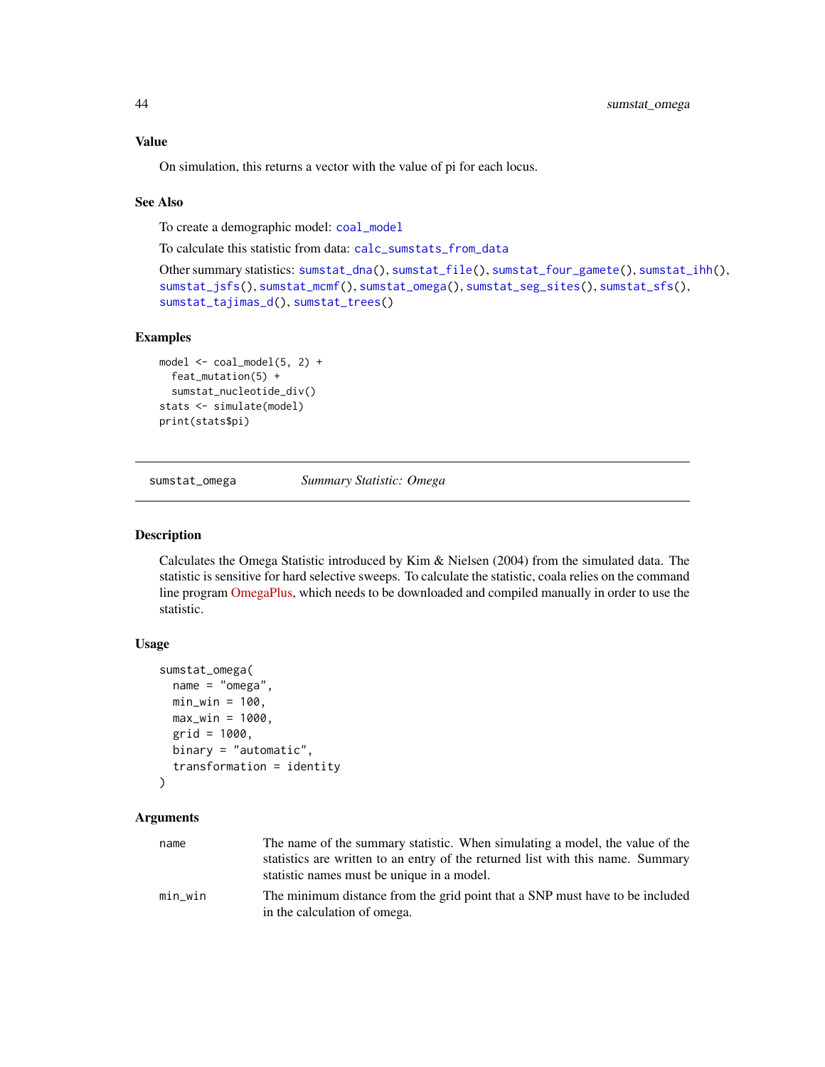## Value

On simulation, this returns a vector with the value of pi for each locus.

## See Also

To create a demographic model: `coal_model`

To calculate this statistic from data: `calc_sumstats_from_data`

Other summary statistics: `sumstat_dna()`, `sumstat_file()`, `sumstat_four_gamete()`, `sumstat_ihh()`, `sumstat_jsfs()`, `sumstat_mcmf()`, `sumstat_omega()`, `sumstat_seg_sites()`, `sumstat_sfs()`, `sumstat_tajimas_d()`, `sumstat_trees()`

## Examples

```
model <- coal_model(5, 2) +
  feat_mutation(5) +
  sumstat_nucleotide_div()
stats <- simulate(model)
print(stats$pi)
```

---

# sumstat_omega — *Summary Statistic: Omega*

## Description

Calculates the Omega Statistic introduced by Kim & Nielsen (2004) from the simulated data. The statistic is sensitive for hard selective sweeps. To calculate the statistic, coala relies on the command line program OmegaPlus, which needs to be downloaded and compiled manually in order to use the statistic.

## Usage

```
sumstat_omega(
  name = "omega",
  min_win = 100,
  max_win = 1000,
  grid = 1000,
  binary = "automatic",
  transformation = identity
)
```

## Arguments

| | |
|---|---|
| name | The name of the summary statistic. When simulating a model, the value of the statistics are written to an entry of the returned list with this name. Summary statistic names must be unique in a model. |
| min_win | The minimum distance from the grid point that a SNP must have to be included in the calculation of omega. |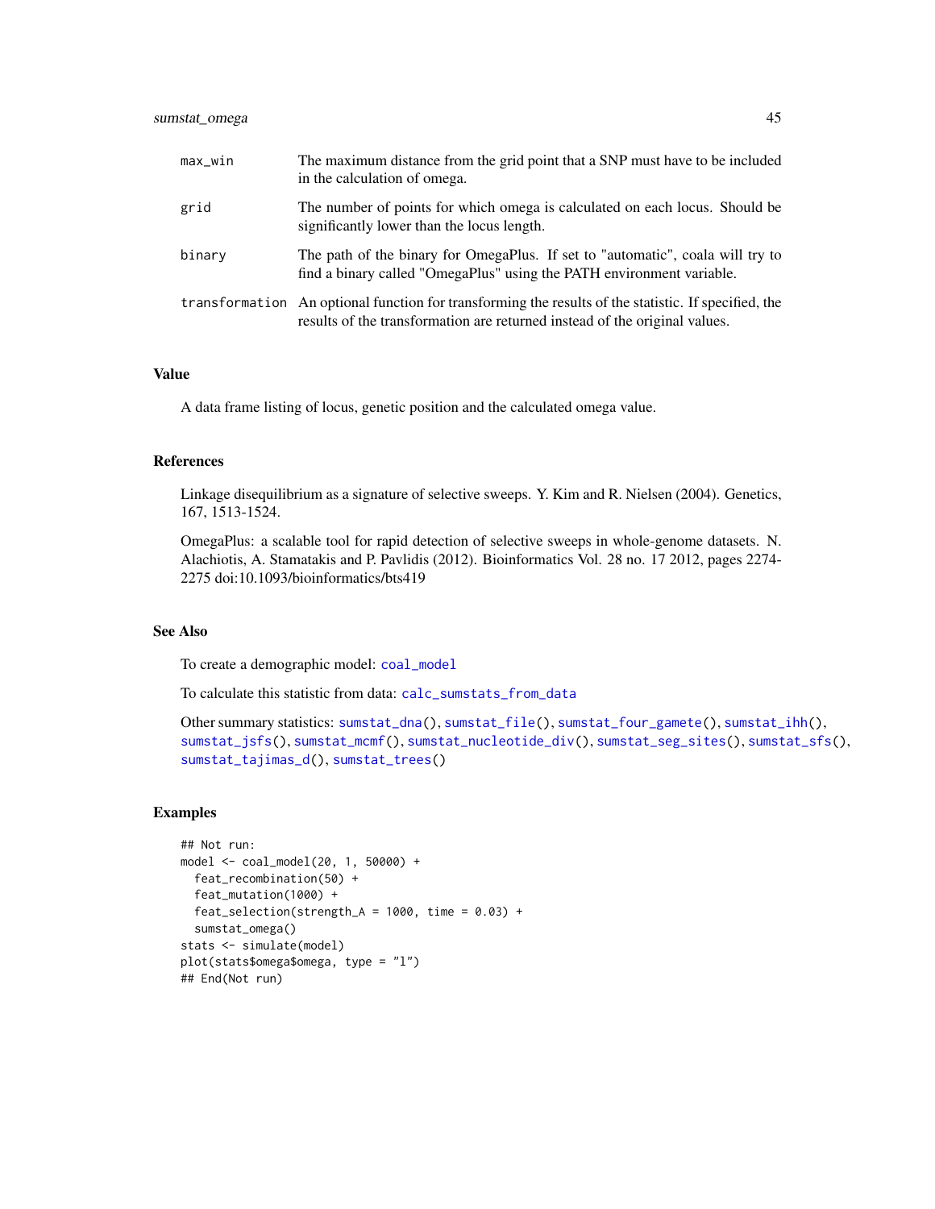| | |
|---|---|
| max_win | The maximum distance from the grid point that a SNP must have to be included in the calculation of omega. |
| grid | The number of points for which omega is calculated on each locus. Should be significantly lower than the locus length. |
| binary | The path of the binary for OmegaPlus. If set to "automatic", coala will try to find a binary called "OmegaPlus" using the PATH environment variable. |
| transformation | An optional function for transforming the results of the statistic. If specified, the results of the transformation are returned instead of the original values. |

## Value

A data frame listing of locus, genetic position and the calculated omega value.

## References

Linkage disequilibrium as a signature of selective sweeps. Y. Kim and R. Nielsen (2004). Genetics, 167, 1513-1524.

OmegaPlus: a scalable tool for rapid detection of selective sweeps in whole-genome datasets. N. Alachiotis, A. Stamatakis and P. Pavlidis (2012). Bioinformatics Vol. 28 no. 17 2012, pages 2274-2275 doi:10.1093/bioinformatics/bts419

## See Also

To create a demographic model: coal_model

To calculate this statistic from data: calc_sumstats_from_data

Other summary statistics: sumstat_dna(), sumstat_file(), sumstat_four_gamete(), sumstat_ihh(), sumstat_jsfs(), sumstat_mcmf(), sumstat_nucleotide_div(), sumstat_seg_sites(), sumstat_sfs(), sumstat_tajimas_d(), sumstat_trees()

## Examples

```
## Not run:
model <- coal_model(20, 1, 50000) +
  feat_recombination(50) +
  feat_mutation(1000) +
  feat_selection(strength_A = 1000, time = 0.03) +
  sumstat_omega()
stats <- simulate(model)
plot(stats$omega$omega, type = "l")
## End(Not run)
```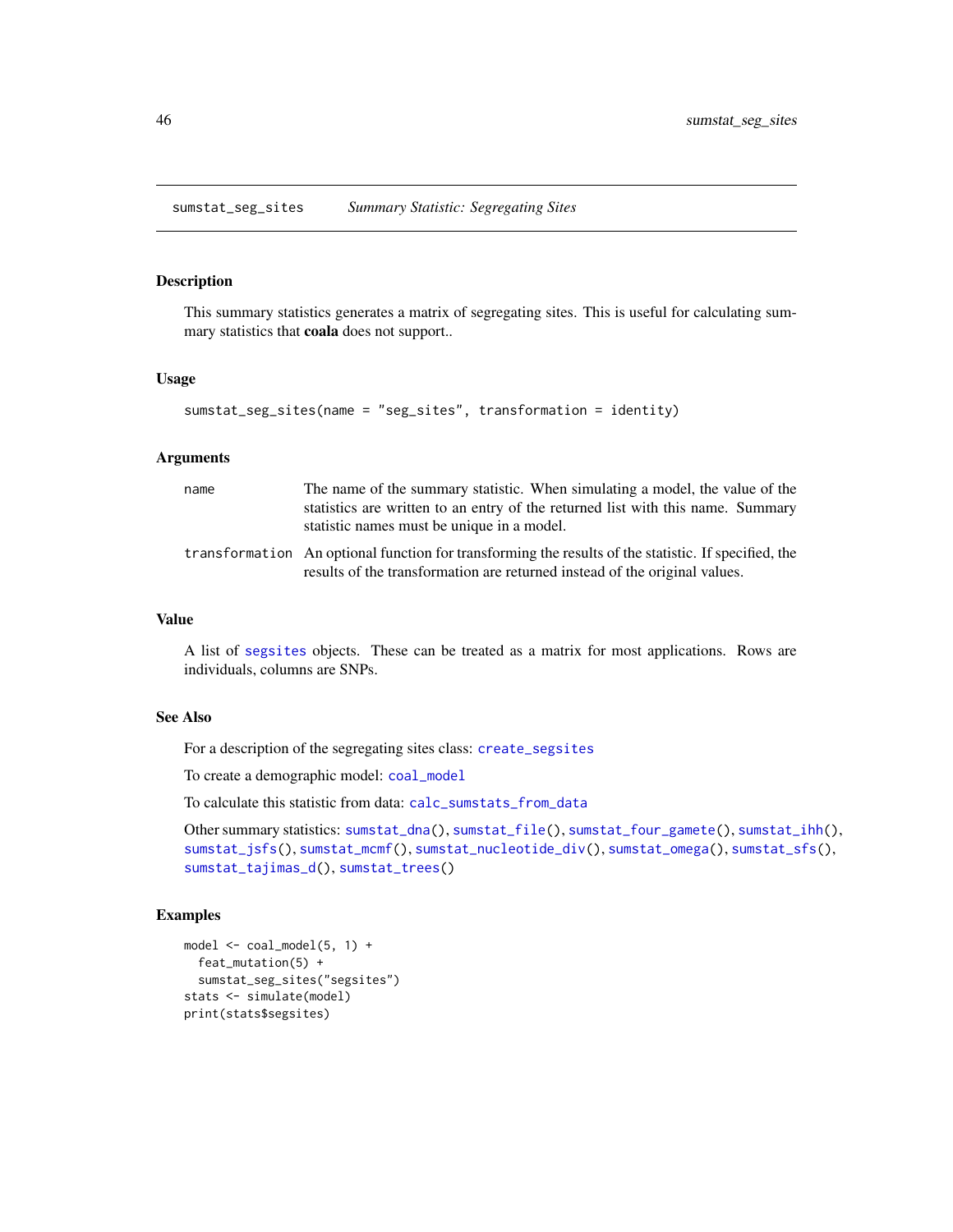## sumstat_seg_sites — *Summary Statistic: Segregating Sites*

### Description

This summary statistics generates a matrix of segregating sites. This is useful for calculating summary statistics that **coala** does not support..

### Usage

```
sumstat_seg_sites(name = "seg_sites", transformation = identity)
```

### Arguments

| | |
|---|---|
| name | The name of the summary statistic. When simulating a model, the value of the statistics are written to an entry of the returned list with this name. Summary statistic names must be unique in a model. |
| transformation | An optional function for transforming the results of the statistic. If specified, the results of the transformation are returned instead of the original values. |

### Value

A list of segsites objects. These can be treated as a matrix for most applications. Rows are individuals, columns are SNPs.

### See Also

For a description of the segregating sites class: create_segsites

To create a demographic model: coal_model

To calculate this statistic from data: calc_sumstats_from_data

Other summary statistics: sumstat_dna(), sumstat_file(), sumstat_four_gamete(), sumstat_ihh(), sumstat_jsfs(), sumstat_mcmf(), sumstat_nucleotide_div(), sumstat_omega(), sumstat_sfs(), sumstat_tajimas_d(), sumstat_trees()

### Examples

```
model <- coal_model(5, 1) +
  feat_mutation(5) +
  sumstat_seg_sites("segsites")
stats <- simulate(model)
print(stats$segsites)
```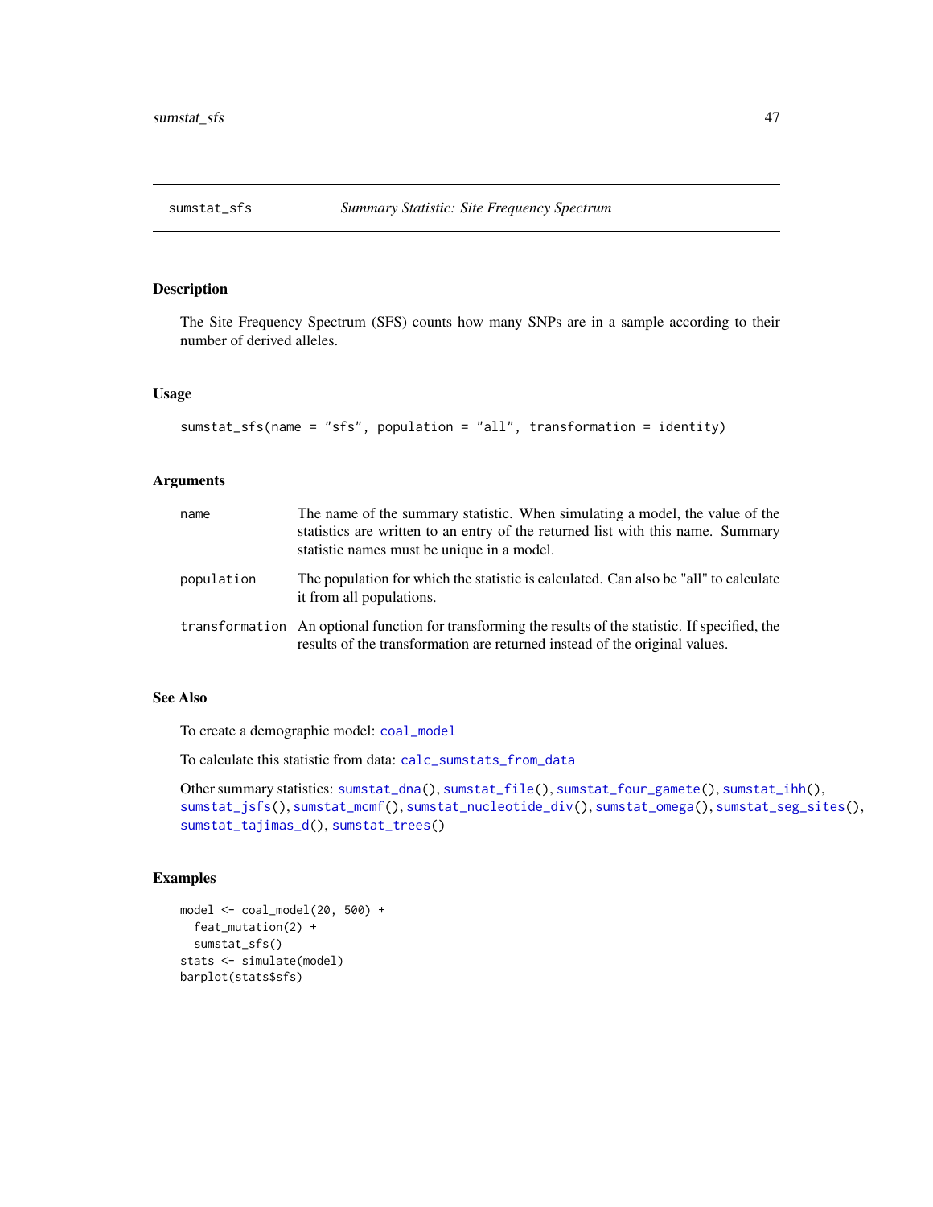# sumstat_sfs — *Summary Statistic: Site Frequency Spectrum*

## Description

The Site Frequency Spectrum (SFS) counts how many SNPs are in a sample according to their number of derived alleles.

## Usage

```
sumstat_sfs(name = "sfs", population = "all", transformation = identity)
```

## Arguments

| | |
|---|---|
| name | The name of the summary statistic. When simulating a model, the value of the statistics are written to an entry of the returned list with this name. Summary statistic names must be unique in a model. |
| population | The population for which the statistic is calculated. Can also be "all" to calculate it from all populations. |
| transformation | An optional function for transforming the results of the statistic. If specified, the results of the transformation are returned instead of the original values. |

## See Also

To create a demographic model: `coal_model`

To calculate this statistic from data: `calc_sumstats_from_data`

Other summary statistics: `sumstat_dna()`, `sumstat_file()`, `sumstat_four_gamete()`, `sumstat_ihh()`, `sumstat_jsfs()`, `sumstat_mcmf()`, `sumstat_nucleotide_div()`, `sumstat_omega()`, `sumstat_seg_sites()`, `sumstat_tajimas_d()`, `sumstat_trees()`

## Examples

```
model <- coal_model(20, 500) +
  feat_mutation(2) +
  sumstat_sfs()
stats <- simulate(model)
barplot(stats$sfs)
```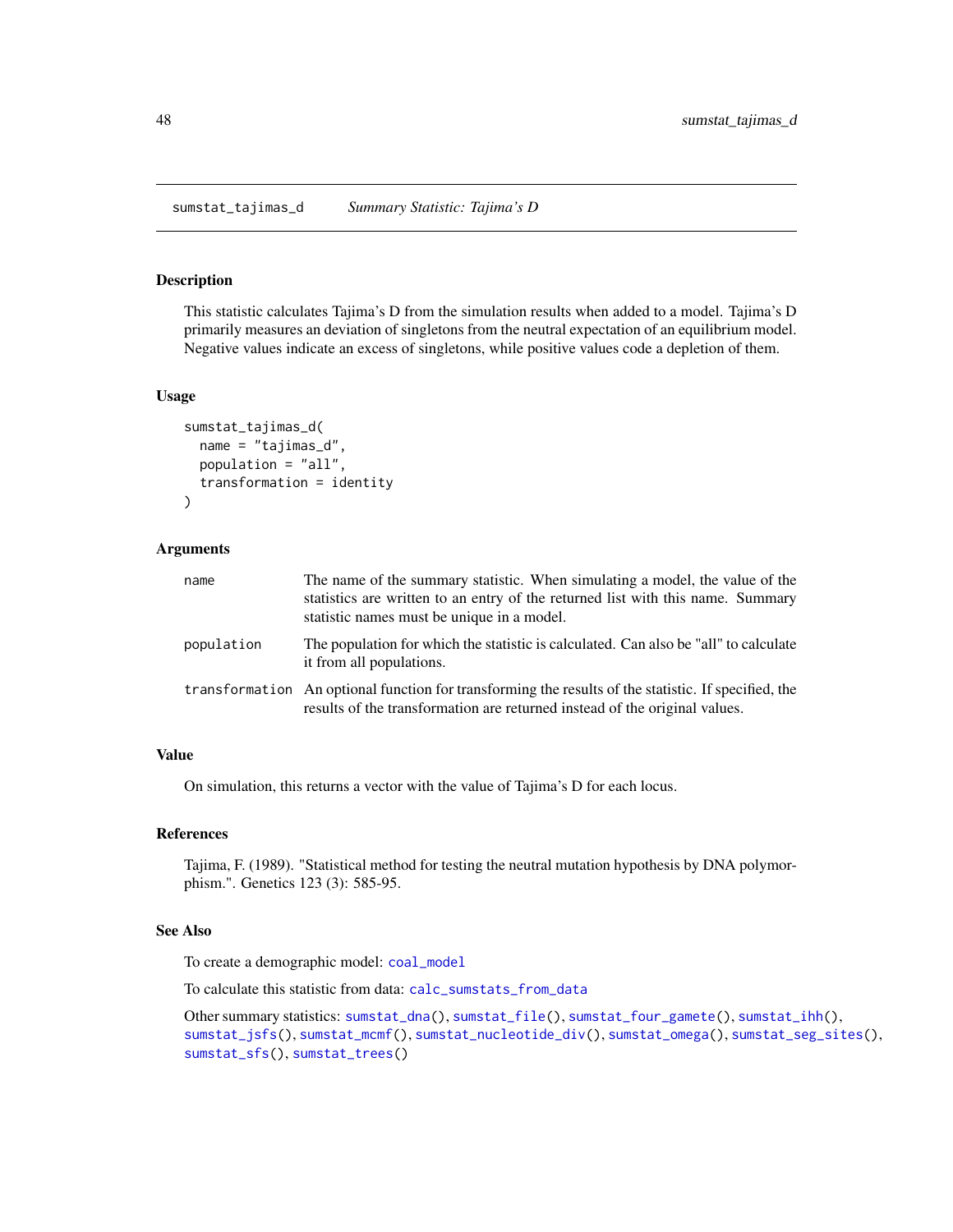## sumstat_tajimas_d    *Summary Statistic: Tajima's D*

### Description

This statistic calculates Tajima's D from the simulation results when added to a model. Tajima's D primarily measures an deviation of singletons from the neutral expectation of an equilibrium model. Negative values indicate an excess of singletons, while positive values code a depletion of them.

### Usage

```
sumstat_tajimas_d(
  name = "tajimas_d",
  population = "all",
  transformation = identity
)
```

### Arguments

| | |
|---|---|
| `name` | The name of the summary statistic. When simulating a model, the value of the statistics are written to an entry of the returned list with this name. Summary statistic names must be unique in a model. |
| `population` | The population for which the statistic is calculated. Can also be "all" to calculate it from all populations. |
| `transformation` | An optional function for transforming the results of the statistic. If specified, the results of the transformation are returned instead of the original values. |

### Value

On simulation, this returns a vector with the value of Tajima's D for each locus.

### References

Tajima, F. (1989). "Statistical method for testing the neutral mutation hypothesis by DNA polymorphism.". Genetics 123 (3): 585-95.

### See Also

To create a demographic model: `coal_model`

To calculate this statistic from data: `calc_sumstats_from_data`

Other summary statistics: `sumstat_dna()`, `sumstat_file()`, `sumstat_four_gamete()`, `sumstat_ihh()`, `sumstat_jsfs()`, `sumstat_mcmf()`, `sumstat_nucleotide_div()`, `sumstat_omega()`, `sumstat_seg_sites()`, `sumstat_sfs()`, `sumstat_trees()`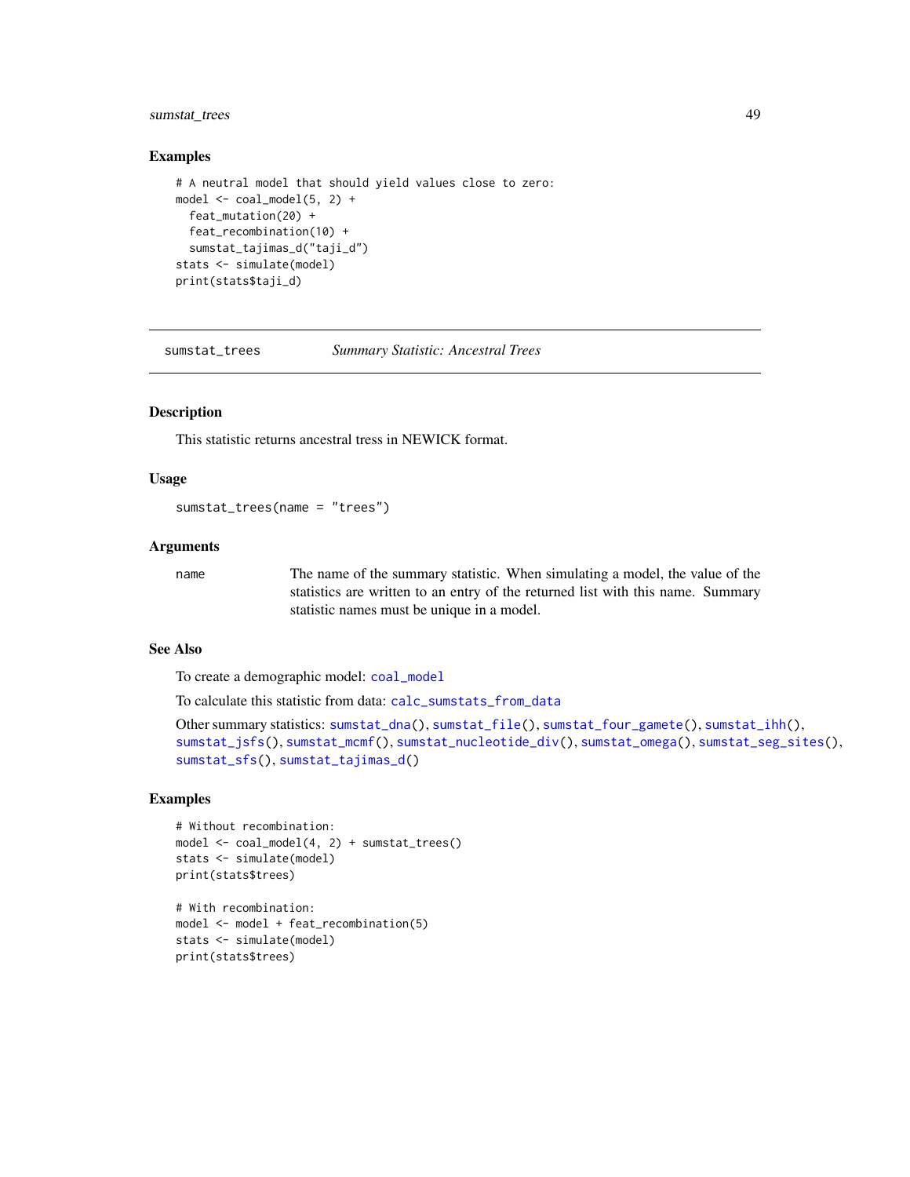## Examples

```
# A neutral model that should yield values close to zero:
model <- coal_model(5, 2) +
  feat_mutation(20) +
  feat_recombination(10) +
  sumstat_tajimas_d("taji_d")
stats <- simulate(model)
print(stats$taji_d)
```

---

# sumstat_trees    *Summary Statistic: Ancestral Trees*

---

## Description

This statistic returns ancestral tress in NEWICK format.

## Usage

```
sumstat_trees(name = "trees")
```

## Arguments

| | |
|---|---|
| name | The name of the summary statistic. When simulating a model, the value of the statistics are written to an entry of the returned list with this name. Summary statistic names must be unique in a model. |

## See Also

To create a demographic model: coal_model

To calculate this statistic from data: calc_sumstats_from_data

Other summary statistics: sumstat_dna(), sumstat_file(), sumstat_four_gamete(), sumstat_ihh(), sumstat_jsfs(), sumstat_mcmf(), sumstat_nucleotide_div(), sumstat_omega(), sumstat_seg_sites(), sumstat_sfs(), sumstat_tajimas_d()

## Examples

```
# Without recombination:
model <- coal_model(4, 2) + sumstat_trees()
stats <- simulate(model)
print(stats$trees)

# With recombination:
model <- model + feat_recombination(5)
stats <- simulate(model)
print(stats$trees)
```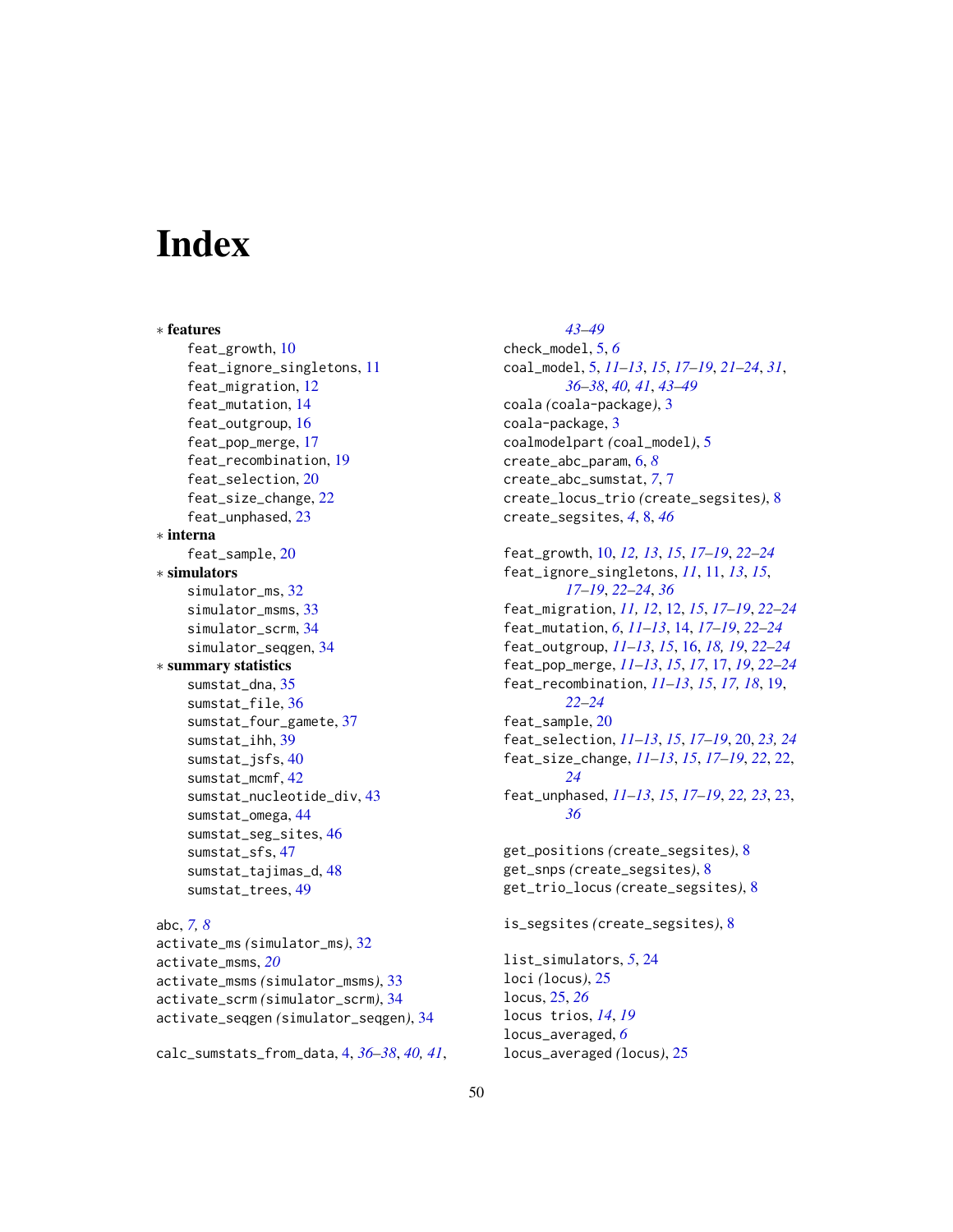# Index

∗ **features**
- feat_growth, 10
- feat_ignore_singletons, 11
- feat_migration, 12
- feat_mutation, 14
- feat_outgroup, 16
- feat_pop_merge, 17
- feat_recombination, 19
- feat_selection, 20
- feat_size_change, 22
- feat_unphased, 23

∗ **interna**
- feat_sample, 20

∗ **simulators**
- simulator_ms, 32
- simulator_msms, 33
- simulator_scrm, 34
- simulator_seqgen, 34

∗ **summary statistics**
- sumstat_dna, 35
- sumstat_file, 36
- sumstat_four_gamete, 37
- sumstat_ihh, 39
- sumstat_jsfs, 40
- sumstat_mcmf, 42
- sumstat_nucleotide_div, 43
- sumstat_omega, 44
- sumstat_seg_sites, 46
- sumstat_sfs, 47
- sumstat_tajimas_d, 48
- sumstat_trees, 49

abc, *7, 8*
activate_ms *(*simulator_ms*)*, 32
activate_msms, *20*
activate_msms *(*simulator_msms*)*, 33
activate_scrm *(*simulator_scrm*)*, 34
activate_seqgen *(*simulator_seqgen*)*, 34

calc_sumstats_from_data, 4, *36–38*, *40, 41*, *43–49*
check_model, 5, *6*
coal_model, 5, *11–13*, *15*, *17–19*, *21–24*, *31*, *36–38*, *40, 41*, *43–49*
coala *(*coala-package*)*, 3
coala-package, 3
coalmodelpart *(*coal_model*)*, 5
create_abc_param, 6, *8*
create_abc_sumstat, *7*, 7
create_locus_trio *(*create_segsites*)*, 8
create_segsites, *4*, 8, *46*

feat_growth, 10, *12, 13*, *15*, *17–19*, *22–24*
feat_ignore_singletons, *11*, 11, *13*, *15*, *17–19*, *22–24*, *36*
feat_migration, *11, 12*, 12, *15*, *17–19*, *22–24*
feat_mutation, *6*, *11–13*, 14, *17–19*, *22–24*
feat_outgroup, *11–13*, *15*, 16, *18, 19*, *22–24*
feat_pop_merge, *11–13*, *15*, *17*, 17, *19*, *22–24*
feat_recombination, *11–13*, *15*, *17, 18*, 19, *22–24*
feat_sample, 20
feat_selection, *11–13*, *15*, *17–19*, 20, *23, 24*
feat_size_change, *11–13*, *15*, *17–19*, *22*, 22, *24*
feat_unphased, *11–13*, *15*, *17–19*, *22, 23*, 23, *36*

get_positions *(*create_segsites*)*, 8
get_snps *(*create_segsites*)*, 8
get_trio_locus *(*create_segsites*)*, 8

is_segsites *(*create_segsites*)*, 8

list_simulators, 5, 24
loci *(*locus*)*, 25
locus, 25, *26*
locus trios, *14*, *19*
locus_averaged, *6*
locus_averaged *(*locus*)*, 25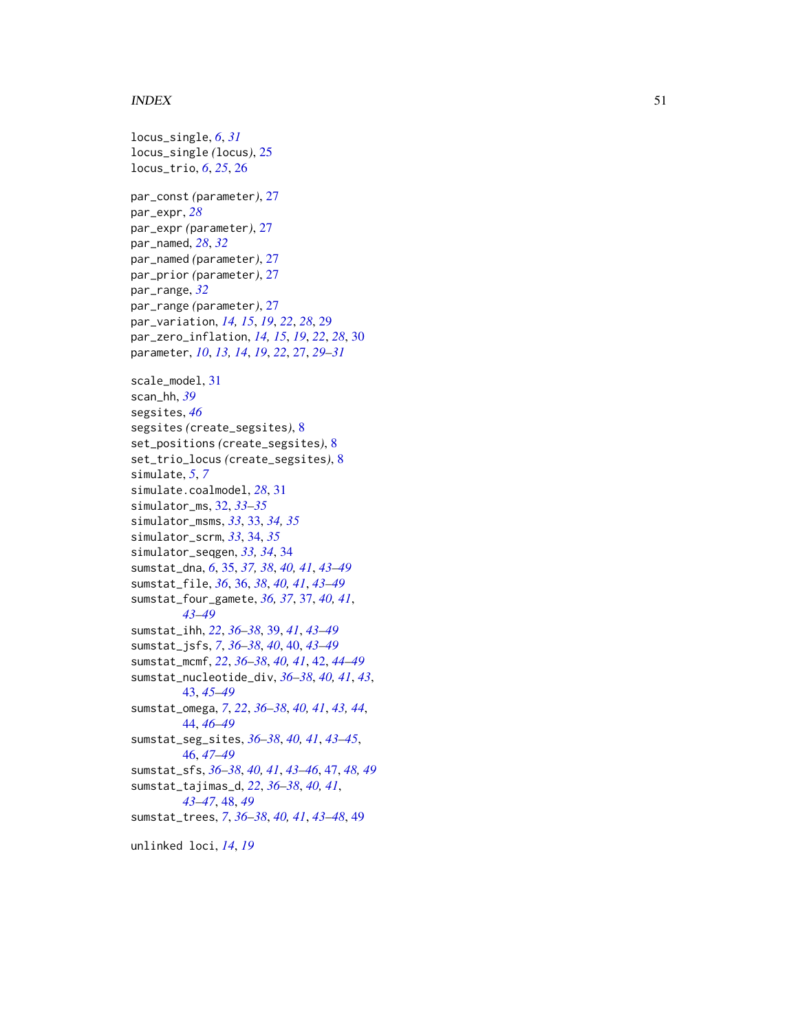locus_single, *6*, *31*
locus_single *(*locus*)*, 25
locus_trio, *6*, *25*, 26

par_const *(*parameter*)*, 27
par_expr, *28*
par_expr *(*parameter*)*, 27
par_named, *28*, *32*
par_named *(*parameter*)*, 27
par_prior *(*parameter*)*, 27
par_range, *32*
par_range *(*parameter*)*, 27
par_variation, *14, 15*, *19*, *22*, *28*, 29
par_zero_inflation, *14, 15*, *19*, *22*, *28*, 30
parameter, *10*, *13, 14*, *19*, *22*, 27, *29–31*

scale_model, 31
scan_hh, *39*
segsites, *46*
segsites *(*create_segsites*)*, 8
set_positions *(*create_segsites*)*, 8
set_trio_locus *(*create_segsites*)*, 8
simulate, *5*, *7*
simulate.coalmodel, *28*, 31
simulator_ms, 32, *33–35*
simulator_msms, *33*, 33, *34, 35*
simulator_scrm, *33*, 34, *35*
simulator_seqgen, *33, 34*, 34
sumstat_dna, *6*, 35, *37, 38*, *40, 41*, *43–49*
sumstat_file, *36*, 36, *38*, *40, 41*, *43–49*
sumstat_four_gamete, *36, 37*, 37, *40, 41*, *43–49*
sumstat_ihh, *22*, *36–38*, 39, *41*, *43–49*
sumstat_jsfs, *7*, *36–38*, *40*, 40, *43–49*
sumstat_mcmf, *22*, *36–38*, *40, 41*, 42, *44–49*
sumstat_nucleotide_div, *36–38*, *40, 41*, *43*, 43, *45–49*
sumstat_omega, *7*, *22*, *36–38*, *40, 41*, *43, 44*, 44, *46–49*
sumstat_seg_sites, *36–38*, *40, 41*, *43–45*, 46, *47–49*
sumstat_sfs, *36–38*, *40, 41*, *43–46*, 47, *48, 49*
sumstat_tajimas_d, *22*, *36–38*, *40, 41*, *43–47*, 48, *49*
sumstat_trees, *7*, *36–38*, *40, 41*, *43–48*, 49

unlinked loci, *14*, *19*